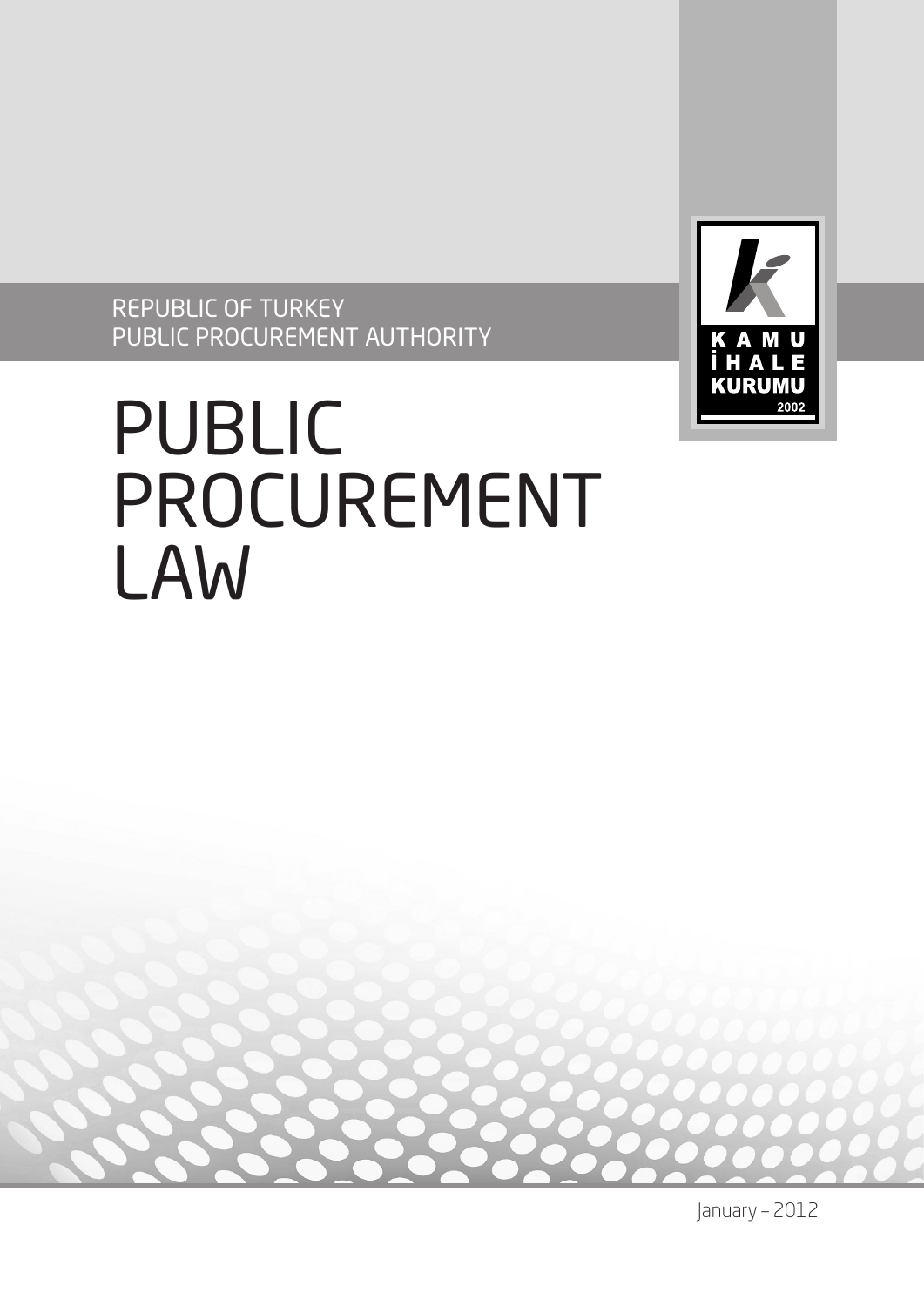REPUBLIC OF TURKEY
PUBLIC PROCUREMENT AUTHORITY

KAMU İHALE KURUMU 2002

# PUBLIC PROCUREMENT LAW

January – 2012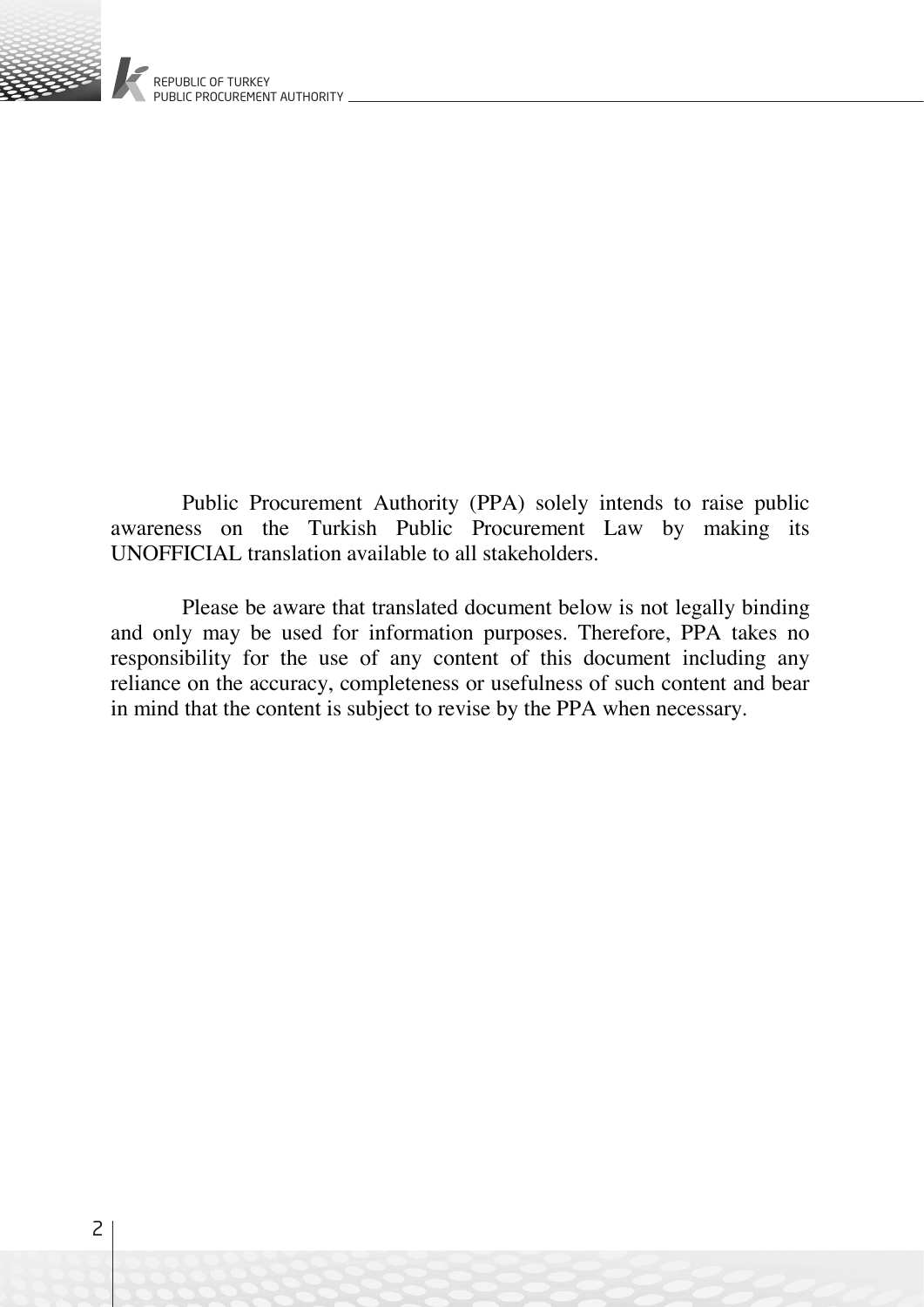Public Procurement Authority (PPA) solely intends to raise public awareness on the Turkish Public Procurement Law by making its UNOFFICIAL translation available to all stakeholders.

Please be aware that translated document below is not legally binding and only may be used for information purposes. Therefore, PPA takes no responsibility for the use of any content of this document including any reliance on the accuracy, completeness or usefulness of such content and bear in mind that the content is subject to revise by the PPA when necessary.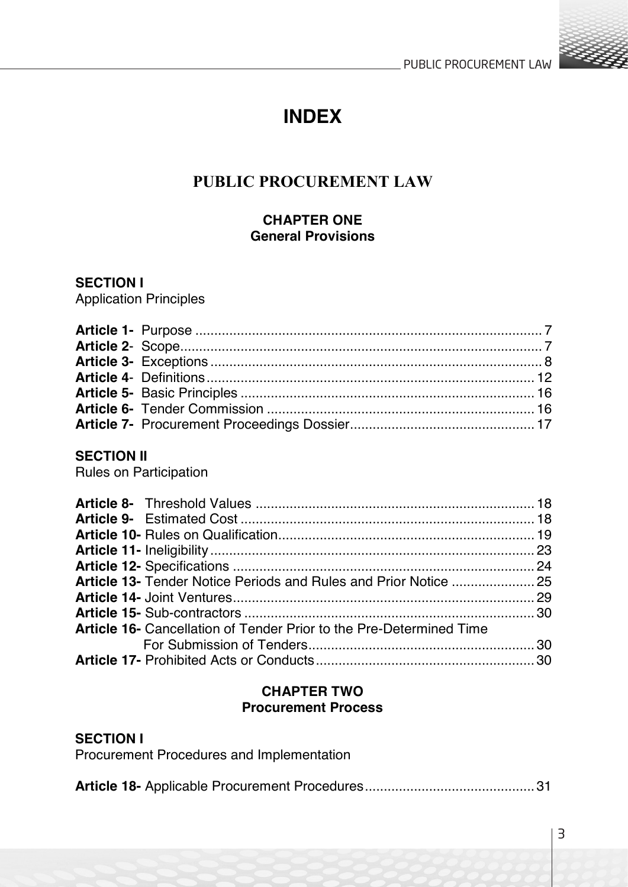# INDEX

## PUBLIC PROCUREMENT LAW

### CHAPTER ONE
### General Provisions

**SECTION I**
Application Principles

**Article 1-** Purpose ........................................................................................ 7
**Article 2**- Scope............................................................................................. 7
**Article 3-** Exceptions ...................................................................................... 8
**Article 4**- Definitions ..................................................................................... 12
**Article 5-** Basic Principles ............................................................................ 16
**Article 6-** Tender Commission ..................................................................... 16
**Article 7-** Procurement Proceedings Dossier................................................ 17

**SECTION II**
Rules on Participation

**Article 8-** Threshold Values ......................................................................... 18
**Article 9-** Estimated Cost ............................................................................. 18
**Article 10-** Rules on Qualification................................................................... 19
**Article 11-** Ineligibility ..................................................................................... 23
**Article 12-** Specifications ............................................................................... 24
**Article 13-** Tender Notice Periods and Rules and Prior Notice ...................... 25
**Article 14-** Joint Ventures............................................................................... 29
**Article 15-** Sub-contractors ............................................................................ 30
**Article 16-** Cancellation of Tender Prior to the Pre-Determined Time For Submission of Tenders............................................................ 30
**Article 17-** Prohibited Acts or Conducts......................................................... 30

### CHAPTER TWO
### Procurement Process

**SECTION I**
Procurement Procedures and Implementation

**Article 18-** Applicable Procurement Procedures............................................ 31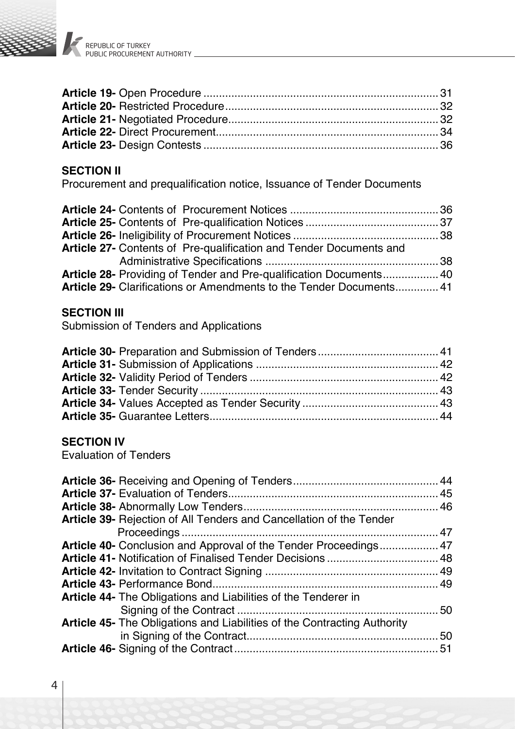**Article 19-** Open Procedure ........................................................................... 31
**Article 20-** Restricted Procedure..................................................................... 32
**Article 21-** Negotiated Procedure.................................................................... 32
**Article 22-** Direct Procurement........................................................................ 34
**Article 23-** Design Contests ............................................................................ 36

**SECTION II**
Procurement and prequalification notice, Issuance of Tender Documents

**Article 24-** Contents of Procurement Notices ................................................ 36
**Article 25-** Contents of Pre-qualification Notices ........................................... 37
**Article 26-** Ineligibility of Procurement Notices ............................................... 38
**Article 27-** Contents of Pre-qualification and Tender Documents and Administrative Specifications ........................................................ 38
**Article 28-** Providing of Tender and Pre-qualification Documents.................. 40
**Article 29-** Clarifications or Amendments to the Tender Documents.............. 41

**SECTION III**
Submission of Tenders and Applications

**Article 30-** Preparation and Submission of Tenders....................................... 41
**Article 31-** Submission of Applications ........................................................... 42
**Article 32-** Validity Period of Tenders ............................................................. 42
**Article 33-** Tender Security ............................................................................. 43
**Article 34-** Values Accepted as Tender Security ............................................ 43
**Article 35-** Guarantee Letters.......................................................................... 44

**SECTION IV**
Evaluation of Tenders

**Article 36-** Receiving and Opening of Tenders............................................... 44
**Article 37-** Evaluation of Tenders.................................................................... 45
**Article 38-** Abnormally Low Tenders............................................................... 46
**Article 39-** Rejection of All Tenders and Cancellation of the Tender Proceedings .................................................................................. 47
**Article 40-** Conclusion and Approval of the Tender Proceedings................... 47
**Article 41-** Notification of Finalised Tender Decisions .................................... 48
**Article 42-** Invitation to Contract Signing ........................................................ 49
**Article 43-** Performance Bond......................................................................... 49
**Article 44-** The Obligations and Liabilities of the Tenderer in Signing of the Contract ................................................................. 50
**Article 45-** The Obligations and Liabilities of the Contracting Authority in Signing of the Contract............................................................. 50
**Article 46-** Signing of the Contract.................................................................. 51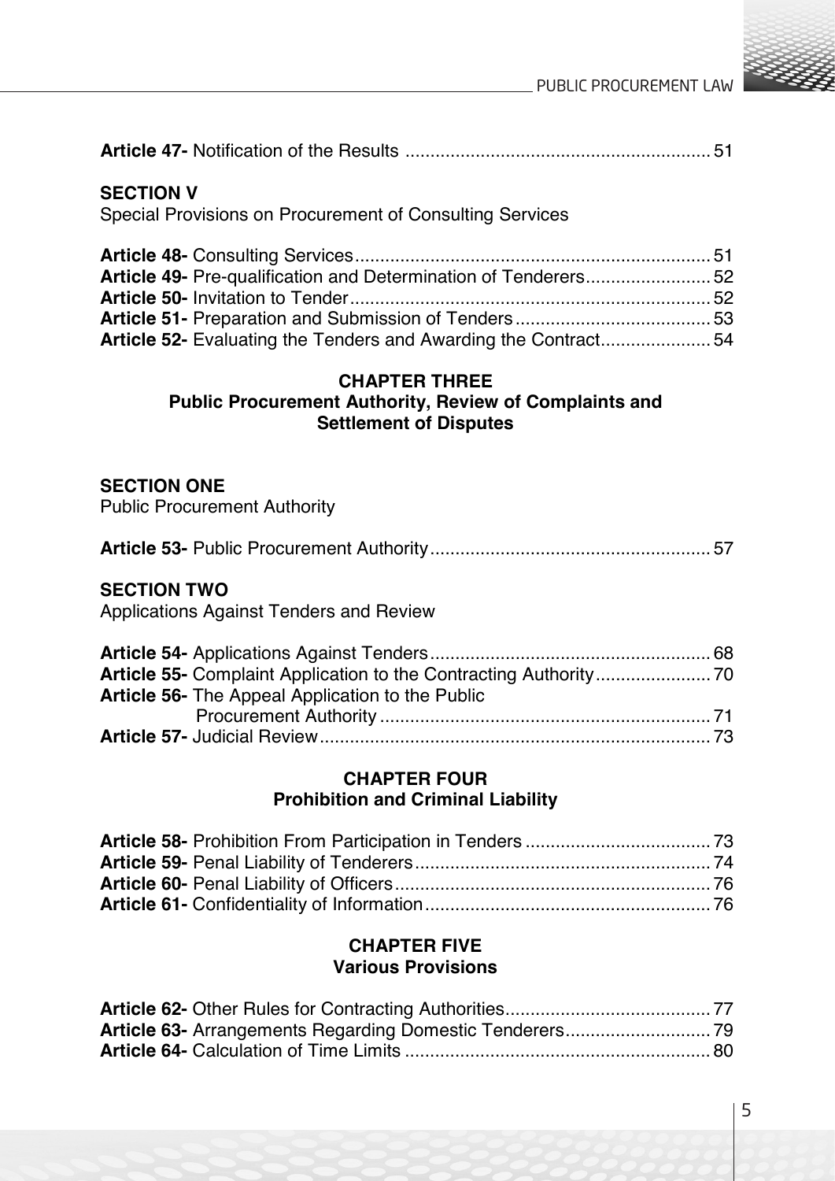**Article 47-** Notification of the Results ............................................................ 51

**SECTION V**
Special Provisions on Procurement of Consulting Services

**Article 48-** Consulting Services ...................................................................... 51
**Article 49-** Pre-qualification and Determination of Tenderers ........................ 52
**Article 50-** Invitation to Tender ....................................................................... 52
**Article 51-** Preparation and Submission of Tenders ...................................... 53
**Article 52-** Evaluating the Tenders and Awarding the Contract ..................... 54

## CHAPTER THREE
## Public Procurement Authority, Review of Complaints and Settlement of Disputes

**SECTION ONE**
Public Procurement Authority

**Article 53-** Public Procurement Authority ....................................................... 57

**SECTION TWO**
Applications Against Tenders and Review

**Article 54-** Applications Against Tenders ....................................................... 68
**Article 55-** Complaint Application to the Contracting Authority ...................... 70
**Article 56-** The Appeal Application to the Public Procurement Authority ......................................................................... 71
**Article 57-** Judicial Review ............................................................................. 73

## CHAPTER FOUR
## Prohibition and Criminal Liability

**Article 58-** Prohibition From Participation in Tenders .................................... 73
**Article 59-** Penal Liability of Tenderers .......................................................... 74
**Article 60-** Penal Liability of Officers .............................................................. 76
**Article 61-** Confidentiality of Information ........................................................ 76

## CHAPTER FIVE
## Various Provisions

**Article 62-** Other Rules for Contracting Authorities ........................................ 77
**Article 63-** Arrangements Regarding Domestic Tenderers ............................ 79
**Article 64-** Calculation of Time Limits ............................................................ 80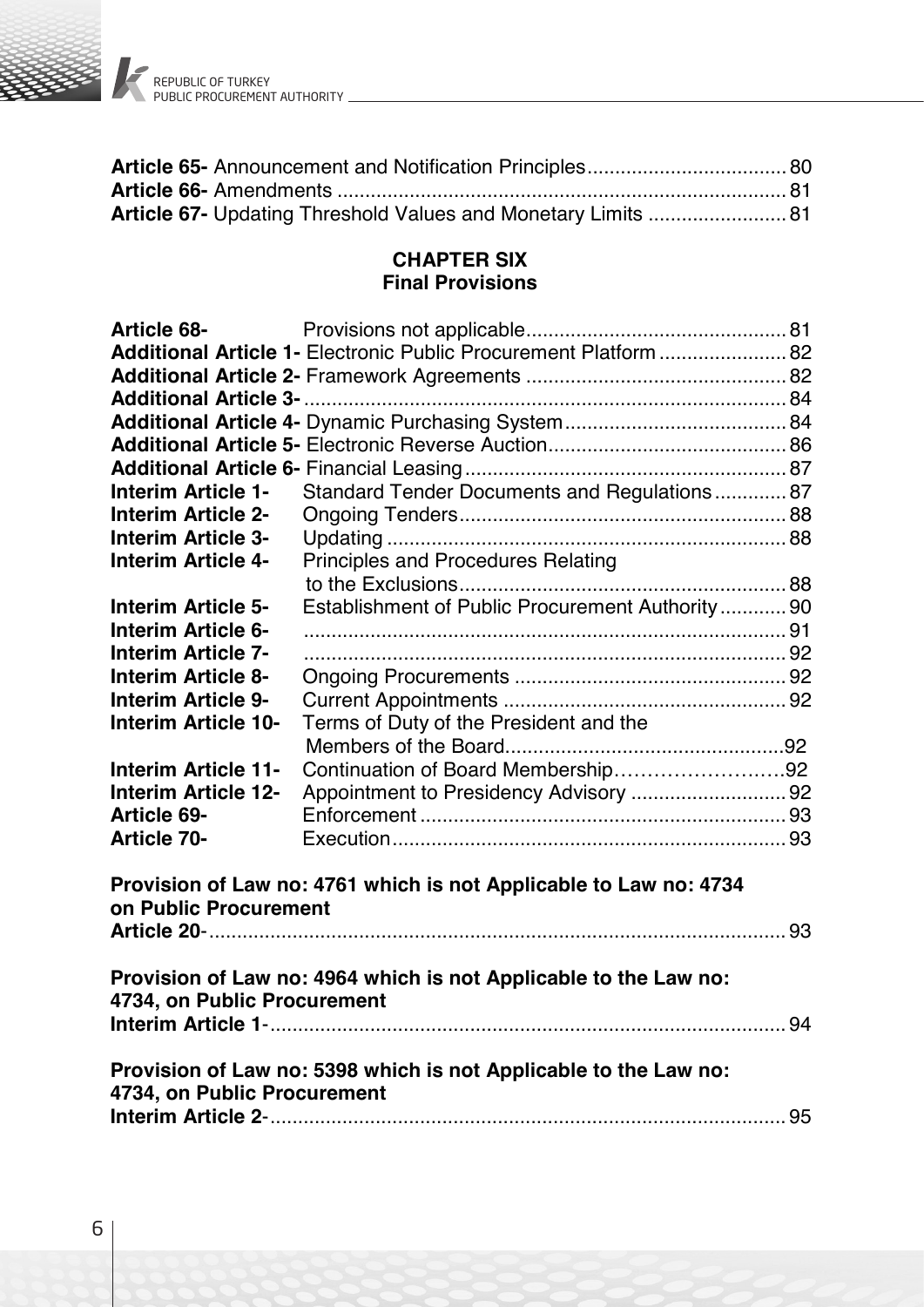**Article 65-** Announcement and Notification Principles.................................... 80
**Article 66-** Amendments ................................................................................ 81
**Article 67-** Updating Threshold Values and Monetary Limits ......................... 81

**CHAPTER SIX**
**Final Provisions**

**Article 68-** Provisions not applicable.............................................. 81
**Additional Article 1-** Electronic Public Procurement Platform....................... 82
**Additional Article 2-** Framework Agreements .............................................. 82
**Additional Article 3-**....................................................................................... 84
**Additional Article 4-** Dynamic Purchasing System........................................ 84
**Additional Article 5-** Electronic Reverse Auction........................................... 86
**Additional Article 6-** Financial Leasing.......................................................... 87
**Interim Article 1-** Standard Tender Documents and Regulations............. 87
**Interim Article 2-** Ongoing Tenders........................................................... 88
**Interim Article 3-** Updating ........................................................................ 88
**Interim Article 4-** Principles and Procedures Relating to the Exclusions........................................................... 88
**Interim Article 5-** Establishment of Public Procurement Authority............ 90
**Interim Article 6-** ....................................................................................... 91
**Interim Article 7-** ....................................................................................... 92
**Interim Article 8-** Ongoing Procurements ................................................. 92
**Interim Article 9-** Current Appointments .................................................. 92
**Interim Article 10-** Terms of Duty of the President and the Members of the Board..................................................92
**Interim Article 11-** Continuation of Board Membership…………………….92
**Interim Article 12-** Appointment to Presidency Advisory ........................... 92
**Article 69-** Enforcement ................................................................. 93
**Article 70-** Execution...................................................................... 93

**Provision of Law no: 4761 which is not Applicable to Law no: 4734 on Public Procurement**
**Article 20**-......................................................................................................... 93

**Provision of Law no: 4964 which is not Applicable to the Law no: 4734, on Public Procurement**
**Interim Article 1**-.............................................................................................. 94

**Provision of Law no: 5398 which is not Applicable to the Law no: 4734, on Public Procurement**
**Interim Article 2**-.............................................................................................. 95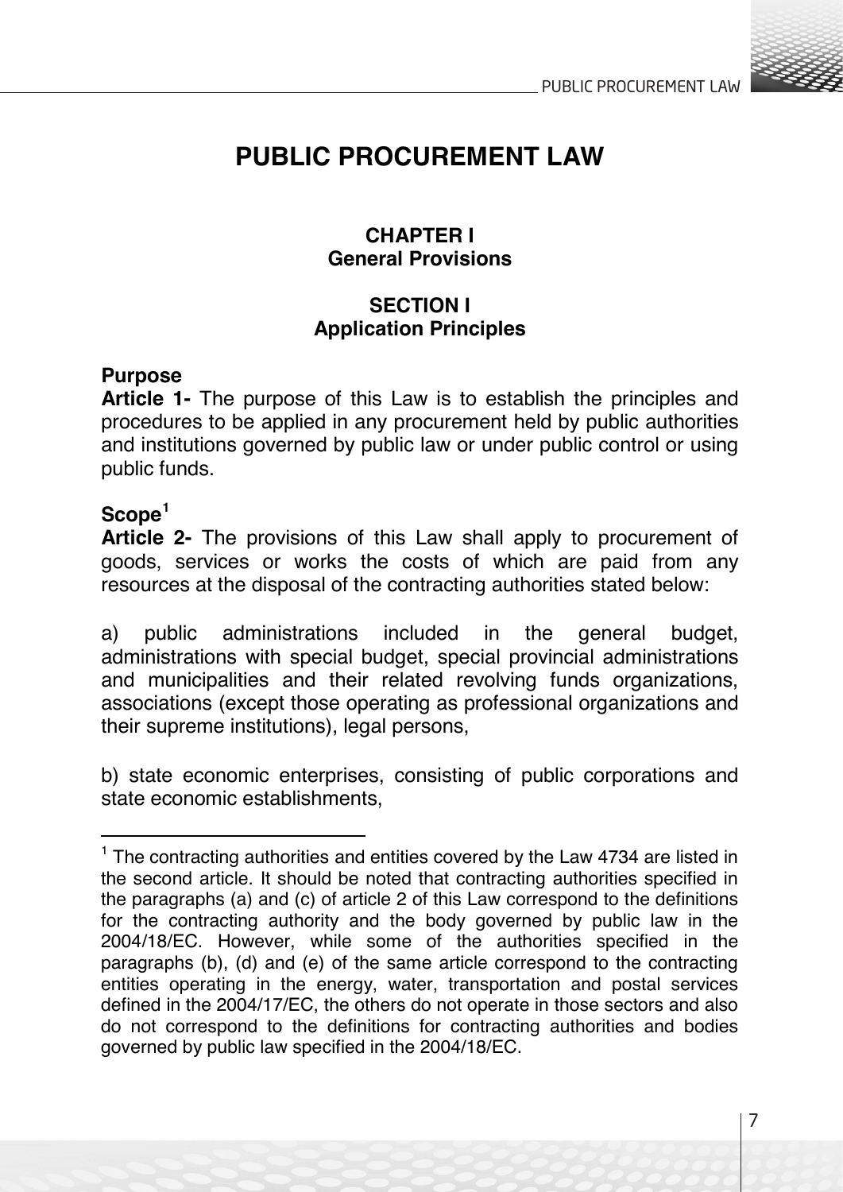# PUBLIC PROCUREMENT LAW

## CHAPTER I
## General Provisions

### SECTION I
### Application Principles

**Purpose**

**Article 1-** The purpose of this Law is to establish the principles and procedures to be applied in any procurement held by public authorities and institutions governed by public law or under public control or using public funds.

**Scope**[1]

**Article 2-** The provisions of this Law shall apply to procurement of goods, services or works the costs of which are paid from any resources at the disposal of the contracting authorities stated below:

a) public administrations included in the general budget, administrations with special budget, special provincial administrations and municipalities and their related revolving funds organizations, associations (except those operating as professional organizations and their supreme institutions), legal persons,

b) state economic enterprises, consisting of public corporations and state economic establishments,

---

[1] The contracting authorities and entities covered by the Law 4734 are listed in the second article. It should be noted that contracting authorities specified in the paragraphs (a) and (c) of article 2 of this Law correspond to the definitions for the contracting authority and the body governed by public law in the 2004/18/EC. However, while some of the authorities specified in the paragraphs (b), (d) and (e) of the same article correspond to the contracting entities operating in the energy, water, transportation and postal services defined in the 2004/17/EC, the others do not operate in those sectors and also do not correspond to the definitions for contracting authorities and bodies governed by public law specified in the 2004/18/EC.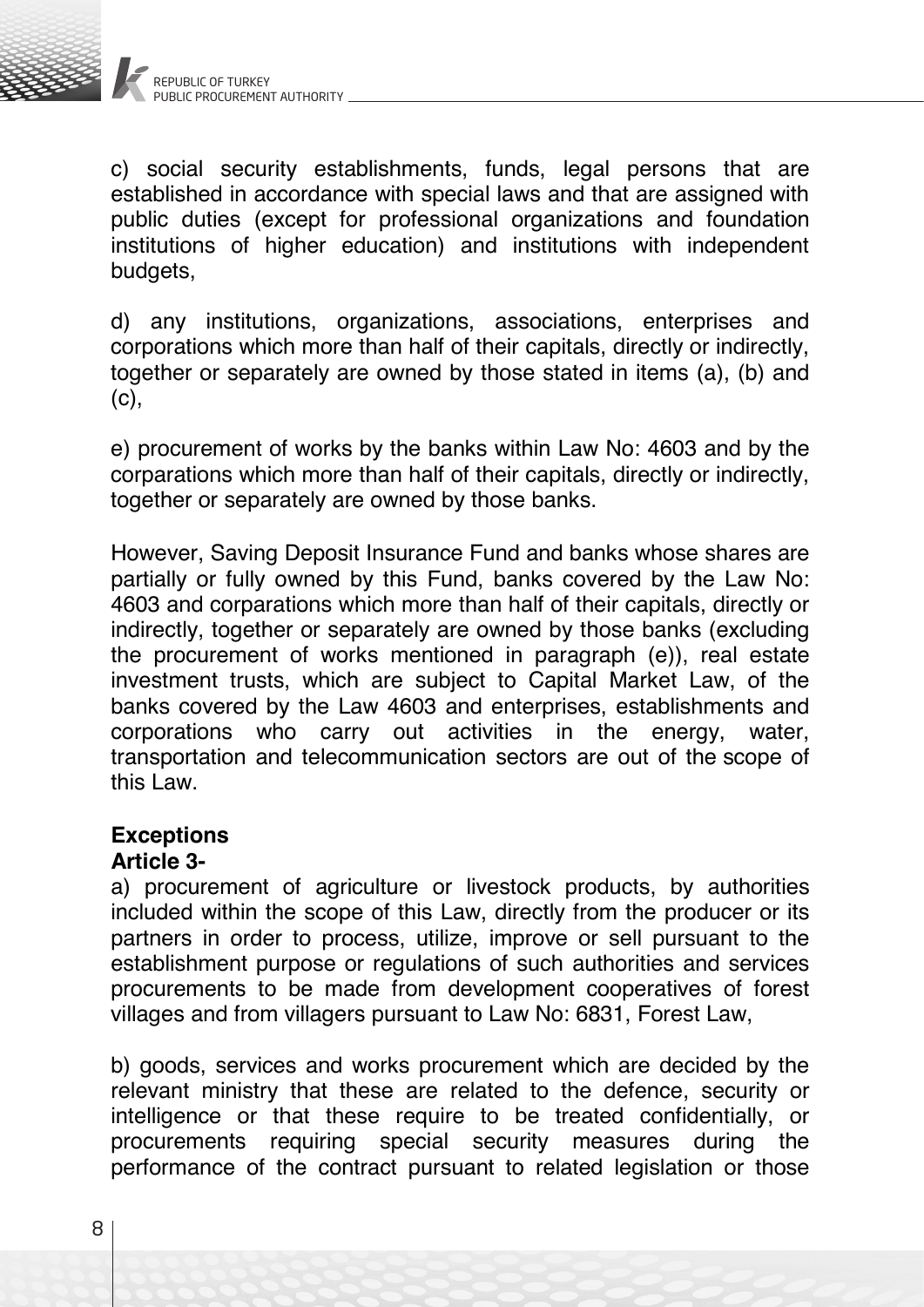c) social security establishments, funds, legal persons that are established in accordance with special laws and that are assigned with public duties (except for professional organizations and foundation institutions of higher education) and institutions with independent budgets,

d) any institutions, organizations, associations, enterprises and corporations which more than half of their capitals, directly or indirectly, together or separately are owned by those stated in items (a), (b) and (c),

e) procurement of works by the banks within Law No: 4603 and by the corparations which more than half of their capitals, directly or indirectly, together or separately are owned by those banks.

However, Saving Deposit Insurance Fund and banks whose shares are partially or fully owned by this Fund, banks covered by the Law No: 4603 and corparations which more than half of their capitals, directly or indirectly, together or separately are owned by those banks (excluding the procurement of works mentioned in paragraph (e)), real estate investment trusts, which are subject to Capital Market Law, of the banks covered by the Law 4603 and enterprises, establishments and corporations who carry out activities in the energy, water, transportation and telecommunication sectors are out of the scope of this Law.

**Exceptions**
**Article 3-**
a) procurement of agriculture or livestock products, by authorities included within the scope of this Law, directly from the producer or its partners in order to process, utilize, improve or sell pursuant to the establishment purpose or regulations of such authorities and services procurements to be made from development cooperatives of forest villages and from villagers pursuant to Law No: 6831, Forest Law,

b) goods, services and works procurement which are decided by the relevant ministry that these are related to the defence, security or intelligence or that these require to be treated confidentially, or procurements requiring special security measures during the performance of the contract pursuant to related legislation or those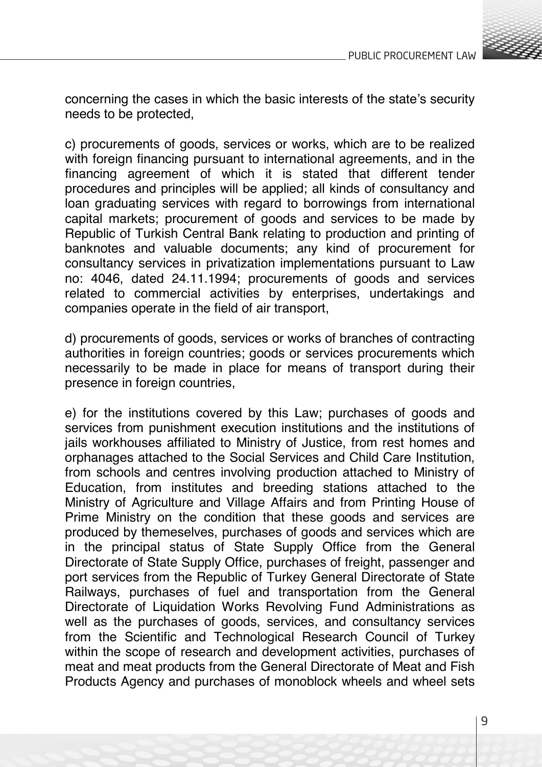concerning the cases in which the basic interests of the state's security needs to be protected,

c) procurements of goods, services or works, which are to be realized with foreign financing pursuant to international agreements, and in the financing agreement of which it is stated that different tender procedures and principles will be applied; all kinds of consultancy and loan graduating services with regard to borrowings from international capital markets; procurement of goods and services to be made by Republic of Turkish Central Bank relating to production and printing of banknotes and valuable documents; any kind of procurement for consultancy services in privatization implementations pursuant to Law no: 4046, dated 24.11.1994; procurements of goods and services related to commercial activities by enterprises, undertakings and companies operate in the field of air transport,

d) procurements of goods, services or works of branches of contracting authorities in foreign countries; goods or services procurements which necessarily to be made in place for means of transport during their presence in foreign countries,

e) for the institutions covered by this Law; purchases of goods and services from punishment execution institutions and the institutions of jails workhouses affiliated to Ministry of Justice, from rest homes and orphanages attached to the Social Services and Child Care Institution, from schools and centres involving production attached to Ministry of Education, from institutes and breeding stations attached to the Ministry of Agriculture and Village Affairs and from Printing House of Prime Ministry on the condition that these goods and services are produced by themeselves, purchases of goods and services which are in the principal status of State Supply Office from the General Directorate of State Supply Office, purchases of freight, passenger and port services from the Republic of Turkey General Directorate of State Railways, purchases of fuel and transportation from the General Directorate of Liquidation Works Revolving Fund Administrations as well as the purchases of goods, services, and consultancy services from the Scientific and Technological Research Council of Turkey within the scope of research and development activities, purchases of meat and meat products from the General Directorate of Meat and Fish Products Agency and purchases of monoblock wheels and wheel sets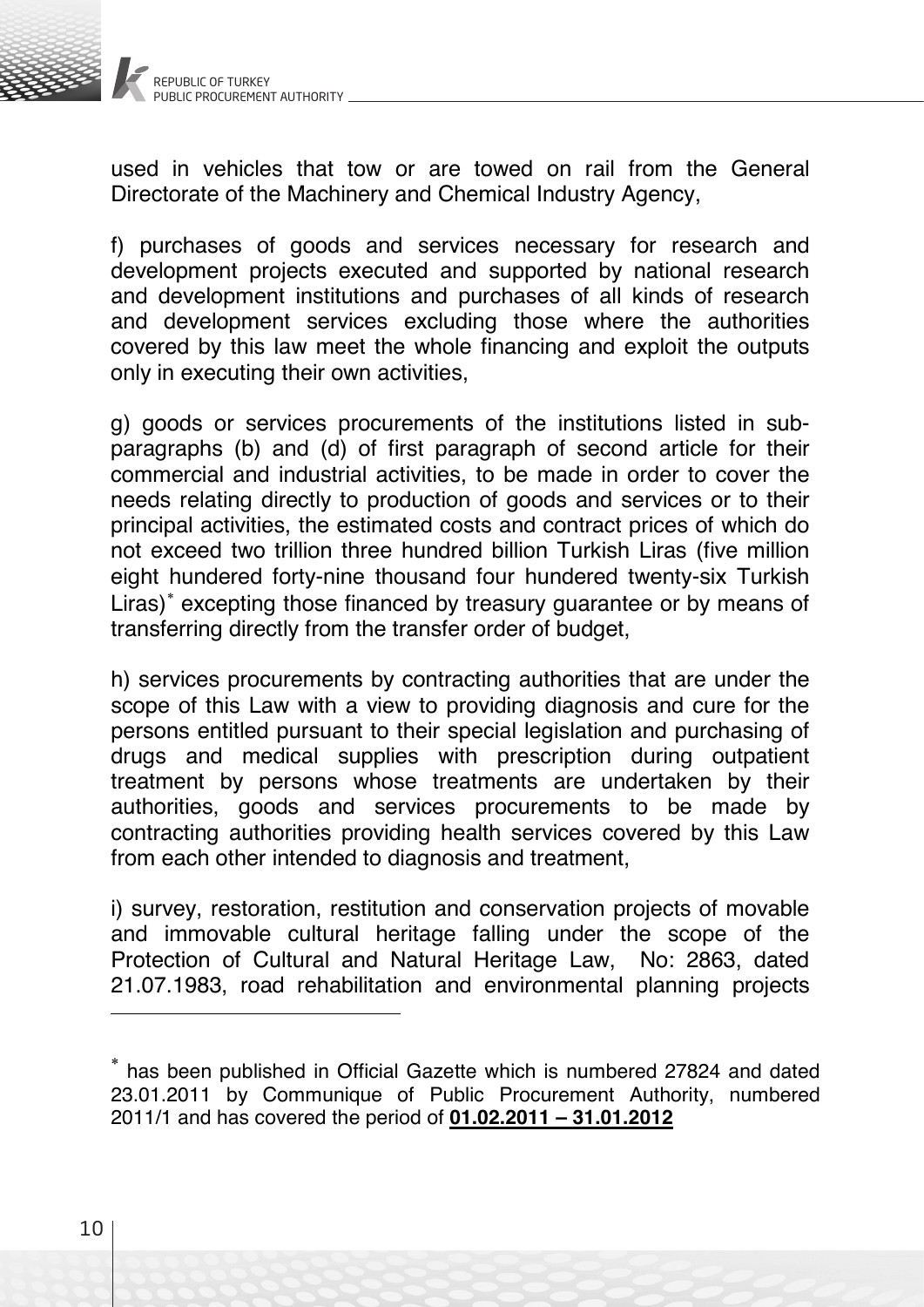used in vehicles that tow or are towed on rail from the General Directorate of the Machinery and Chemical Industry Agency,

f) purchases of goods and services necessary for research and development projects executed and supported by national research and development institutions and purchases of all kinds of research and development services excluding those where the authorities covered by this law meet the whole financing and exploit the outputs only in executing their own activities,

g) goods or services procurements of the institutions listed in sub-paragraphs (b) and (d) of first paragraph of second article for their commercial and industrial activities, to be made in order to cover the needs relating directly to production of goods and services or to their principal activities, the estimated costs and contract prices of which do not exceed two trillion three hundred billion Turkish Liras (five million eight hundered forty-nine thousand four hundered twenty-six Turkish Liras)* excepting those financed by treasury guarantee or by means of transferring directly from the transfer order of budget,

h) services procurements by contracting authorities that are under the scope of this Law with a view to providing diagnosis and cure for the persons entitled pursuant to their special legislation and purchasing of drugs and medical supplies with prescription during outpatient treatment by persons whose treatments are undertaken by their authorities, goods and services procurements to be made by contracting authorities providing health services covered by this Law from each other intended to diagnosis and treatment,

i) survey, restoration, restitution and conservation projects of movable and immovable cultural heritage falling under the scope of the Protection of Cultural and Natural Heritage Law, No: 2863, dated 21.07.1983, road rehabilitation and environmental planning projects

---

* has been published in Official Gazette which is numbered 27824 and dated 23.01.2011 by Communique of Public Procurement Authority, numbered 2011/1 and has covered the period of **01.02.2011 – 31.01.2012**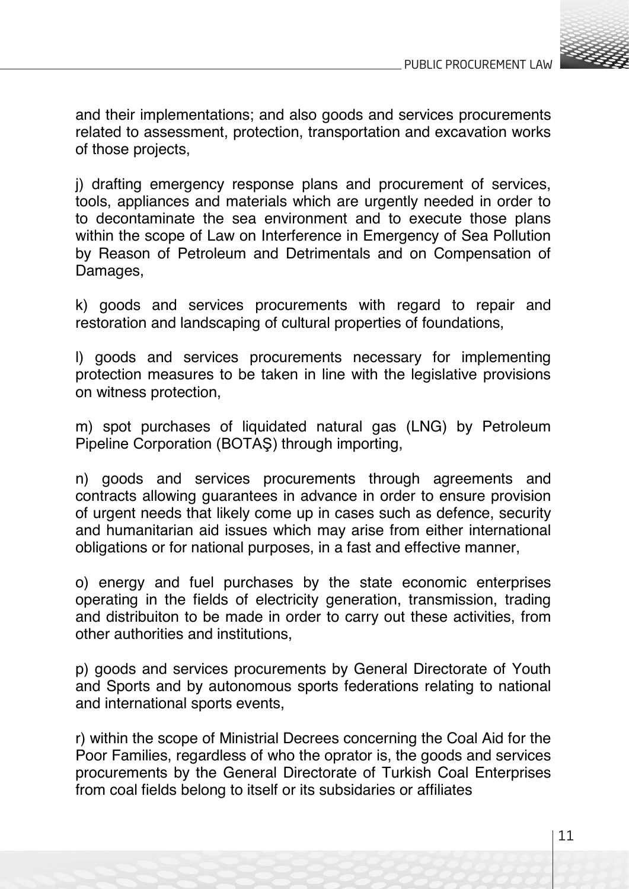and their implementations; and also goods and services procurements related to assessment, protection, transportation and excavation works of those projects,

j) drafting emergency response plans and procurement of services, tools, appliances and materials which are urgently needed in order to to decontaminate the sea environment and to execute those plans within the scope of Law on Interference in Emergency of Sea Pollution by Reason of Petroleum and Detrimentals and on Compensation of Damages,

k) goods and services procurements with regard to repair and restoration and landscaping of cultural properties of foundations,

l) goods and services procurements necessary for implementing protection measures to be taken in line with the legislative provisions on witness protection,

m) spot purchases of liquidated natural gas (LNG) by Petroleum Pipeline Corporation (BOTAŞ) through importing,

n) goods and services procurements through agreements and contracts allowing guarantees in advance in order to ensure provision of urgent needs that likely come up in cases such as defence, security and humanitarian aid issues which may arise from either international obligations or for national purposes, in a fast and effective manner,

o) energy and fuel purchases by the state economic enterprises operating in the fields of electricity generation, transmission, trading and distribuiton to be made in order to carry out these activities, from other authorities and institutions,

p) goods and services procurements by General Directorate of Youth and Sports and by autonomous sports federations relating to national and international sports events,

r) within the scope of Ministrial Decrees concerning the Coal Aid for the Poor Families, regardless of who the oprator is, the goods and services procurements by the General Directorate of Turkish Coal Enterprises from coal fields belong to itself or its subsidaries or affiliates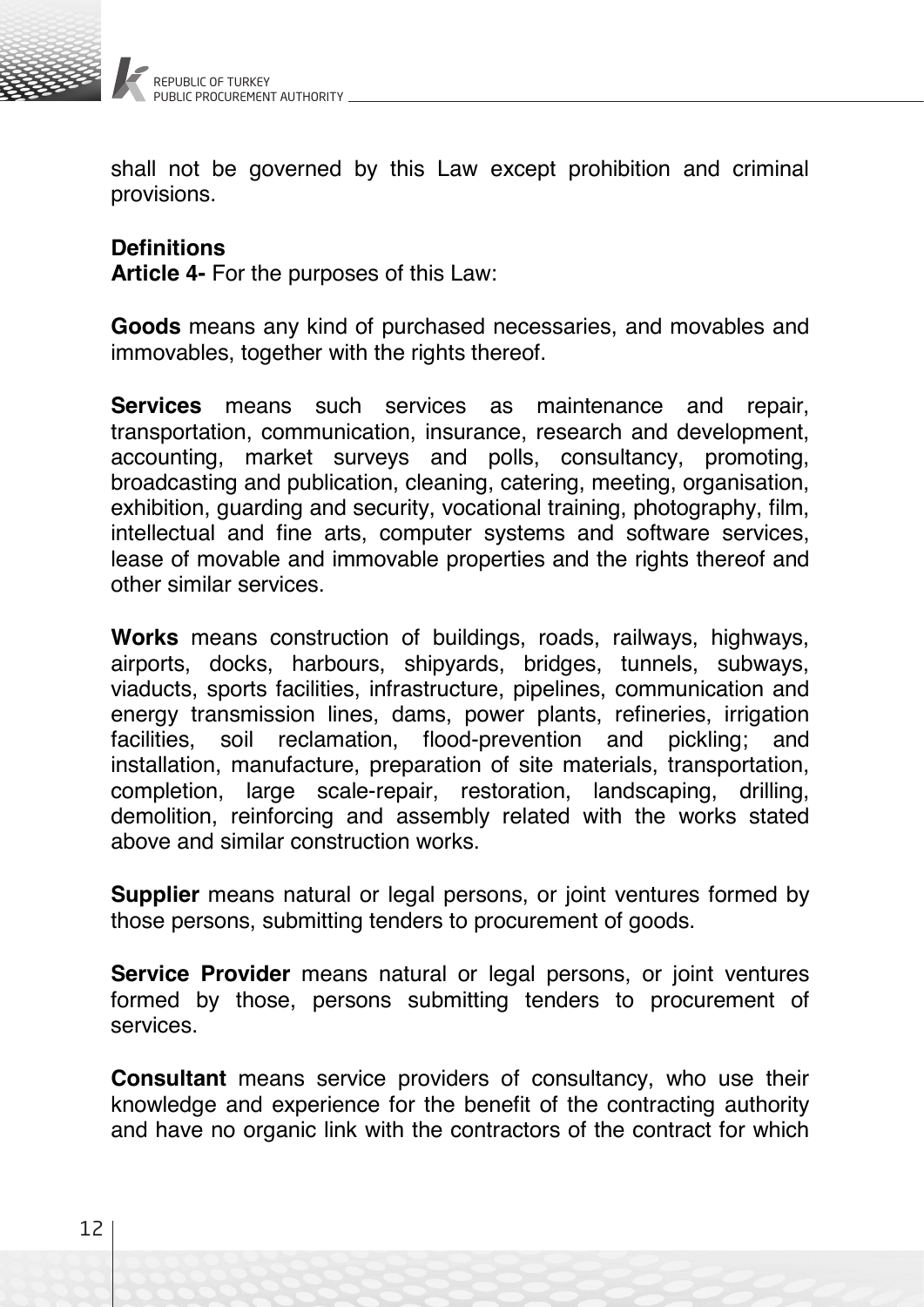shall not be governed by this Law except prohibition and criminal provisions.

**Definitions**
**Article 4-** For the purposes of this Law:

**Goods** means any kind of purchased necessaries, and movables and immovables, together with the rights thereof.

**Services** means such services as maintenance and repair, transportation, communication, insurance, research and development, accounting, market surveys and polls, consultancy, promoting, broadcasting and publication, cleaning, catering, meeting, organisation, exhibition, guarding and security, vocational training, photography, film, intellectual and fine arts, computer systems and software services, lease of movable and immovable properties and the rights thereof and other similar services.

**Works** means construction of buildings, roads, railways, highways, airports, docks, harbours, shipyards, bridges, tunnels, subways, viaducts, sports facilities, infrastructure, pipelines, communication and energy transmission lines, dams, power plants, refineries, irrigation facilities, soil reclamation, flood-prevention and pickling; and installation, manufacture, preparation of site materials, transportation, completion, large scale-repair, restoration, landscaping, drilling, demolition, reinforcing and assembly related with the works stated above and similar construction works.

**Supplier** means natural or legal persons, or joint ventures formed by those persons, submitting tenders to procurement of goods.

**Service Provider** means natural or legal persons, or joint ventures formed by those, persons submitting tenders to procurement of services.

**Consultant** means service providers of consultancy, who use their knowledge and experience for the benefit of the contracting authority and have no organic link with the contractors of the contract for which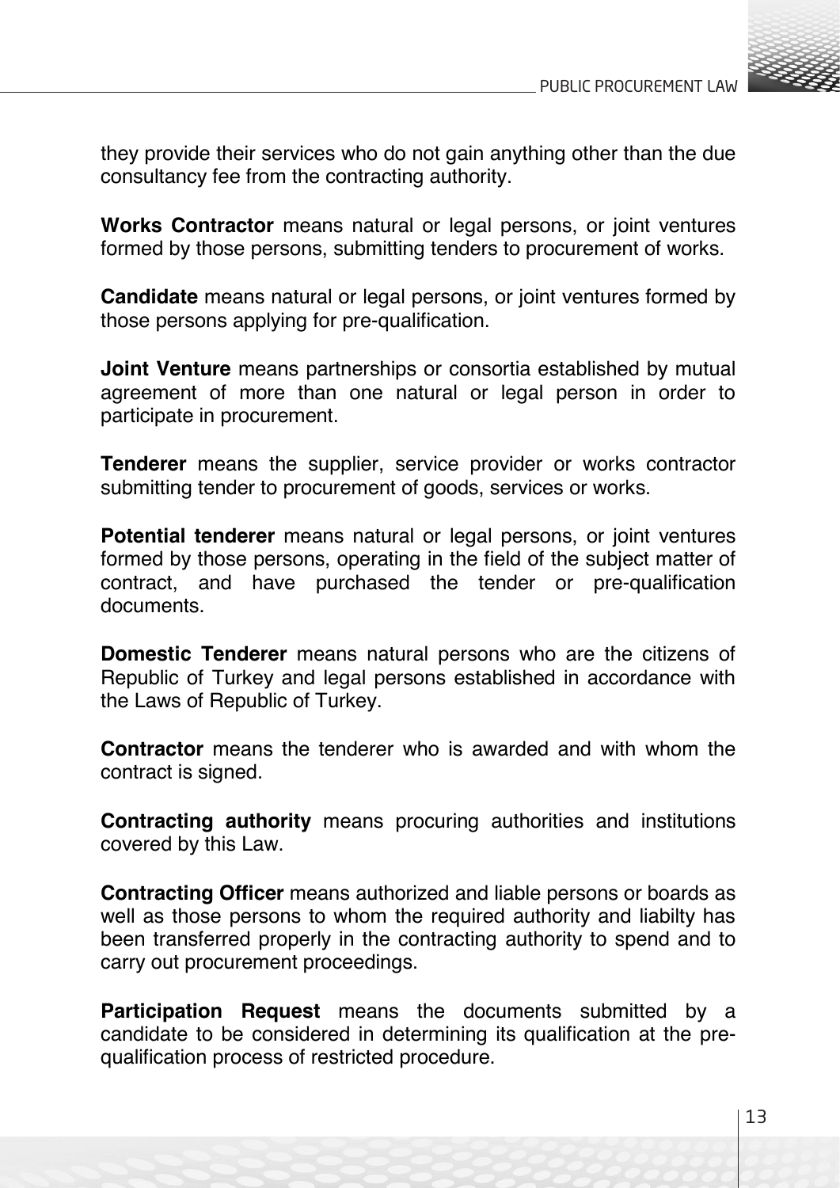they provide their services who do not gain anything other than the due consultancy fee from the contracting authority.

**Works Contractor** means natural or legal persons, or joint ventures formed by those persons, submitting tenders to procurement of works.

**Candidate** means natural or legal persons, or joint ventures formed by those persons applying for pre-qualification.

**Joint Venture** means partnerships or consortia established by mutual agreement of more than one natural or legal person in order to participate in procurement.

**Tenderer** means the supplier, service provider or works contractor submitting tender to procurement of goods, services or works.

**Potential tenderer** means natural or legal persons, or joint ventures formed by those persons, operating in the field of the subject matter of contract, and have purchased the tender or pre-qualification documents.

**Domestic Tenderer** means natural persons who are the citizens of Republic of Turkey and legal persons established in accordance with the Laws of Republic of Turkey.

**Contractor** means the tenderer who is awarded and with whom the contract is signed.

**Contracting authority** means procuring authorities and institutions covered by this Law.

**Contracting Officer** means authorized and liable persons or boards as well as those persons to whom the required authority and liabilty has been transferred properly in the contracting authority to spend and to carry out procurement proceedings.

**Participation Request** means the documents submitted by a candidate to be considered in determining its qualification at the pre-qualification process of restricted procedure.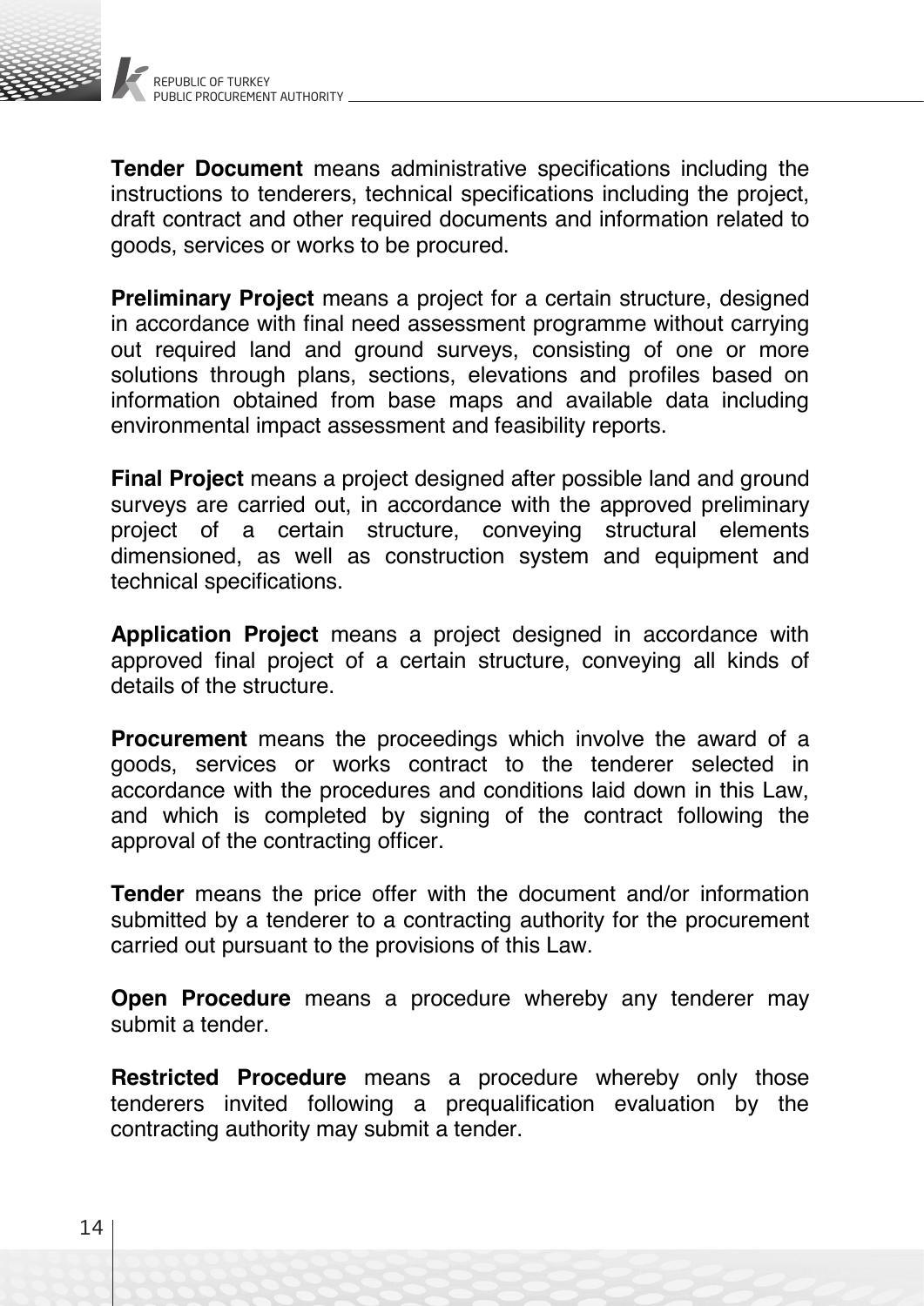**Tender Document** means administrative specifications including the instructions to tenderers, technical specifications including the project, draft contract and other required documents and information related to goods, services or works to be procured.

**Preliminary Project** means a project for a certain structure, designed in accordance with final need assessment programme without carrying out required land and ground surveys, consisting of one or more solutions through plans, sections, elevations and profiles based on information obtained from base maps and available data including environmental impact assessment and feasibility reports.

**Final Project** means a project designed after possible land and ground surveys are carried out, in accordance with the approved preliminary project of a certain structure, conveying structural elements dimensioned, as well as construction system and equipment and technical specifications.

**Application Project** means a project designed in accordance with approved final project of a certain structure, conveying all kinds of details of the structure.

**Procurement** means the proceedings which involve the award of a goods, services or works contract to the tenderer selected in accordance with the procedures and conditions laid down in this Law, and which is completed by signing of the contract following the approval of the contracting officer.

**Tender** means the price offer with the document and/or information submitted by a tenderer to a contracting authority for the procurement carried out pursuant to the provisions of this Law.

**Open Procedure** means a procedure whereby any tenderer may submit a tender.

**Restricted Procedure** means a procedure whereby only those tenderers invited following a prequalification evaluation by the contracting authority may submit a tender.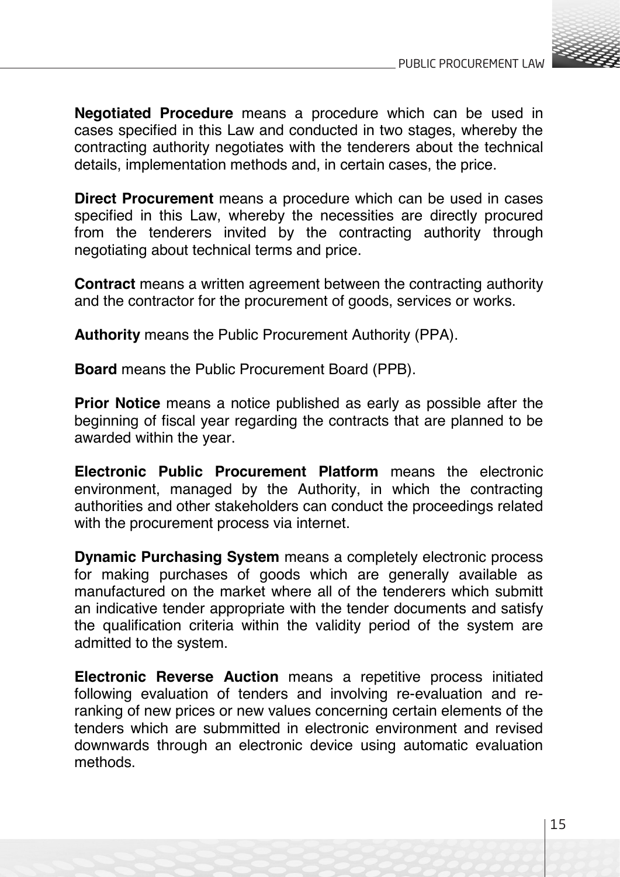**Negotiated Procedure** means a procedure which can be used in cases specified in this Law and conducted in two stages, whereby the contracting authority negotiates with the tenderers about the technical details, implementation methods and, in certain cases, the price.

**Direct Procurement** means a procedure which can be used in cases specified in this Law, whereby the necessities are directly procured from the tenderers invited by the contracting authority through negotiating about technical terms and price.

**Contract** means a written agreement between the contracting authority and the contractor for the procurement of goods, services or works.

**Authority** means the Public Procurement Authority (PPA).

**Board** means the Public Procurement Board (PPB).

**Prior Notice** means a notice published as early as possible after the beginning of fiscal year regarding the contracts that are planned to be awarded within the year.

**Electronic Public Procurement Platform** means the electronic environment, managed by the Authority, in which the contracting authorities and other stakeholders can conduct the proceedings related with the procurement process via internet.

**Dynamic Purchasing System** means a completely electronic process for making purchases of goods which are generally available as manufactured on the market where all of the tenderers which submitt an indicative tender appropriate with the tender documents and satisfy the qualification criteria within the validity period of the system are admitted to the system.

**Electronic Reverse Auction** means a repetitive process initiated following evaluation of tenders and involving re-evaluation and re-ranking of new prices or new values concerning certain elements of the tenders which are submmitted in electronic environment and revised downwards through an electronic device using automatic evaluation methods.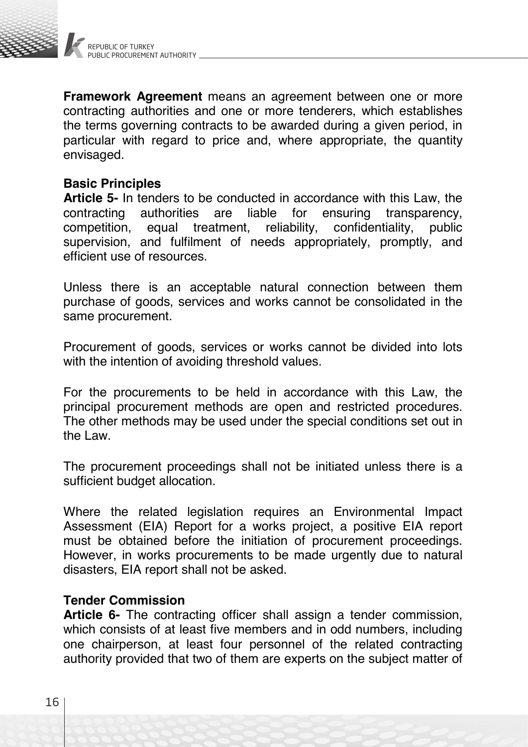**Framework Agreement** means an agreement between one or more contracting authorities and one or more tenderers, which establishes the terms governing contracts to be awarded during a given period, in particular with regard to price and, where appropriate, the quantity envisaged.

**Basic Principles**

**Article 5-** In tenders to be conducted in accordance with this Law, the contracting authorities are liable for ensuring transparency, competition, equal treatment, reliability, confidentiality, public supervision, and fulfilment of needs appropriately, promptly, and efficient use of resources.

Unless there is an acceptable natural connection between them purchase of goods, services and works cannot be consolidated in the same procurement.

Procurement of goods, services or works cannot be divided into lots with the intention of avoiding threshold values.

For the procurements to be held in accordance with this Law, the principal procurement methods are open and restricted procedures. The other methods may be used under the special conditions set out in the Law.

The procurement proceedings shall not be initiated unless there is a sufficient budget allocation.

Where the related legislation requires an Environmental Impact Assessment (EIA) Report for a works project, a positive EIA report must be obtained before the initiation of procurement proceedings. However, in works procurements to be made urgently due to natural disasters, EIA report shall not be asked.

**Tender Commission**

**Article 6-** The contracting officer shall assign a tender commission, which consists of at least five members and in odd numbers, including one chairperson, at least four personnel of the related contracting authority provided that two of them are experts on the subject matter of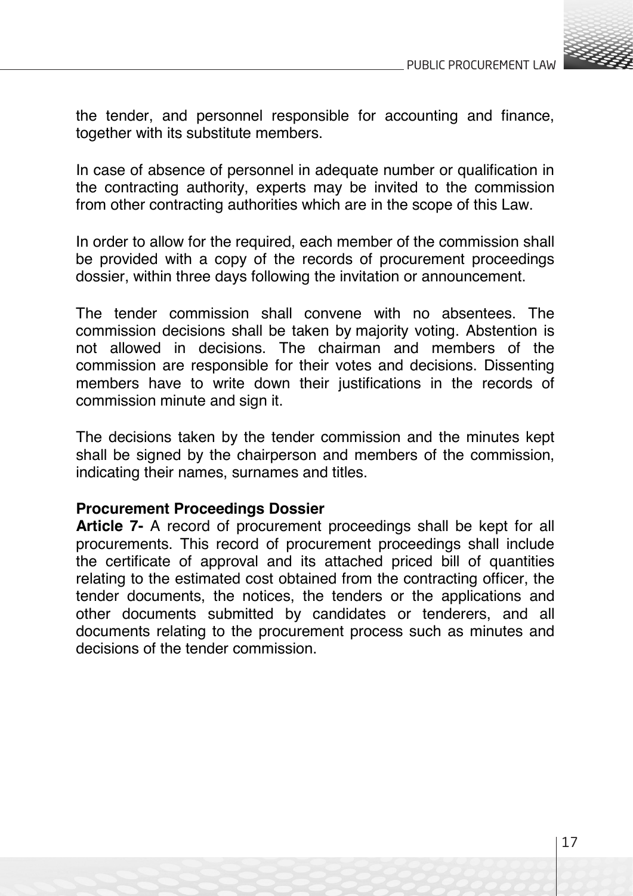the tender, and personnel responsible for accounting and finance, together with its substitute members.

In case of absence of personnel in adequate number or qualification in the contracting authority, experts may be invited to the commission from other contracting authorities which are in the scope of this Law.

In order to allow for the required, each member of the commission shall be provided with a copy of the records of procurement proceedings dossier, within three days following the invitation or announcement.

The tender commission shall convene with no absentees. The commission decisions shall be taken by majority voting. Abstention is not allowed in decisions. The chairman and members of the commission are responsible for their votes and decisions. Dissenting members have to write down their justifications in the records of commission minute and sign it.

The decisions taken by the tender commission and the minutes kept shall be signed by the chairperson and members of the commission, indicating their names, surnames and titles.

**Procurement Proceedings Dossier**

**Article 7-** A record of procurement proceedings shall be kept for all procurements. This record of procurement proceedings shall include the certificate of approval and its attached priced bill of quantities relating to the estimated cost obtained from the contracting officer, the tender documents, the notices, the tenders or the applications and other documents submitted by candidates or tenderers, and all documents relating to the procurement process such as minutes and decisions of the tender commission.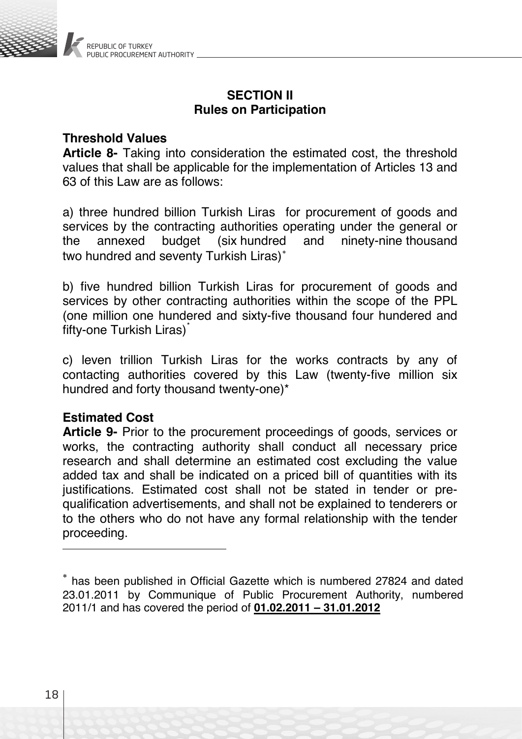## SECTION II
## Rules on Participation

**Threshold Values**

**Article 8-** Taking into consideration the estimated cost, the threshold values that shall be applicable for the implementation of Articles 13 and 63 of this Law are as follows:

a) three hundred billion Turkish Liras for procurement of goods and services by the contracting authorities operating under the general or the annexed budget (six hundred and ninety-nine thousand two hundred and seventy Turkish Liras)*

b) five hundred billion Turkish Liras for procurement of goods and services by other contracting authorities within the scope of the PPL (one million one hundered and sixty-five thousand four hundered and fifty-one Turkish Liras)*

c) leven trillion Turkish Liras for the works contracts by any of contacting authorities covered by this Law (twenty-five million six hundred and forty thousand twenty-one)*

**Estimated Cost**

**Article 9-** Prior to the procurement proceedings of goods, services or works, the contracting authority shall conduct all necessary price research and shall determine an estimated cost excluding the value added tax and shall be indicated on a priced bill of quantities with its justifications. Estimated cost shall not be stated in tender or pre-qualification advertisements, and shall not be explained to tenderers or to the others who do not have any formal relationship with the tender proceeding.

---

* has been published in Official Gazette which is numbered 27824 and dated 23.01.2011 by Communique of Public Procurement Authority, numbered 2011/1 and has covered the period of **01.02.2011 – 31.01.2012**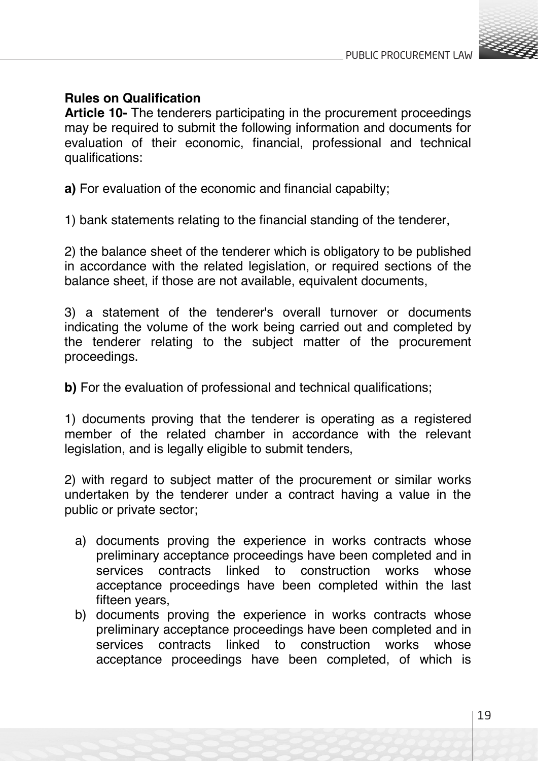**Rules on Qualification**

**Article 10-** The tenderers participating in the procurement proceedings may be required to submit the following information and documents for evaluation of their economic, financial, professional and technical qualifications:

**a)** For evaluation of the economic and financial capabilty;

1) bank statements relating to the financial standing of the tenderer,

2) the balance sheet of the tenderer which is obligatory to be published in accordance with the related legislation, or required sections of the balance sheet, if those are not available, equivalent documents,

3) a statement of the tenderer's overall turnover or documents indicating the volume of the work being carried out and completed by the tenderer relating to the subject matter of the procurement proceedings.

**b)** For the evaluation of professional and technical qualifications;

1) documents proving that the tenderer is operating as a registered member of the related chamber in accordance with the relevant legislation, and is legally eligible to submit tenders,

2) with regard to subject matter of the procurement or similar works undertaken by the tenderer under a contract having a value in the public or private sector;

a) documents proving the experience in works contracts whose preliminary acceptance proceedings have been completed and in services contracts linked to construction works whose acceptance proceedings have been completed within the last fifteen years,

b) documents proving the experience in works contracts whose preliminary acceptance proceedings have been completed and in services contracts linked to construction works whose acceptance proceedings have been completed, of which is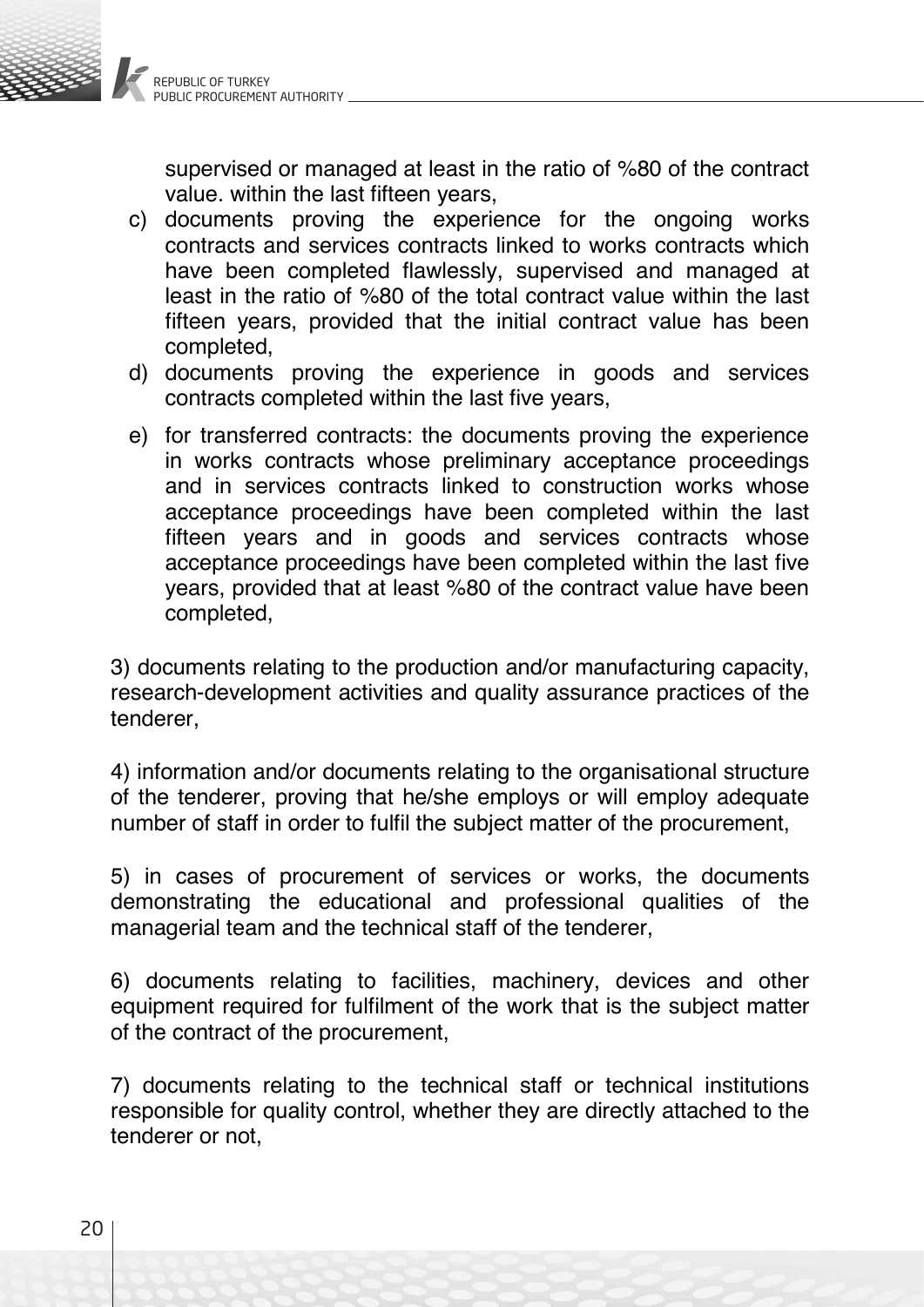supervised or managed at least in the ratio of %80 of the contract value. within the last fifteen years,

c) documents proving the experience for the ongoing works contracts and services contracts linked to works contracts which have been completed flawlessly, supervised and managed at least in the ratio of %80 of the total contract value within the last fifteen years, provided that the initial contract value has been completed,

d) documents proving the experience in goods and services contracts completed within the last five years,

e) for transferred contracts: the documents proving the experience in works contracts whose preliminary acceptance proceedings and in services contracts linked to construction works whose acceptance proceedings have been completed within the last fifteen years and in goods and services contracts whose acceptance proceedings have been completed within the last five years, provided that at least %80 of the contract value have been completed,

3) documents relating to the production and/or manufacturing capacity, research-development activities and quality assurance practices of the tenderer,

4) information and/or documents relating to the organisational structure of the tenderer, proving that he/she employs or will employ adequate number of staff in order to fulfil the subject matter of the procurement,

5) in cases of procurement of services or works, the documents demonstrating the educational and professional qualities of the managerial team and the technical staff of the tenderer,

6) documents relating to facilities, machinery, devices and other equipment required for fulfilment of the work that is the subject matter of the contract of the procurement,

7) documents relating to the technical staff or technical institutions responsible for quality control, whether they are directly attached to the tenderer or not,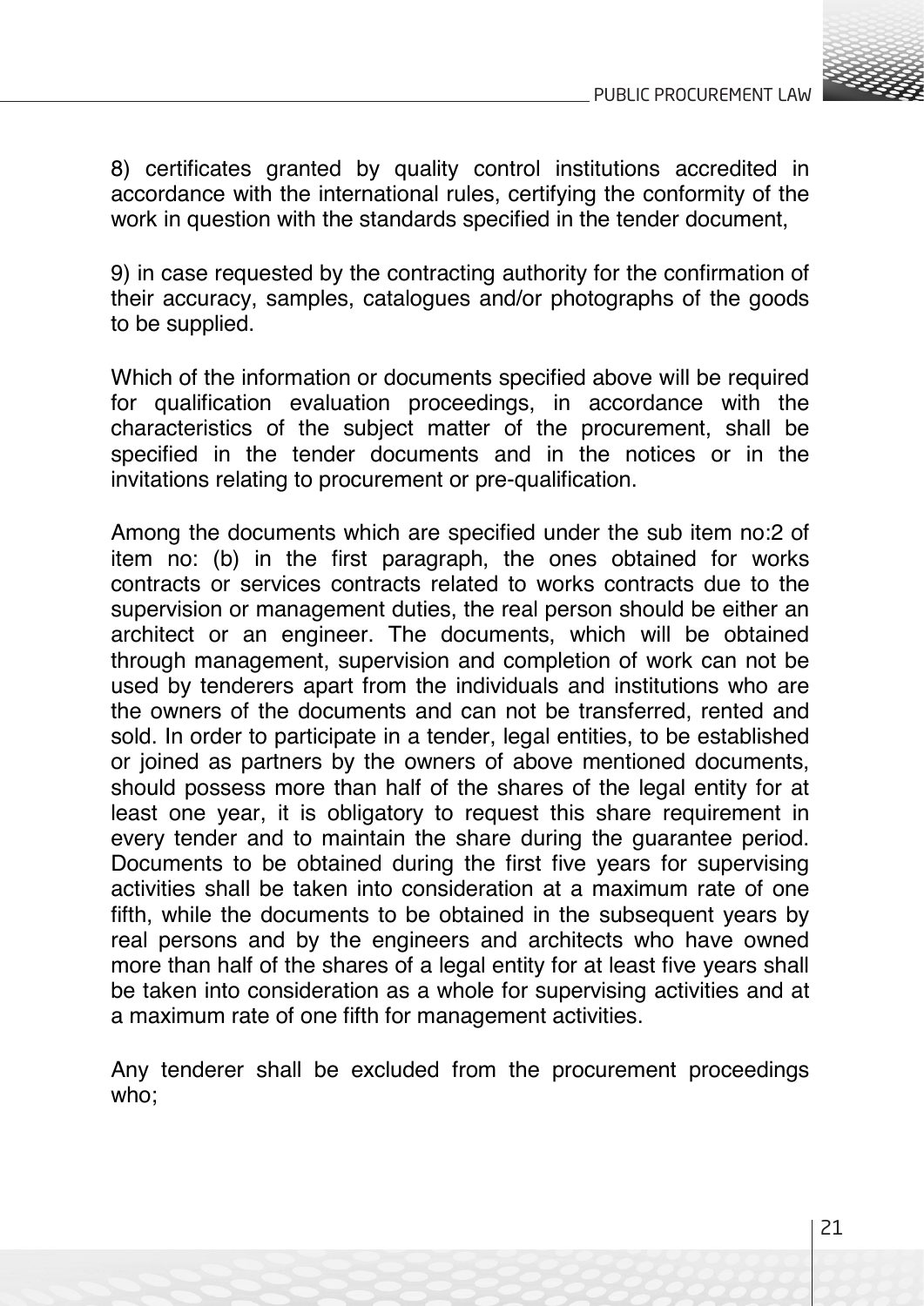8) certificates granted by quality control institutions accredited in accordance with the international rules, certifying the conformity of the work in question with the standards specified in the tender document,

9) in case requested by the contracting authority for the confirmation of their accuracy, samples, catalogues and/or photographs of the goods to be supplied.

Which of the information or documents specified above will be required for qualification evaluation proceedings, in accordance with the characteristics of the subject matter of the procurement, shall be specified in the tender documents and in the notices or in the invitations relating to procurement or pre-qualification.

Among the documents which are specified under the sub item no:2 of item no: (b) in the first paragraph, the ones obtained for works contracts or services contracts related to works contracts due to the supervision or management duties, the real person should be either an architect or an engineer. The documents, which will be obtained through management, supervision and completion of work can not be used by tenderers apart from the individuals and institutions who are the owners of the documents and can not be transferred, rented and sold. In order to participate in a tender, legal entities, to be established or joined as partners by the owners of above mentioned documents, should possess more than half of the shares of the legal entity for at least one year, it is obligatory to request this share requirement in every tender and to maintain the share during the guarantee period. Documents to be obtained during the first five years for supervising activities shall be taken into consideration at a maximum rate of one fifth, while the documents to be obtained in the subsequent years by real persons and by the engineers and architects who have owned more than half of the shares of a legal entity for at least five years shall be taken into consideration as a whole for supervising activities and at a maximum rate of one fifth for management activities.

Any tenderer shall be excluded from the procurement proceedings who;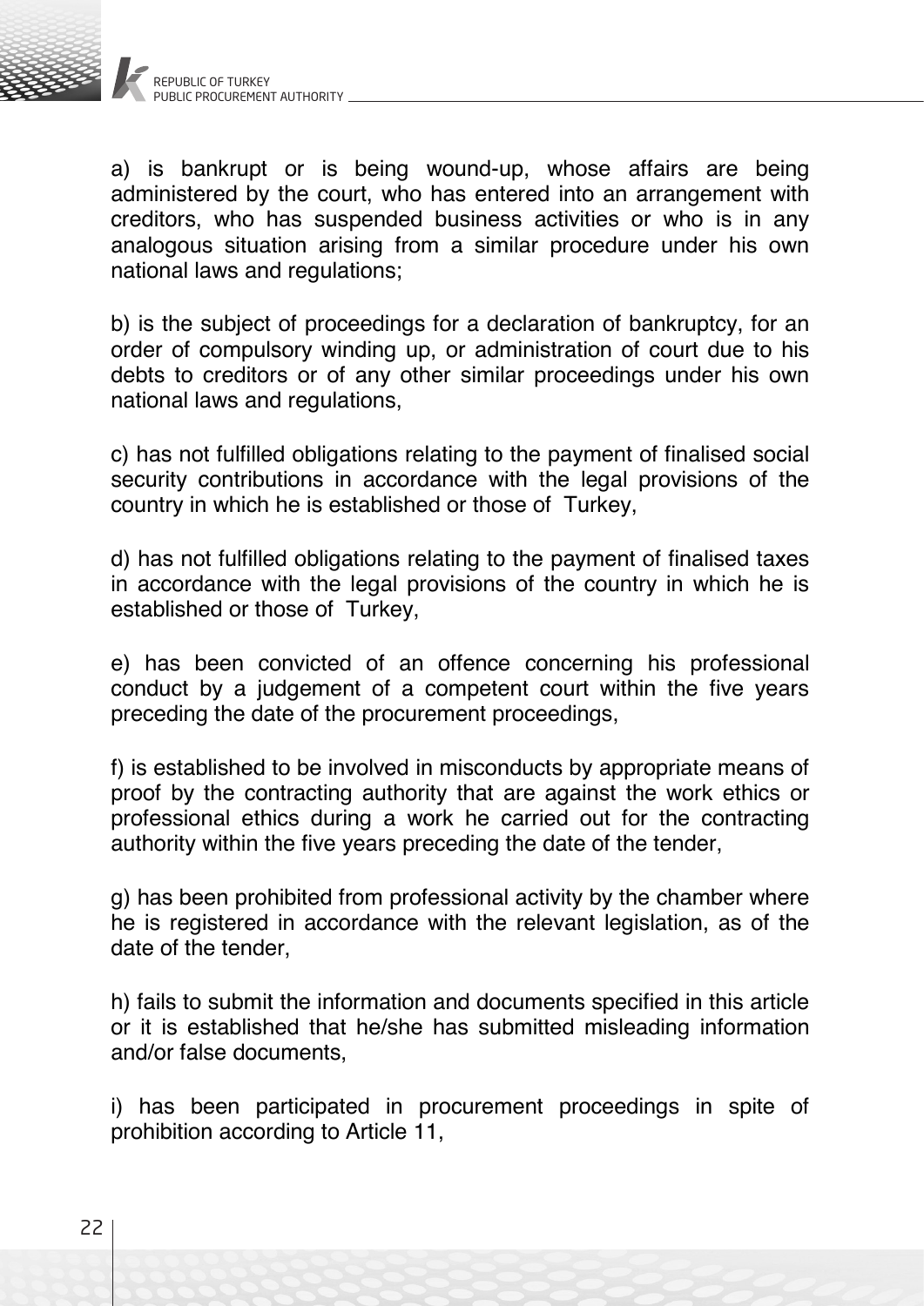a) is bankrupt or is being wound-up, whose affairs are being administered by the court, who has entered into an arrangement with creditors, who has suspended business activities or who is in any analogous situation arising from a similar procedure under his own national laws and regulations;

b) is the subject of proceedings for a declaration of bankruptcy, for an order of compulsory winding up, or administration of court due to his debts to creditors or of any other similar proceedings under his own national laws and regulations,

c) has not fulfilled obligations relating to the payment of finalised social security contributions in accordance with the legal provisions of the country in which he is established or those of Turkey,

d) has not fulfilled obligations relating to the payment of finalised taxes in accordance with the legal provisions of the country in which he is established or those of Turkey,

e) has been convicted of an offence concerning his professional conduct by a judgement of a competent court within the five years preceding the date of the procurement proceedings,

f) is established to be involved in misconducts by appropriate means of proof by the contracting authority that are against the work ethics or professional ethics during a work he carried out for the contracting authority within the five years preceding the date of the tender,

g) has been prohibited from professional activity by the chamber where he is registered in accordance with the relevant legislation, as of the date of the tender,

h) fails to submit the information and documents specified in this article or it is established that he/she has submitted misleading information and/or false documents,

i) has been participated in procurement proceedings in spite of prohibition according to Article 11,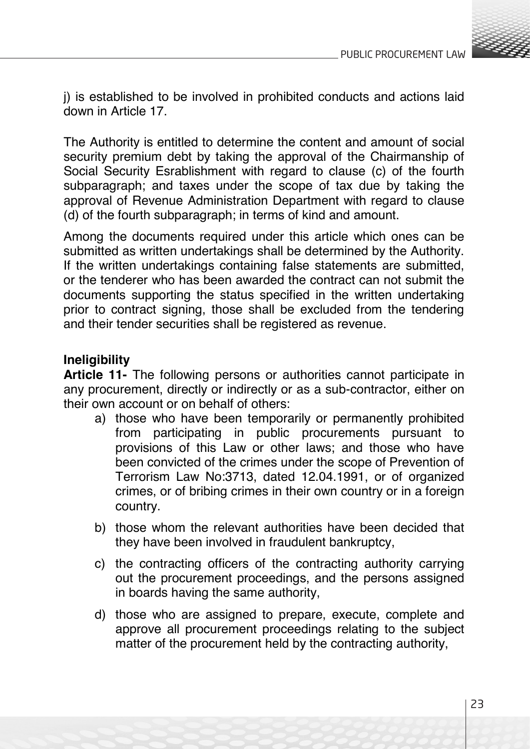j) is established to be involved in prohibited conducts and actions laid down in Article 17.

The Authority is entitled to determine the content and amount of social security premium debt by taking the approval of the Chairmanship of Social Security Esrablishment with regard to clause (c) of the fourth subparagraph; and taxes under the scope of tax due by taking the approval of Revenue Administration Department with regard to clause (d) of the fourth subparagraph; in terms of kind and amount.

Among the documents required under this article which ones can be submitted as written undertakings shall be determined by the Authority. If the written undertakings containing false statements are submitted, or the tenderer who has been awarded the contract can not submit the documents supporting the status specified in the written undertaking prior to contract signing, those shall be excluded from the tendering and their tender securities shall be registered as revenue.

**Ineligibility**

**Article 11-** The following persons or authorities cannot participate in any procurement, directly or indirectly or as a sub-contractor, either on their own account or on behalf of others:

a) those who have been temporarily or permanently prohibited from participating in public procurements pursuant to provisions of this Law or other laws; and those who have been convicted of the crimes under the scope of Prevention of Terrorism Law No:3713, dated 12.04.1991, or of organized crimes, or of bribing crimes in their own country or in a foreign country.

b) those whom the relevant authorities have been decided that they have been involved in fraudulent bankruptcy,

c) the contracting officers of the contracting authority carrying out the procurement proceedings, and the persons assigned in boards having the same authority,

d) those who are assigned to prepare, execute, complete and approve all procurement proceedings relating to the subject matter of the procurement held by the contracting authority,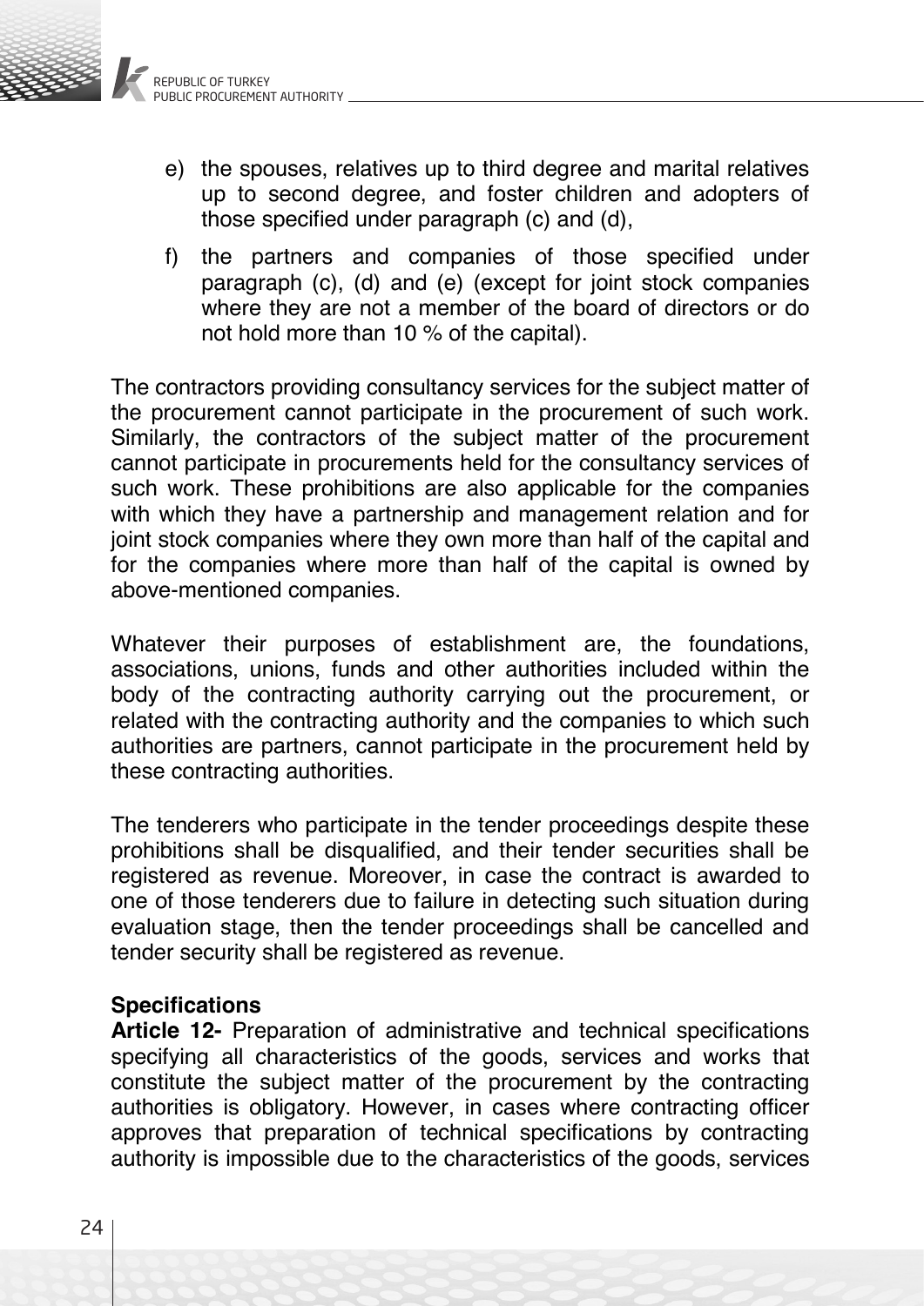e) the spouses, relatives up to third degree and marital relatives up to second degree, and foster children and adopters of those specified under paragraph (c) and (d),

f) the partners and companies of those specified under paragraph (c), (d) and (e) (except for joint stock companies where they are not a member of the board of directors or do not hold more than 10 % of the capital).

The contractors providing consultancy services for the subject matter of the procurement cannot participate in the procurement of such work. Similarly, the contractors of the subject matter of the procurement cannot participate in procurements held for the consultancy services of such work. These prohibitions are also applicable for the companies with which they have a partnership and management relation and for joint stock companies where they own more than half of the capital and for the companies where more than half of the capital is owned by above-mentioned companies.

Whatever their purposes of establishment are, the foundations, associations, unions, funds and other authorities included within the body of the contracting authority carrying out the procurement, or related with the contracting authority and the companies to which such authorities are partners, cannot participate in the procurement held by these contracting authorities.

The tenderers who participate in the tender proceedings despite these prohibitions shall be disqualified, and their tender securities shall be registered as revenue. Moreover, in case the contract is awarded to one of those tenderers due to failure in detecting such situation during evaluation stage, then the tender proceedings shall be cancelled and tender security shall be registered as revenue.

**Specifications**

**Article 12-** Preparation of administrative and technical specifications specifying all characteristics of the goods, services and works that constitute the subject matter of the procurement by the contracting authorities is obligatory. However, in cases where contracting officer approves that preparation of technical specifications by contracting authority is impossible due to the characteristics of the goods, services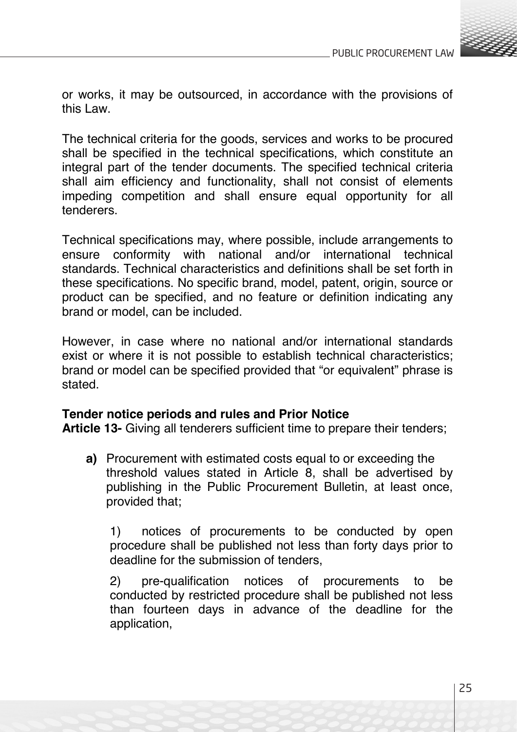or works, it may be outsourced, in accordance with the provisions of this Law.

The technical criteria for the goods, services and works to be procured shall be specified in the technical specifications, which constitute an integral part of the tender documents. The specified technical criteria shall aim efficiency and functionality, shall not consist of elements impeding competition and shall ensure equal opportunity for all tenderers.

Technical specifications may, where possible, include arrangements to ensure conformity with national and/or international technical standards. Technical characteristics and definitions shall be set forth in these specifications. No specific brand, model, patent, origin, source or product can be specified, and no feature or definition indicating any brand or model, can be included.

However, in case where no national and/or international standards exist or where it is not possible to establish technical characteristics; brand or model can be specified provided that “or equivalent” phrase is stated.

**Tender notice periods and rules and Prior Notice**

**Article 13-** Giving all tenderers sufficient time to prepare their tenders;

**a)** Procurement with estimated costs equal to or exceeding the threshold values stated in Article 8, shall be advertised by publishing in the Public Procurement Bulletin, at least once, provided that;

1) notices of procurements to be conducted by open procedure shall be published not less than forty days prior to deadline for the submission of tenders,

2) pre-qualification notices of procurements to be conducted by restricted procedure shall be published not less than fourteen days in advance of the deadline for the application,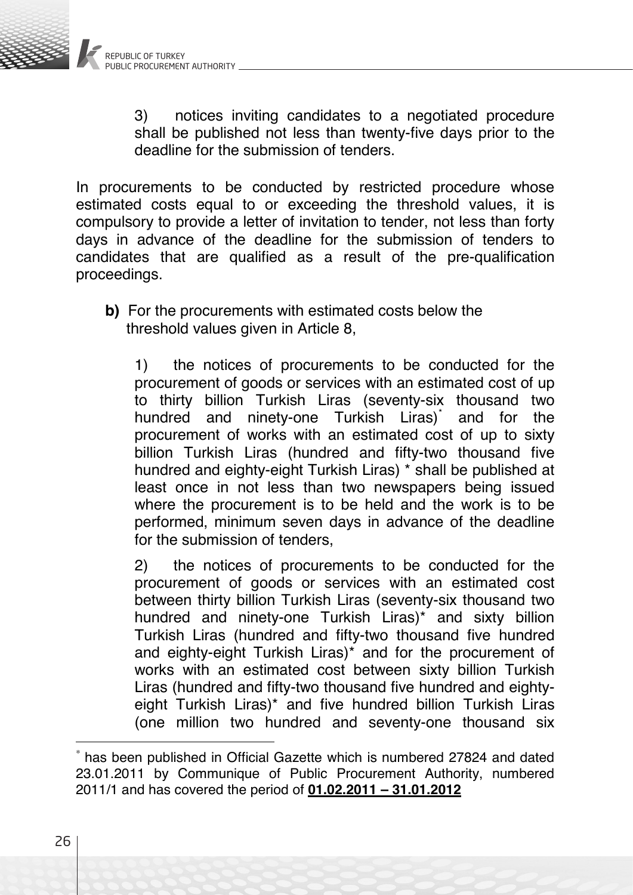3) notices inviting candidates to a negotiated procedure shall be published not less than twenty-five days prior to the deadline for the submission of tenders.

In procurements to be conducted by restricted procedure whose estimated costs equal to or exceeding the threshold values, it is compulsory to provide a letter of invitation to tender, not less than forty days in advance of the deadline for the submission of tenders to candidates that are qualified as a result of the pre-qualification proceedings.

**b)** For the procurements with estimated costs below the threshold values given in Article 8,

1) the notices of procurements to be conducted for the procurement of goods or services with an estimated cost of up to thirty billion Turkish Liras (seventy-six thousand two hundred and ninety-one Turkish Liras)* and for the procurement of works with an estimated cost of up to sixty billion Turkish Liras (hundred and fifty-two thousand five hundred and eighty-eight Turkish Liras) * shall be published at least once in not less than two newspapers being issued where the procurement is to be held and the work is to be performed, minimum seven days in advance of the deadline for the submission of tenders,

2) the notices of procurements to be conducted for the procurement of goods or services with an estimated cost between thirty billion Turkish Liras (seventy-six thousand two hundred and ninety-one Turkish Liras)* and sixty billion Turkish Liras (hundred and fifty-two thousand five hundred and eighty-eight Turkish Liras)* and for the procurement of works with an estimated cost between sixty billion Turkish Liras (hundred and fifty-two thousand five hundred and eighty-eight Turkish Liras)* and five hundred billion Turkish Liras (one million two hundred and seventy-one thousand six

* has been published in Official Gazette which is numbered 27824 and dated 23.01.2011 by Communique of Public Procurement Authority, numbered 2011/1 and has covered the period of **01.02.2011 – 31.01.2012**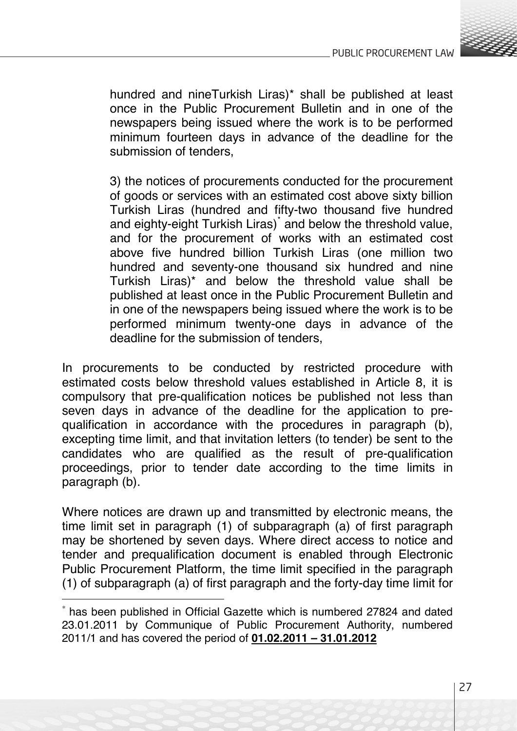hundred and nineTurkish Liras)* shall be published at least once in the Public Procurement Bulletin and in one of the newspapers being issued where the work is to be performed minimum fourteen days in advance of the deadline for the submission of tenders,

3) the notices of procurements conducted for the procurement of goods or services with an estimated cost above sixty billion Turkish Liras (hundred and fifty-two thousand five hundred and eighty-eight Turkish Liras)* and below the threshold value, and for the procurement of works with an estimated cost above five hundred billion Turkish Liras (one million two hundred and seventy-one thousand six hundred and nine Turkish Liras)* and below the threshold value shall be published at least once in the Public Procurement Bulletin and in one of the newspapers being issued where the work is to be performed minimum twenty-one days in advance of the deadline for the submission of tenders,

In procurements to be conducted by restricted procedure with estimated costs below threshold values established in Article 8, it is compulsory that pre-qualification notices be published not less than seven days in advance of the deadline for the application to pre-qualification in accordance with the procedures in paragraph (b), excepting time limit, and that invitation letters (to tender) be sent to the candidates who are qualified as the result of pre-qualification proceedings, prior to tender date according to the time limits in paragraph (b).

Where notices are drawn up and transmitted by electronic means, the time limit set in paragraph (1) of subparagraph (a) of first paragraph may be shortened by seven days. Where direct access to notice and tender and prequalification document is enabled through Electronic Public Procurement Platform, the time limit specified in the paragraph (1) of subparagraph (a) of first paragraph and the forty-day time limit for

---

* has been published in Official Gazette which is numbered 27824 and dated 23.01.2011 by Communique of Public Procurement Authority, numbered 2011/1 and has covered the period of **01.02.2011 – 31.01.2012**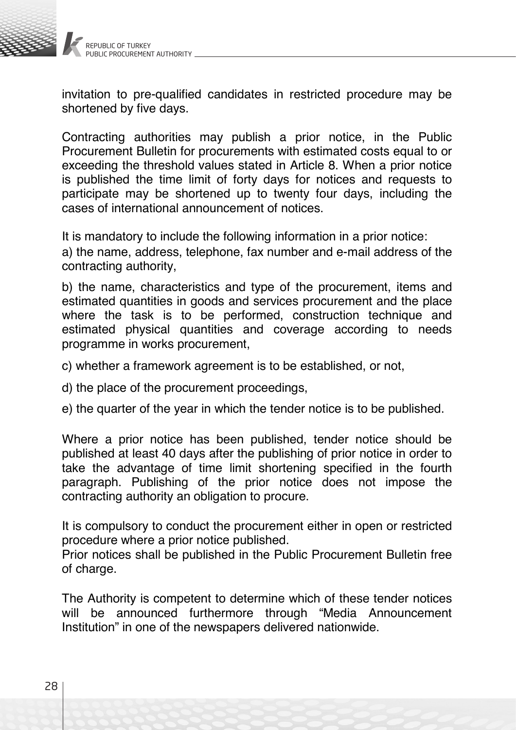invitation to pre-qualified candidates in restricted procedure may be shortened by five days.

Contracting authorities may publish a prior notice, in the Public Procurement Bulletin for procurements with estimated costs equal to or exceeding the threshold values stated in Article 8. When a prior notice is published the time limit of forty days for notices and requests to participate may be shortened up to twenty four days, including the cases of international announcement of notices.

It is mandatory to include the following information in a prior notice:

a) the name, address, telephone, fax number and e-mail address of the contracting authority,

b) the name, characteristics and type of the procurement, items and estimated quantities in goods and services procurement and the place where the task is to be performed, construction technique and estimated physical quantities and coverage according to needs programme in works procurement,

c) whether a framework agreement is to be established, or not,

d) the place of the procurement proceedings,

e) the quarter of the year in which the tender notice is to be published.

Where a prior notice has been published, tender notice should be published at least 40 days after the publishing of prior notice in order to take the advantage of time limit shortening specified in the fourth paragraph. Publishing of the prior notice does not impose the contracting authority an obligation to procure.

It is compulsory to conduct the procurement either in open or restricted procedure where a prior notice published.

Prior notices shall be published in the Public Procurement Bulletin free of charge.

The Authority is competent to determine which of these tender notices will be announced furthermore through "Media Announcement Institution" in one of the newspapers delivered nationwide.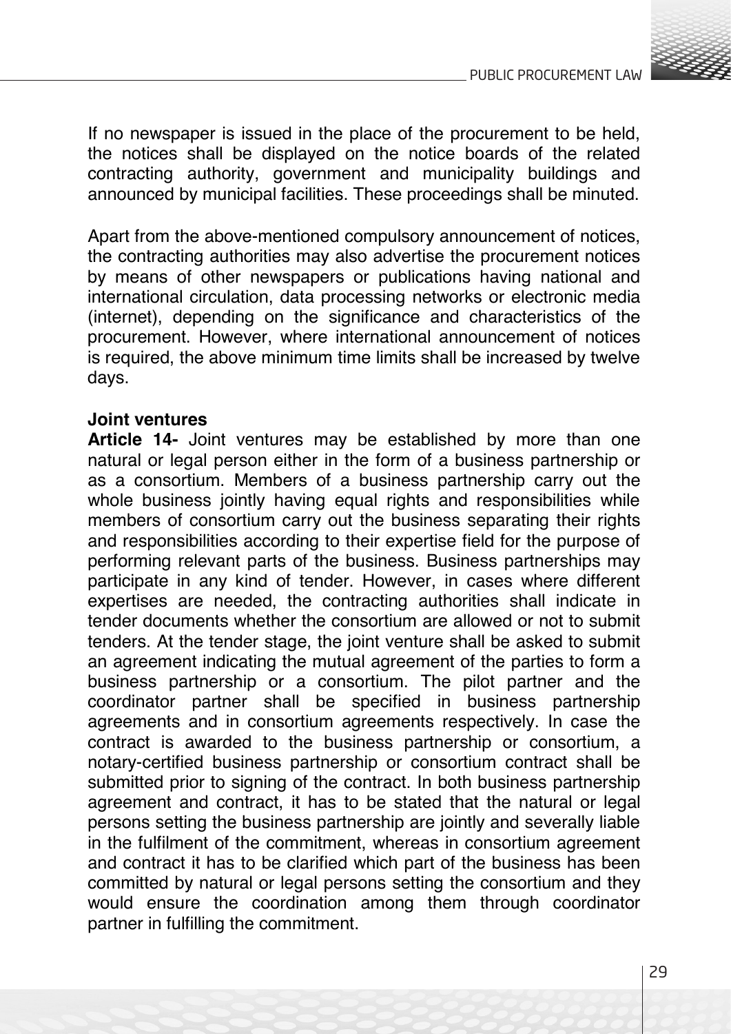If no newspaper is issued in the place of the procurement to be held, the notices shall be displayed on the notice boards of the related contracting authority, government and municipality buildings and announced by municipal facilities. These proceedings shall be minuted.

Apart from the above-mentioned compulsory announcement of notices, the contracting authorities may also advertise the procurement notices by means of other newspapers or publications having national and international circulation, data processing networks or electronic media (internet), depending on the significance and characteristics of the procurement. However, where international announcement of notices is required, the above minimum time limits shall be increased by twelve days.

**Joint ventures**

**Article 14-** Joint ventures may be established by more than one natural or legal person either in the form of a business partnership or as a consortium. Members of a business partnership carry out the whole business jointly having equal rights and responsibilities while members of consortium carry out the business separating their rights and responsibilities according to their expertise field for the purpose of performing relevant parts of the business. Business partnerships may participate in any kind of tender. However, in cases where different expertises are needed, the contracting authorities shall indicate in tender documents whether the consortium are allowed or not to submit tenders. At the tender stage, the joint venture shall be asked to submit an agreement indicating the mutual agreement of the parties to form a business partnership or a consortium. The pilot partner and the coordinator partner shall be specified in business partnership agreements and in consortium agreements respectively. In case the contract is awarded to the business partnership or consortium, a notary-certified business partnership or consortium contract shall be submitted prior to signing of the contract. In both business partnership agreement and contract, it has to be stated that the natural or legal persons setting the business partnership are jointly and severally liable in the fulfilment of the commitment, whereas in consortium agreement and contract it has to be clarified which part of the business has been committed by natural or legal persons setting the consortium and they would ensure the coordination among them through coordinator partner in fulfilling the commitment.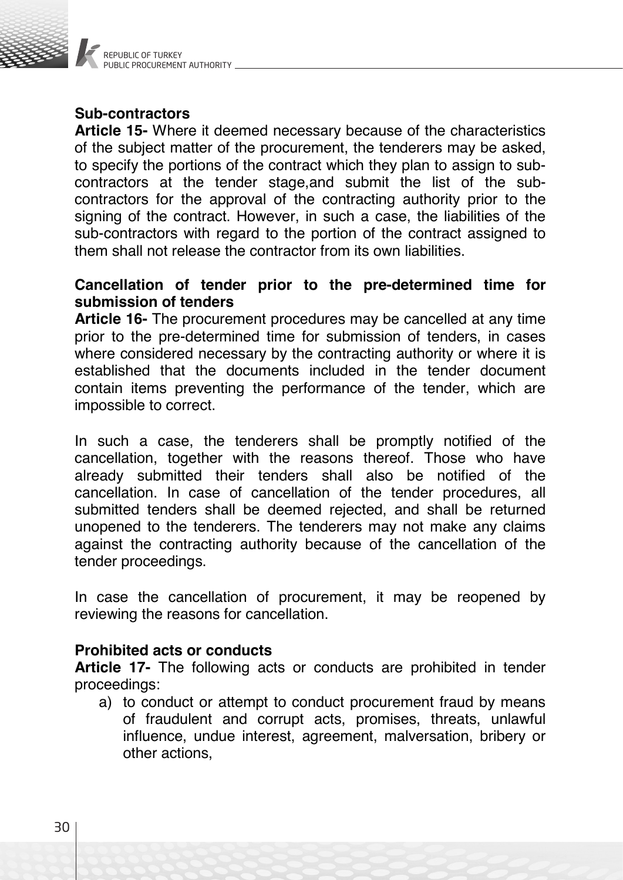**Sub-contractors**

**Article 15-** Where it deemed necessary because of the characteristics of the subject matter of the procurement, the tenderers may be asked, to specify the portions of the contract which they plan to assign to sub-contractors at the tender stage,and submit the list of the sub-contractors for the approval of the contracting authority prior to the signing of the contract. However, in such a case, the liabilities of the sub-contractors with regard to the portion of the contract assigned to them shall not release the contractor from its own liabilities.

**Cancellation of tender prior to the pre-determined time for submission of tenders**

**Article 16-** The procurement procedures may be cancelled at any time prior to the pre-determined time for submission of tenders, in cases where considered necessary by the contracting authority or where it is established that the documents included in the tender document contain items preventing the performance of the tender, which are impossible to correct.

In such a case, the tenderers shall be promptly notified of the cancellation, together with the reasons thereof. Those who have already submitted their tenders shall also be notified of the cancellation. In case of cancellation of the tender procedures, all submitted tenders shall be deemed rejected, and shall be returned unopened to the tenderers. The tenderers may not make any claims against the contracting authority because of the cancellation of the tender proceedings.

In case the cancellation of procurement, it may be reopened by reviewing the reasons for cancellation.

**Prohibited acts or conducts**

**Article 17-** The following acts or conducts are prohibited in tender proceedings:

a) to conduct or attempt to conduct procurement fraud by means of fraudulent and corrupt acts, promises, threats, unlawful influence, undue interest, agreement, malversation, bribery or other actions,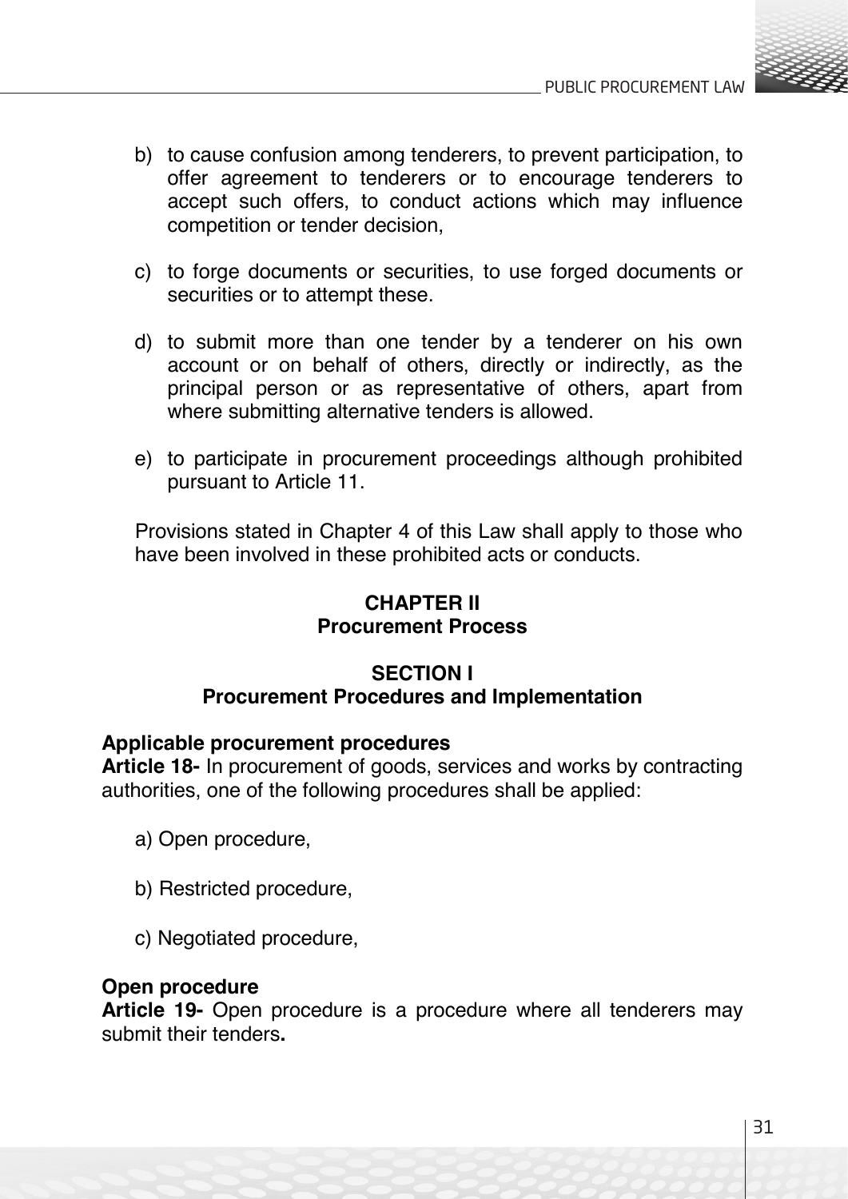b) to cause confusion among tenderers, to prevent participation, to offer agreement to tenderers or to encourage tenderers to accept such offers, to conduct actions which may influence competition or tender decision,

c) to forge documents or securities, to use forged documents or securities or to attempt these.

d) to submit more than one tender by a tenderer on his own account or on behalf of others, directly or indirectly, as the principal person or as representative of others, apart from where submitting alternative tenders is allowed.

e) to participate in procurement proceedings although prohibited pursuant to Article 11.

Provisions stated in Chapter 4 of this Law shall apply to those who have been involved in these prohibited acts or conducts.

## CHAPTER II
## Procurement Process

### SECTION I
### Procurement Procedures and Implementation

**Applicable procurement procedures**
**Article 18-** In procurement of goods, services and works by contracting authorities, one of the following procedures shall be applied:

a) Open procedure,

b) Restricted procedure,

c) Negotiated procedure,

**Open procedure**
**Article 19-** Open procedure is a procedure where all tenderers may submit their tenders**.**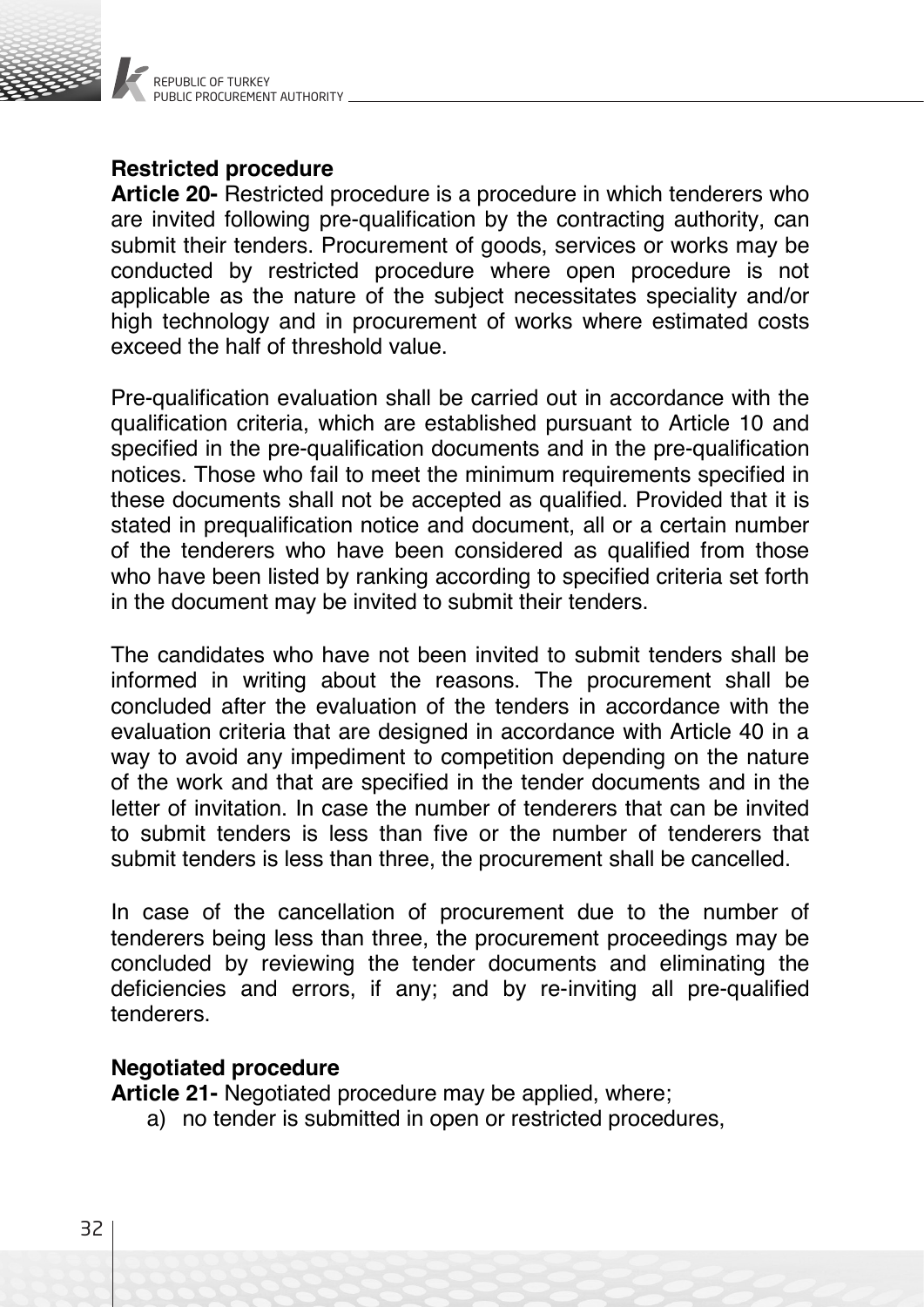**Restricted procedure**

**Article 20-** Restricted procedure is a procedure in which tenderers who are invited following pre-qualification by the contracting authority, can submit their tenders. Procurement of goods, services or works may be conducted by restricted procedure where open procedure is not applicable as the nature of the subject necessitates speciality and/or high technology and in procurement of works where estimated costs exceed the half of threshold value.

Pre-qualification evaluation shall be carried out in accordance with the qualification criteria, which are established pursuant to Article 10 and specified in the pre-qualification documents and in the pre-qualification notices. Those who fail to meet the minimum requirements specified in these documents shall not be accepted as qualified. Provided that it is stated in prequalification notice and document, all or a certain number of the tenderers who have been considered as qualified from those who have been listed by ranking according to specified criteria set forth in the document may be invited to submit their tenders.

The candidates who have not been invited to submit tenders shall be informed in writing about the reasons. The procurement shall be concluded after the evaluation of the tenders in accordance with the evaluation criteria that are designed in accordance with Article 40 in a way to avoid any impediment to competition depending on the nature of the work and that are specified in the tender documents and in the letter of invitation. In case the number of tenderers that can be invited to submit tenders is less than five or the number of tenderers that submit tenders is less than three, the procurement shall be cancelled.

In case of the cancellation of procurement due to the number of tenderers being less than three, the procurement proceedings may be concluded by reviewing the tender documents and eliminating the deficiencies and errors, if any; and by re-inviting all pre-qualified tenderers.

**Negotiated procedure**

**Article 21-** Negotiated procedure may be applied, where;

a) no tender is submitted in open or restricted procedures,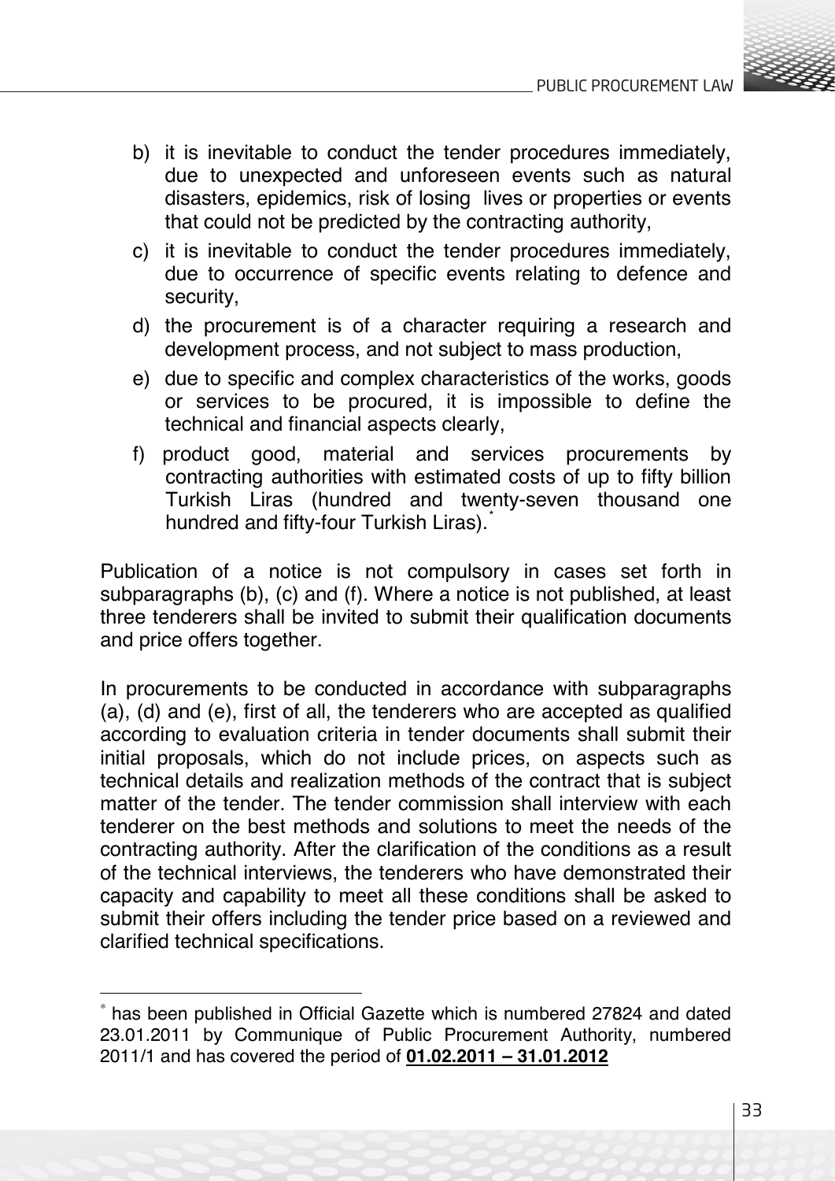b) it is inevitable to conduct the tender procedures immediately, due to unexpected and unforeseen events such as natural disasters, epidemics, risk of losing lives or properties or events that could not be predicted by the contracting authority,

c) it is inevitable to conduct the tender procedures immediately, due to occurrence of specific events relating to defence and security,

d) the procurement is of a character requiring a research and development process, and not subject to mass production,

e) due to specific and complex characteristics of the works, goods or services to be procured, it is impossible to define the technical and financial aspects clearly,

f) product good, material and services procurements by contracting authorities with estimated costs of up to fifty billion Turkish Liras (hundred and twenty-seven thousand one hundred and fifty-four Turkish Liras).*

Publication of a notice is not compulsory in cases set forth in subparagraphs (b), (c) and (f). Where a notice is not published, at least three tenderers shall be invited to submit their qualification documents and price offers together.

In procurements to be conducted in accordance with subparagraphs (a), (d) and (e), first of all, the tenderers who are accepted as qualified according to evaluation criteria in tender documents shall submit their initial proposals, which do not include prices, on aspects such as technical details and realization methods of the contract that is subject matter of the tender. The tender commission shall interview with each tenderer on the best methods and solutions to meet the needs of the contracting authority. After the clarification of the conditions as a result of the technical interviews, the tenderers who have demonstrated their capacity and capability to meet all these conditions shall be asked to submit their offers including the tender price based on a reviewed and clarified technical specifications.

---

* has been published in Official Gazette which is numbered 27824 and dated 23.01.2011 by Communique of Public Procurement Authority, numbered 2011/1 and has covered the period of **01.02.2011 – 31.01.2012**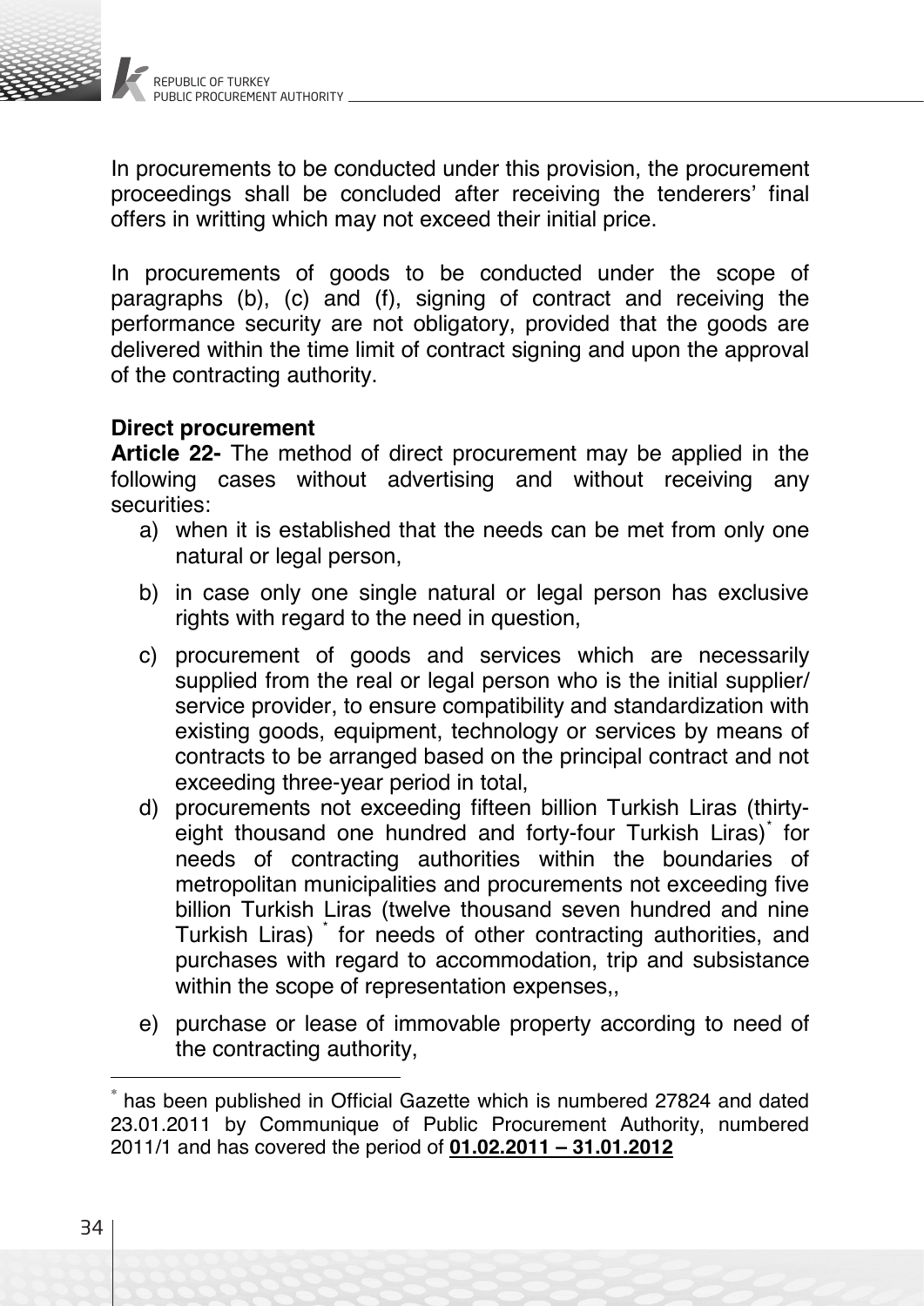In procurements to be conducted under this provision, the procurement proceedings shall be concluded after receiving the tenderers' final offers in writting which may not exceed their initial price.

In procurements of goods to be conducted under the scope of paragraphs (b), (c) and (f), signing of contract and receiving the performance security are not obligatory, provided that the goods are delivered within the time limit of contract signing and upon the approval of the contracting authority.

**Direct procurement**

**Article 22-** The method of direct procurement may be applied in the following cases without advertising and without receiving any securities:

a) when it is established that the needs can be met from only one natural or legal person,

b) in case only one single natural or legal person has exclusive rights with regard to the need in question,

c) procurement of goods and services which are necessarily supplied from the real or legal person who is the initial supplier/ service provider, to ensure compatibility and standardization with existing goods, equipment, technology or services by means of contracts to be arranged based on the principal contract and not exceeding three-year period in total,

d) procurements not exceeding fifteen billion Turkish Liras (thirty-eight thousand one hundred and forty-four Turkish Liras)* for needs of contracting authorities within the boundaries of metropolitan municipalities and procurements not exceeding five billion Turkish Liras (twelve thousand seven hundred and nine Turkish Liras) * for needs of other contracting authorities, and purchases with regard to accommodation, trip and subsistance within the scope of representation expenses,,

e) purchase or lease of immovable property according to need of the contracting authority,

---

* has been published in Official Gazette which is numbered 27824 and dated 23.01.2011 by Communique of Public Procurement Authority, numbered 2011/1 and has covered the period of **01.02.2011 – 31.01.2012**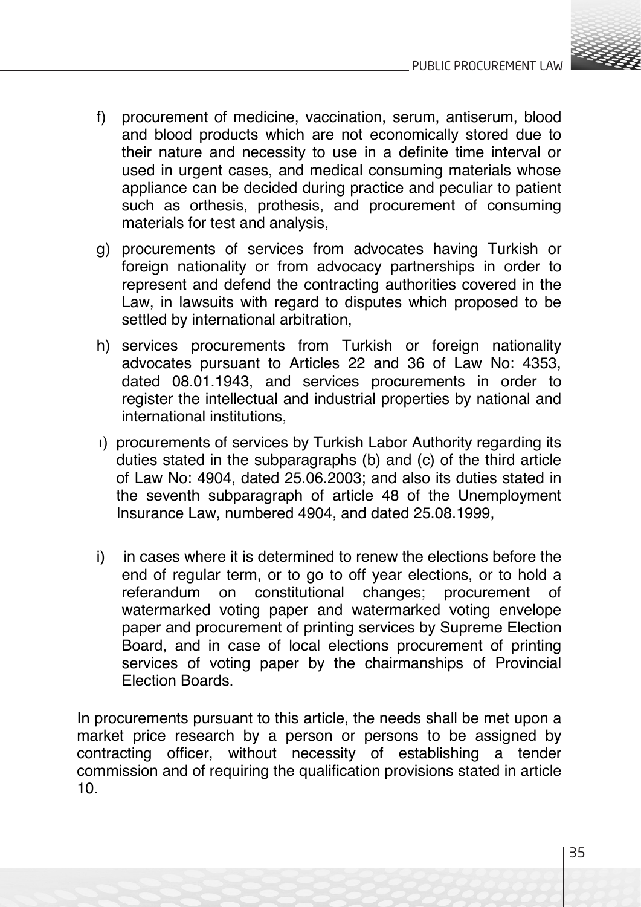f) procurement of medicine, vaccination, serum, antiserum, blood and blood products which are not economically stored due to their nature and necessity to use in a definite time interval or used in urgent cases, and medical consuming materials whose appliance can be decided during practice and peculiar to patient such as orthesis, prothesis, and procurement of consuming materials for test and analysis,

g) procurements of services from advocates having Turkish or foreign nationality or from advocacy partnerships in order to represent and defend the contracting authorities covered in the Law, in lawsuits with regard to disputes which proposed to be settled by international arbitration,

h) services procurements from Turkish or foreign nationality advocates pursuant to Articles 22 and 36 of Law No: 4353, dated 08.01.1943, and services procurements in order to register the intellectual and industrial properties by national and international institutions,

ı) procurements of services by Turkish Labor Authority regarding its duties stated in the subparagraphs (b) and (c) of the third article of Law No: 4904, dated 25.06.2003; and also its duties stated in the seventh subparagraph of article 48 of the Unemployment Insurance Law, numbered 4904, and dated 25.08.1999,

i) in cases where it is determined to renew the elections before the end of regular term, or to go to off year elections, or to hold a referandum on constitutional changes; procurement of watermarked voting paper and watermarked voting envelope paper and procurement of printing services by Supreme Election Board, and in case of local elections procurement of printing services of voting paper by the chairmanships of Provincial Election Boards.

In procurements pursuant to this article, the needs shall be met upon a market price research by a person or persons to be assigned by contracting officer, without necessity of establishing a tender commission and of requiring the qualification provisions stated in article 10.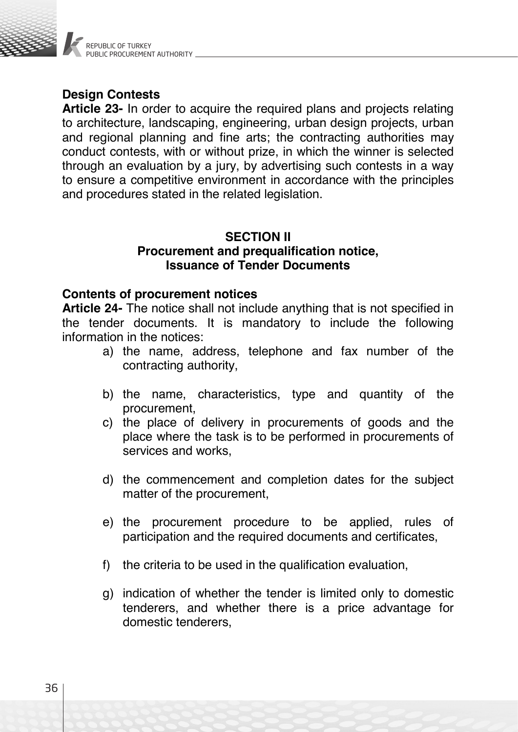**Design Contests**

**Article 23-** In order to acquire the required plans and projects relating to architecture, landscaping, engineering, urban design projects, urban and regional planning and fine arts; the contracting authorities may conduct contests, with or without prize, in which the winner is selected through an evaluation by a jury, by advertising such contests in a way to ensure a competitive environment in accordance with the principles and procedures stated in the related legislation.

## SECTION II
## Procurement and prequalification notice, Issuance of Tender Documents

**Contents of procurement notices**

**Article 24-** The notice shall not include anything that is not specified in the tender documents. It is mandatory to include the following information in the notices:

a) the name, address, telephone and fax number of the contracting authority,

b) the name, characteristics, type and quantity of the procurement,

c) the place of delivery in procurements of goods and the place where the task is to be performed in procurements of services and works,

d) the commencement and completion dates for the subject matter of the procurement,

e) the procurement procedure to be applied, rules of participation and the required documents and certificates,

f) the criteria to be used in the qualification evaluation,

g) indication of whether the tender is limited only to domestic tenderers, and whether there is a price advantage for domestic tenderers,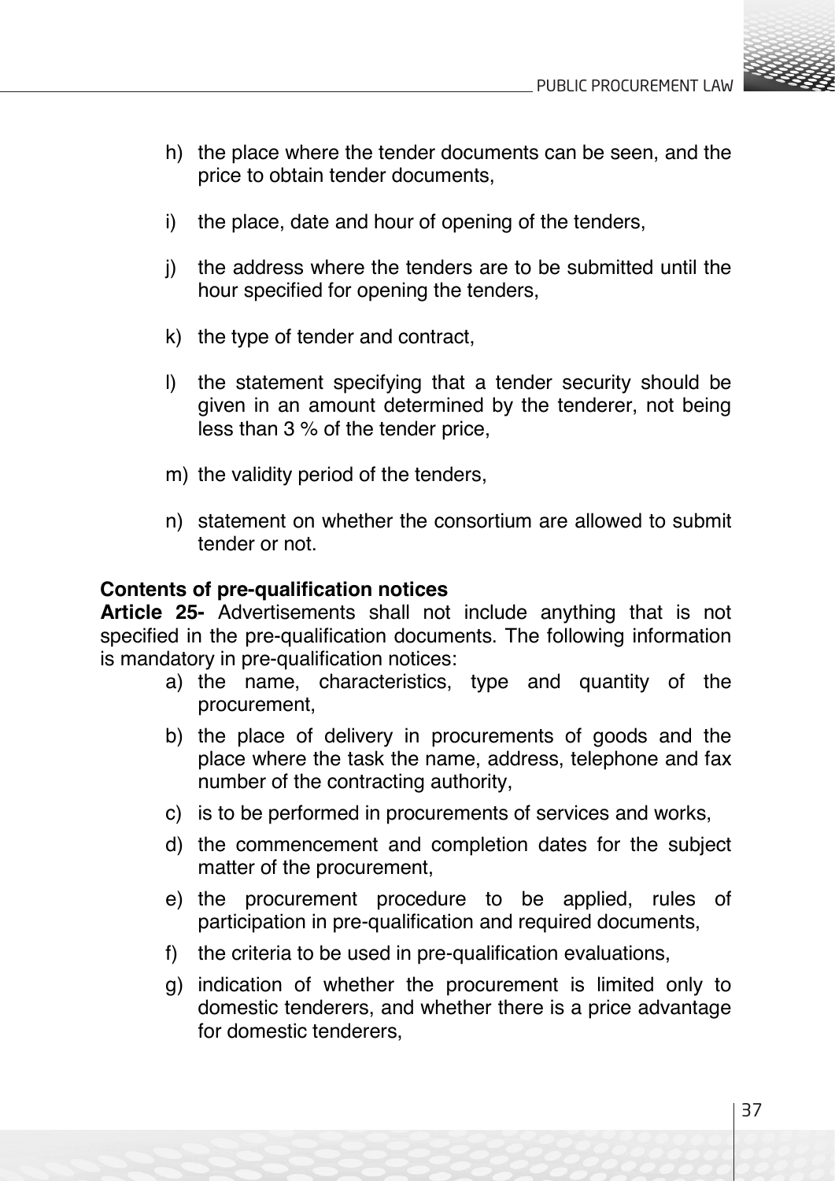h) the place where the tender documents can be seen, and the price to obtain tender documents,

i) the place, date and hour of opening of the tenders,

j) the address where the tenders are to be submitted until the hour specified for opening the tenders,

k) the type of tender and contract,

l) the statement specifying that a tender security should be given in an amount determined by the tenderer, not being less than 3 % of the tender price,

m) the validity period of the tenders,

n) statement on whether the consortium are allowed to submit tender or not.

**Contents of pre-qualification notices**

**Article 25-** Advertisements shall not include anything that is not specified in the pre-qualification documents. The following information is mandatory in pre-qualification notices:

a) the name, characteristics, type and quantity of the procurement,

b) the place of delivery in procurements of goods and the place where the task the name, address, telephone and fax number of the contracting authority,

c) is to be performed in procurements of services and works,

d) the commencement and completion dates for the subject matter of the procurement,

e) the procurement procedure to be applied, rules of participation in pre-qualification and required documents,

f) the criteria to be used in pre-qualification evaluations,

g) indication of whether the procurement is limited only to domestic tenderers, and whether there is a price advantage for domestic tenderers,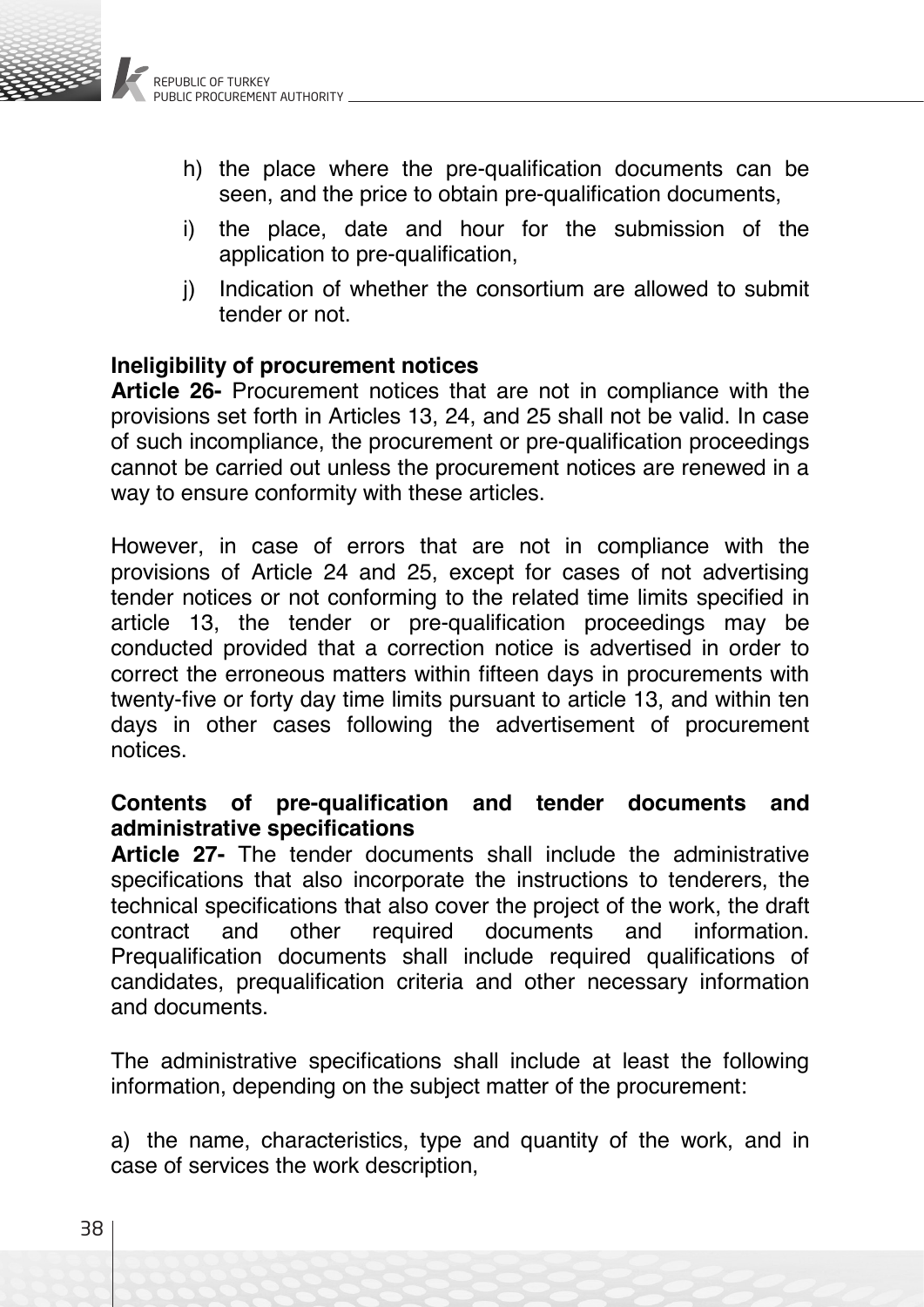h) the place where the pre-qualification documents can be seen, and the price to obtain pre-qualification documents,

i) the place, date and hour for the submission of the application to pre-qualification,

j) Indication of whether the consortium are allowed to submit tender or not.

**Ineligibility of procurement notices**

**Article 26-** Procurement notices that are not in compliance with the provisions set forth in Articles 13, 24, and 25 shall not be valid. In case of such incompliance, the procurement or pre-qualification proceedings cannot be carried out unless the procurement notices are renewed in a way to ensure conformity with these articles.

However, in case of errors that are not in compliance with the provisions of Article 24 and 25, except for cases of not advertising tender notices or not conforming to the related time limits specified in article 13, the tender or pre-qualification proceedings may be conducted provided that a correction notice is advertised in order to correct the erroneous matters within fifteen days in procurements with twenty-five or forty day time limits pursuant to article 13, and within ten days in other cases following the advertisement of procurement notices.

**Contents of pre-qualification and tender documents and administrative specifications**

**Article 27-** The tender documents shall include the administrative specifications that also incorporate the instructions to tenderers, the technical specifications that also cover the project of the work, the draft contract and other required documents and information. Prequalification documents shall include required qualifications of candidates, prequalification criteria and other necessary information and documents.

The administrative specifications shall include at least the following information, depending on the subject matter of the procurement:

a) the name, characteristics, type and quantity of the work, and in case of services the work description,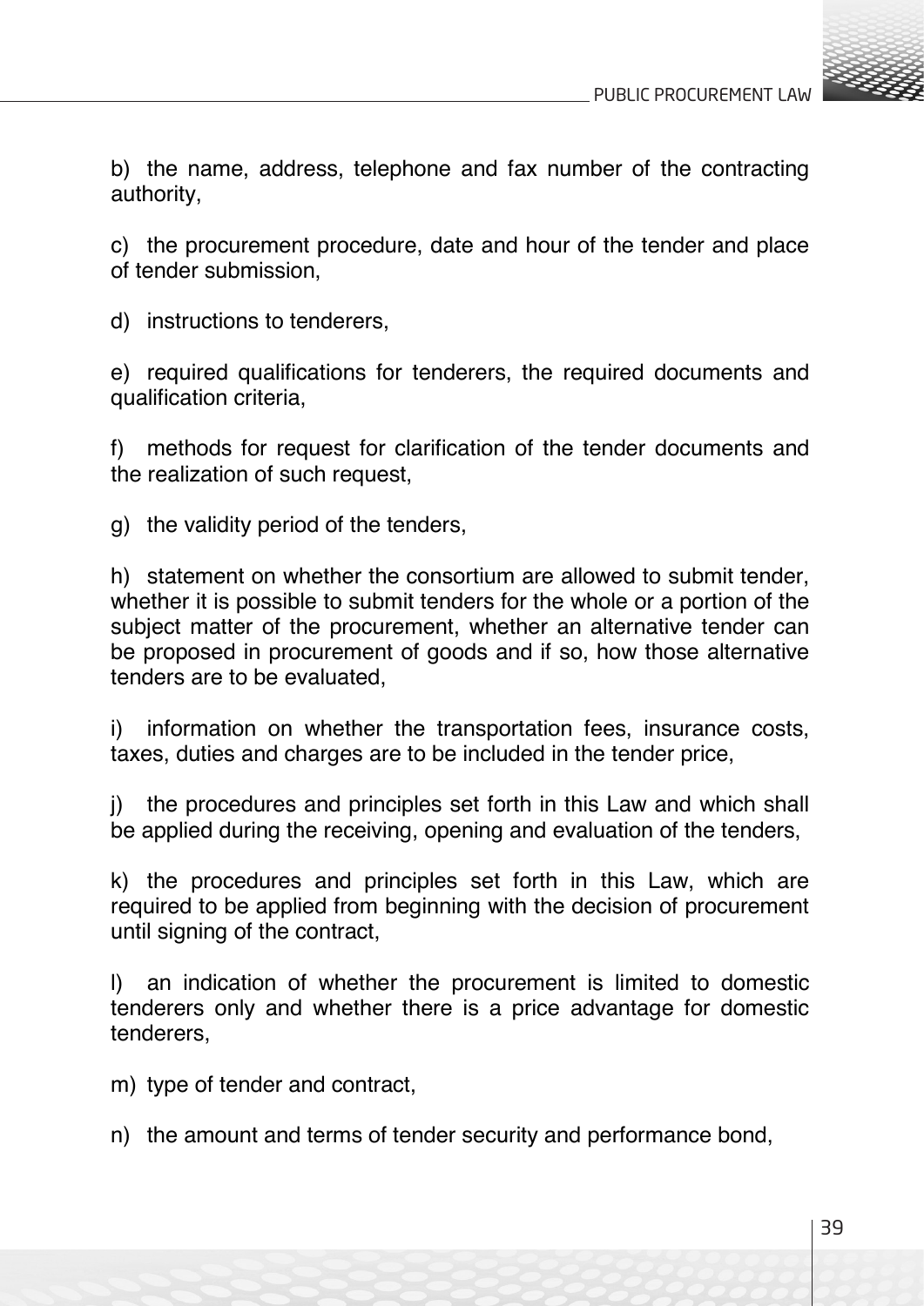b) the name, address, telephone and fax number of the contracting authority,

c) the procurement procedure, date and hour of the tender and place of tender submission,

d) instructions to tenderers,

e) required qualifications for tenderers, the required documents and qualification criteria,

f) methods for request for clarification of the tender documents and the realization of such request,

g) the validity period of the tenders,

h) statement on whether the consortium are allowed to submit tender, whether it is possible to submit tenders for the whole or a portion of the subject matter of the procurement, whether an alternative tender can be proposed in procurement of goods and if so, how those alternative tenders are to be evaluated,

i) information on whether the transportation fees, insurance costs, taxes, duties and charges are to be included in the tender price,

j) the procedures and principles set forth in this Law and which shall be applied during the receiving, opening and evaluation of the tenders,

k) the procedures and principles set forth in this Law, which are required to be applied from beginning with the decision of procurement until signing of the contract,

l) an indication of whether the procurement is limited to domestic tenderers only and whether there is a price advantage for domestic tenderers,

m) type of tender and contract,

n) the amount and terms of tender security and performance bond,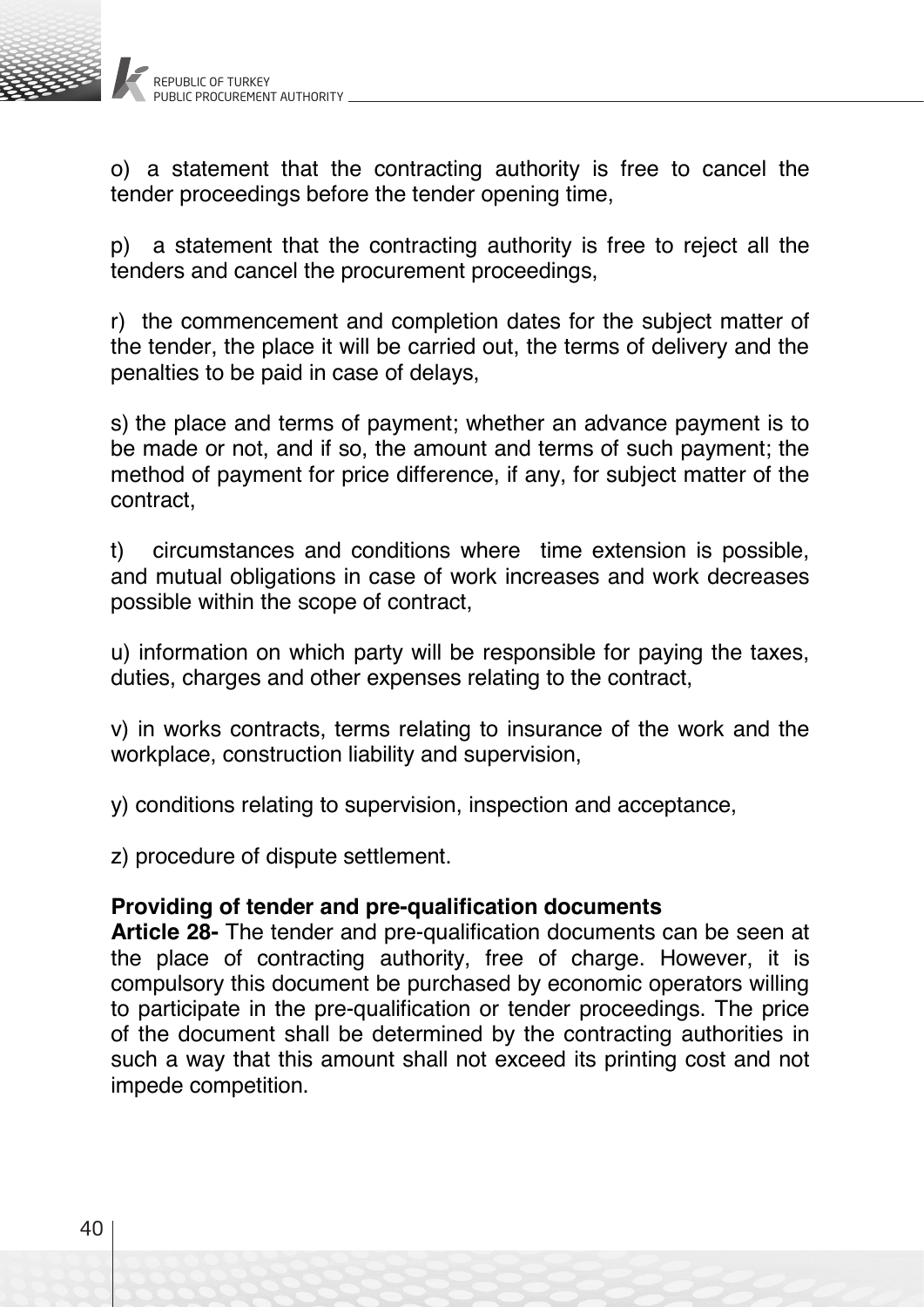o) a statement that the contracting authority is free to cancel the tender proceedings before the tender opening time,

p) a statement that the contracting authority is free to reject all the tenders and cancel the procurement proceedings,

r) the commencement and completion dates for the subject matter of the tender, the place it will be carried out, the terms of delivery and the penalties to be paid in case of delays,

s) the place and terms of payment; whether an advance payment is to be made or not, and if so, the amount and terms of such payment; the method of payment for price difference, if any, for subject matter of the contract,

t) circumstances and conditions where time extension is possible, and mutual obligations in case of work increases and work decreases possible within the scope of contract,

u) information on which party will be responsible for paying the taxes, duties, charges and other expenses relating to the contract,

v) in works contracts, terms relating to insurance of the work and the workplace, construction liability and supervision,

y) conditions relating to supervision, inspection and acceptance,

z) procedure of dispute settlement.

**Providing of tender and pre-qualification documents**

**Article 28-** The tender and pre-qualification documents can be seen at the place of contracting authority, free of charge. However, it is compulsory this document be purchased by economic operators willing to participate in the pre-qualification or tender proceedings. The price of the document shall be determined by the contracting authorities in such a way that this amount shall not exceed its printing cost and not impede competition.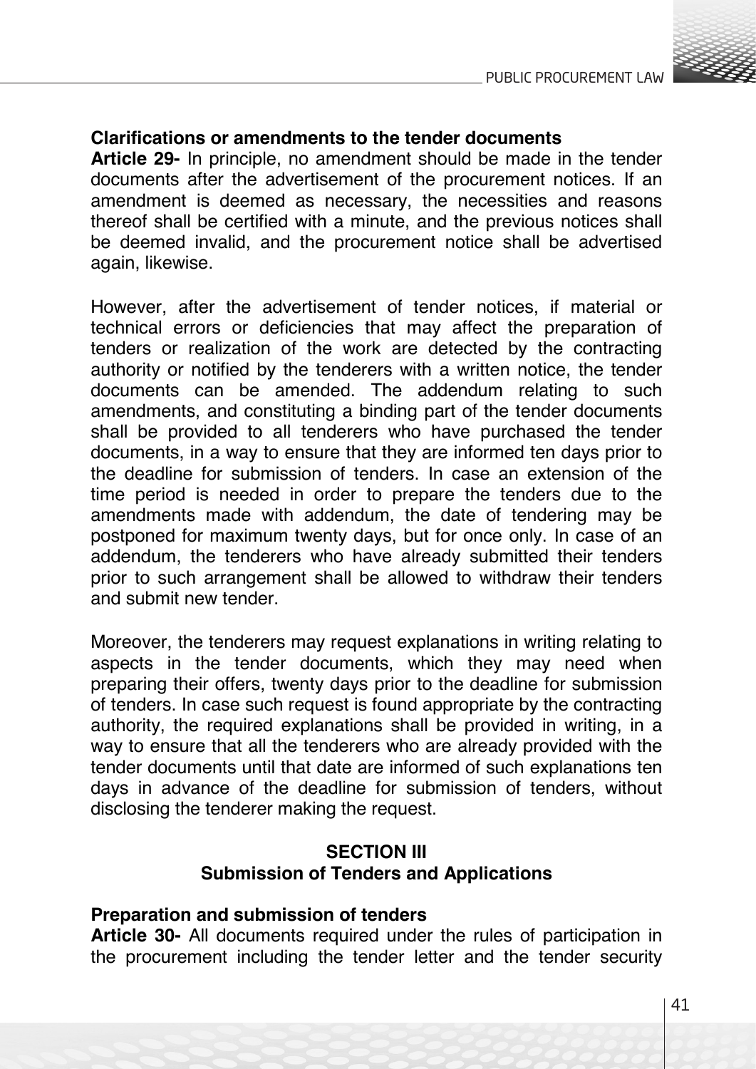**Clarifications or amendments to the tender documents**

**Article 29-** In principle, no amendment should be made in the tender documents after the advertisement of the procurement notices. If an amendment is deemed as necessary, the necessities and reasons thereof shall be certified with a minute, and the previous notices shall be deemed invalid, and the procurement notice shall be advertised again, likewise.

However, after the advertisement of tender notices, if material or technical errors or deficiencies that may affect the preparation of tenders or realization of the work are detected by the contracting authority or notified by the tenderers with a written notice, the tender documents can be amended. The addendum relating to such amendments, and constituting a binding part of the tender documents shall be provided to all tenderers who have purchased the tender documents, in a way to ensure that they are informed ten days prior to the deadline for submission of tenders. In case an extension of the time period is needed in order to prepare the tenders due to the amendments made with addendum, the date of tendering may be postponed for maximum twenty days, but for once only. In case of an addendum, the tenderers who have already submitted their tenders prior to such arrangement shall be allowed to withdraw their tenders and submit new tender.

Moreover, the tenderers may request explanations in writing relating to aspects in the tender documents, which they may need when preparing their offers, twenty days prior to the deadline for submission of tenders. In case such request is found appropriate by the contracting authority, the required explanations shall be provided in writing, in a way to ensure that all the tenderers who are already provided with the tender documents until that date are informed of such explanations ten days in advance of the deadline for submission of tenders, without disclosing the tenderer making the request.

## SECTION III
## Submission of Tenders and Applications

**Preparation and submission of tenders**

**Article 30-** All documents required under the rules of participation in the procurement including the tender letter and the tender security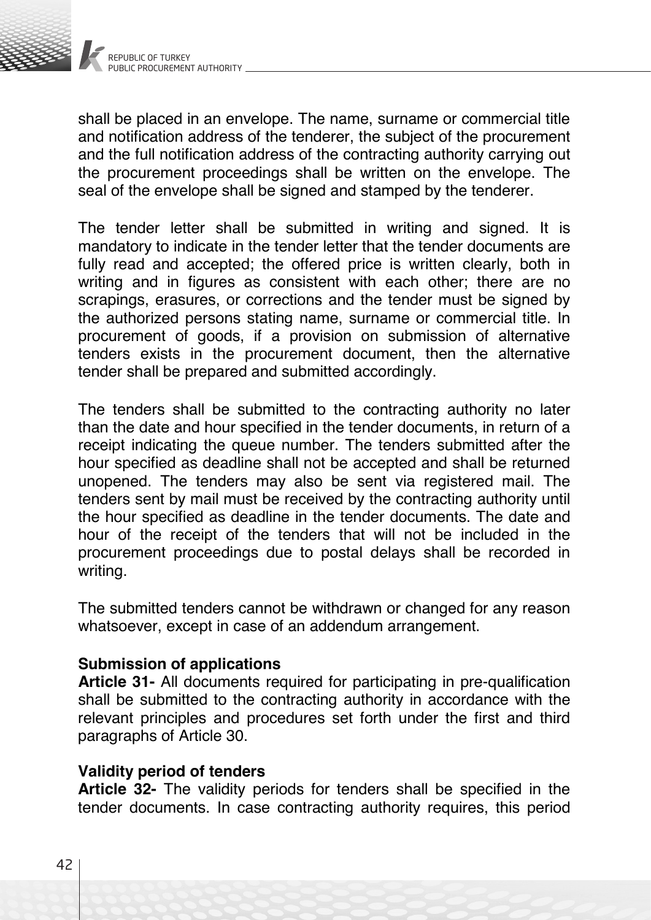shall be placed in an envelope. The name, surname or commercial title and notification address of the tenderer, the subject of the procurement and the full notification address of the contracting authority carrying out the procurement proceedings shall be written on the envelope. The seal of the envelope shall be signed and stamped by the tenderer.

The tender letter shall be submitted in writing and signed. It is mandatory to indicate in the tender letter that the tender documents are fully read and accepted; the offered price is written clearly, both in writing and in figures as consistent with each other; there are no scrapings, erasures, or corrections and the tender must be signed by the authorized persons stating name, surname or commercial title. In procurement of goods, if a provision on submission of alternative tenders exists in the procurement document, then the alternative tender shall be prepared and submitted accordingly.

The tenders shall be submitted to the contracting authority no later than the date and hour specified in the tender documents, in return of a receipt indicating the queue number. The tenders submitted after the hour specified as deadline shall not be accepted and shall be returned unopened. The tenders may also be sent via registered mail. The tenders sent by mail must be received by the contracting authority until the hour specified as deadline in the tender documents. The date and hour of the receipt of the tenders that will not be included in the procurement proceedings due to postal delays shall be recorded in writing.

The submitted tenders cannot be withdrawn or changed for any reason whatsoever, except in case of an addendum arrangement.

**Submission of applications**
**Article 31-** All documents required for participating in pre-qualification shall be submitted to the contracting authority in accordance with the relevant principles and procedures set forth under the first and third paragraphs of Article 30.

**Validity period of tenders**
**Article 32-** The validity periods for tenders shall be specified in the tender documents. In case contracting authority requires, this period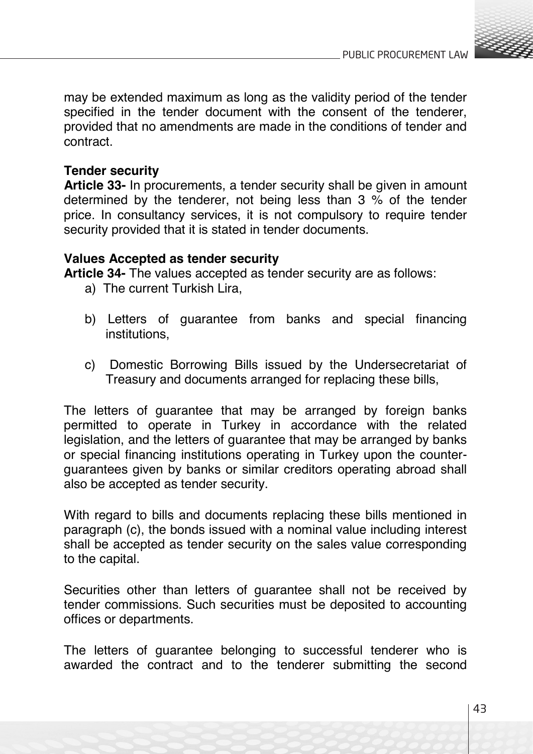may be extended maximum as long as the validity period of the tender specified in the tender document with the consent of the tenderer, provided that no amendments are made in the conditions of tender and contract.

**Tender security**

**Article 33-** In procurements, a tender security shall be given in amount determined by the tenderer, not being less than 3 % of the tender price. In consultancy services, it is not compulsory to require tender security provided that it is stated in tender documents.

**Values Accepted as tender security**

**Article 34-** The values accepted as tender security are as follows:

a) The current Turkish Lira,

b) Letters of guarantee from banks and special financing institutions,

c) Domestic Borrowing Bills issued by the Undersecretariat of Treasury and documents arranged for replacing these bills,

The letters of guarantee that may be arranged by foreign banks permitted to operate in Turkey in accordance with the related legislation, and the letters of guarantee that may be arranged by banks or special financing institutions operating in Turkey upon the counter-guarantees given by banks or similar creditors operating abroad shall also be accepted as tender security.

With regard to bills and documents replacing these bills mentioned in paragraph (c), the bonds issued with a nominal value including interest shall be accepted as tender security on the sales value corresponding to the capital.

Securities other than letters of guarantee shall not be received by tender commissions. Such securities must be deposited to accounting offices or departments.

The letters of guarantee belonging to successful tenderer who is awarded the contract and to the tenderer submitting the second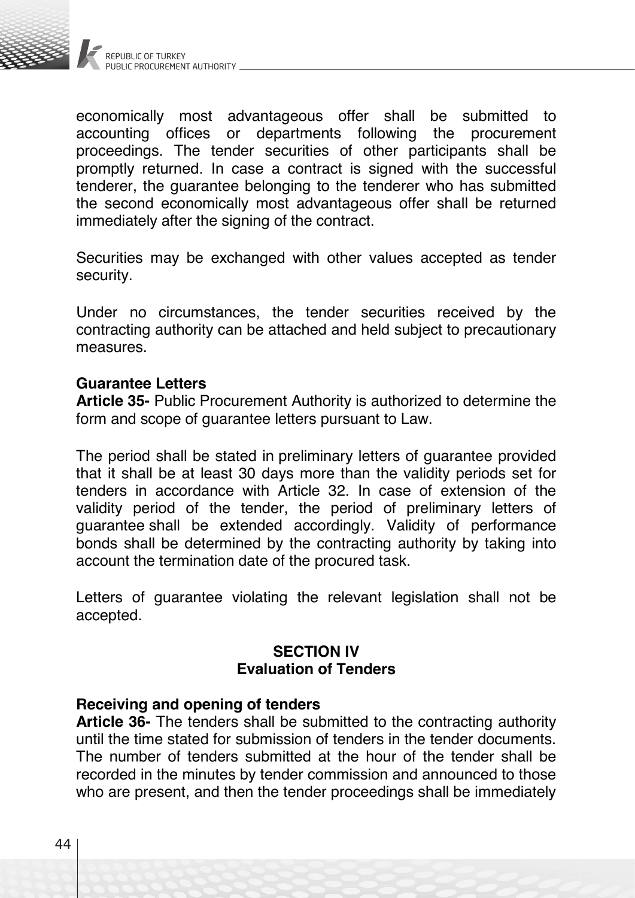economically most advantageous offer shall be submitted to accounting offices or departments following the procurement proceedings. The tender securities of other participants shall be promptly returned. In case a contract is signed with the successful tenderer, the guarantee belonging to the tenderer who has submitted the second economically most advantageous offer shall be returned immediately after the signing of the contract.

Securities may be exchanged with other values accepted as tender security.

Under no circumstances, the tender securities received by the contracting authority can be attached and held subject to precautionary measures.

**Guarantee Letters**

**Article 35-** Public Procurement Authority is authorized to determine the form and scope of guarantee letters pursuant to Law.

The period shall be stated in preliminary letters of guarantee provided that it shall be at least 30 days more than the validity periods set for tenders in accordance with Article 32. In case of extension of the validity period of the tender, the period of preliminary letters of guarantee shall be extended accordingly. Validity of performance bonds shall be determined by the contracting authority by taking into account the termination date of the procured task.

Letters of guarantee violating the relevant legislation shall not be accepted.

## SECTION IV
## Evaluation of Tenders

**Receiving and opening of tenders**

**Article 36-** The tenders shall be submitted to the contracting authority until the time stated for submission of tenders in the tender documents. The number of tenders submitted at the hour of the tender shall be recorded in the minutes by tender commission and announced to those who are present, and then the tender proceedings shall be immediately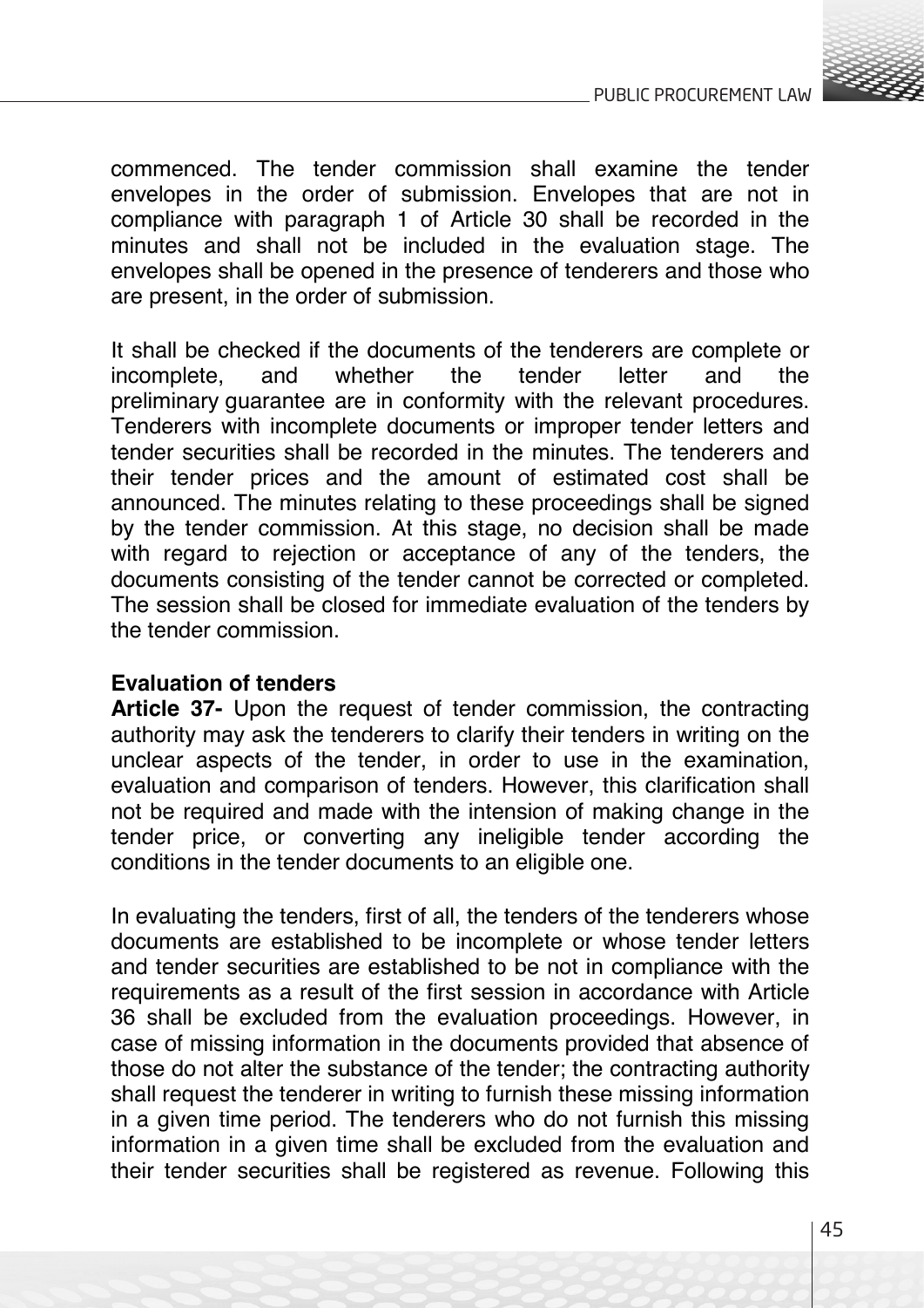commenced. The tender commission shall examine the tender envelopes in the order of submission. Envelopes that are not in compliance with paragraph 1 of Article 30 shall be recorded in the minutes and shall not be included in the evaluation stage. The envelopes shall be opened in the presence of tenderers and those who are present, in the order of submission.

It shall be checked if the documents of the tenderers are complete or incomplete, and whether the tender letter and the preliminary guarantee are in conformity with the relevant procedures. Tenderers with incomplete documents or improper tender letters and tender securities shall be recorded in the minutes. The tenderers and their tender prices and the amount of estimated cost shall be announced. The minutes relating to these proceedings shall be signed by the tender commission. At this stage, no decision shall be made with regard to rejection or acceptance of any of the tenders, the documents consisting of the tender cannot be corrected or completed. The session shall be closed for immediate evaluation of the tenders by the tender commission.

**Evaluation of tenders**

**Article 37-** Upon the request of tender commission, the contracting authority may ask the tenderers to clarify their tenders in writing on the unclear aspects of the tender, in order to use in the examination, evaluation and comparison of tenders. However, this clarification shall not be required and made with the intension of making change in the tender price, or converting any ineligible tender according the conditions in the tender documents to an eligible one.

In evaluating the tenders, first of all, the tenders of the tenderers whose documents are established to be incomplete or whose tender letters and tender securities are established to be not in compliance with the requirements as a result of the first session in accordance with Article 36 shall be excluded from the evaluation proceedings. However, in case of missing information in the documents provided that absence of those do not alter the substance of the tender; the contracting authority shall request the tenderer in writing to furnish these missing information in a given time period. The tenderers who do not furnish this missing information in a given time shall be excluded from the evaluation and their tender securities shall be registered as revenue. Following this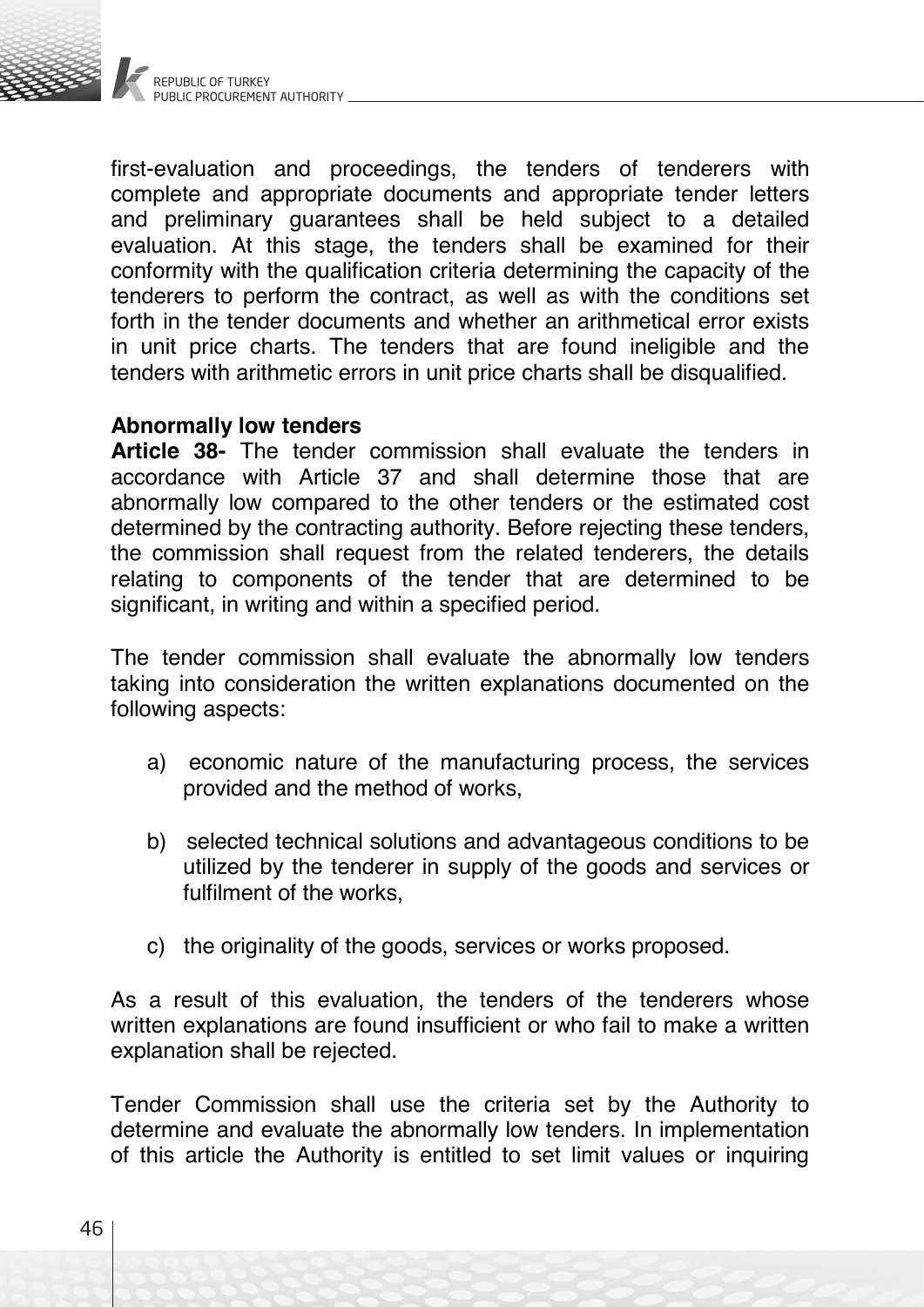first-evaluation and proceedings, the tenders of tenderers with complete and appropriate documents and appropriate tender letters and preliminary guarantees shall be held subject to a detailed evaluation. At this stage, the tenders shall be examined for their conformity with the qualification criteria determining the capacity of the tenderers to perform the contract, as well as with the conditions set forth in the tender documents and whether an arithmetical error exists in unit price charts. The tenders that are found ineligible and the tenders with arithmetic errors in unit price charts shall be disqualified.

**Abnormally low tenders**

**Article 38-** The tender commission shall evaluate the tenders in accordance with Article 37 and shall determine those that are abnormally low compared to the other tenders or the estimated cost determined by the contracting authority. Before rejecting these tenders, the commission shall request from the related tenderers, the details relating to components of the tender that are determined to be significant, in writing and within a specified period.

The tender commission shall evaluate the abnormally low tenders taking into consideration the written explanations documented on the following aspects:

a) economic nature of the manufacturing process, the services provided and the method of works,

b) selected technical solutions and advantageous conditions to be utilized by the tenderer in supply of the goods and services or fulfilment of the works,

c) the originality of the goods, services or works proposed.

As a result of this evaluation, the tenders of the tenderers whose written explanations are found insufficient or who fail to make a written explanation shall be rejected.

Tender Commission shall use the criteria set by the Authority to determine and evaluate the abnormally low tenders. In implementation of this article the Authority is entitled to set limit values or inquiring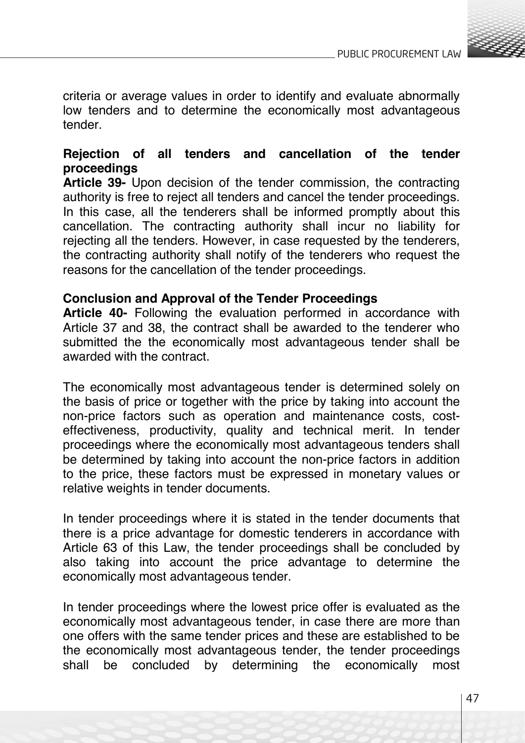criteria or average values in order to identify and evaluate abnormally low tenders and to determine the economically most advantageous tender.

**Rejection of all tenders and cancellation of the tender proceedings**

**Article 39-** Upon decision of the tender commission, the contracting authority is free to reject all tenders and cancel the tender proceedings. In this case, all the tenderers shall be informed promptly about this cancellation. The contracting authority shall incur no liability for rejecting all the tenders. However, in case requested by the tenderers, the contracting authority shall notify of the tenderers who request the reasons for the cancellation of the tender proceedings.

**Conclusion and Approval of the Tender Proceedings**

**Article 40-** Following the evaluation performed in accordance with Article 37 and 38, the contract shall be awarded to the tenderer who submitted the the economically most advantageous tender shall be awarded with the contract.

The economically most advantageous tender is determined solely on the basis of price or together with the price by taking into account the non-price factors such as operation and maintenance costs, cost-effectiveness, productivity, quality and technical merit. In tender proceedings where the economically most advantageous tenders shall be determined by taking into account the non-price factors in addition to the price, these factors must be expressed in monetary values or relative weights in tender documents.

In tender proceedings where it is stated in the tender documents that there is a price advantage for domestic tenderers in accordance with Article 63 of this Law, the tender proceedings shall be concluded by also taking into account the price advantage to determine the economically most advantageous tender.

In tender proceedings where the lowest price offer is evaluated as the economically most advantageous tender, in case there are more than one offers with the same tender prices and these are established to be the economically most advantageous tender, the tender proceedings shall be concluded by determining the economically most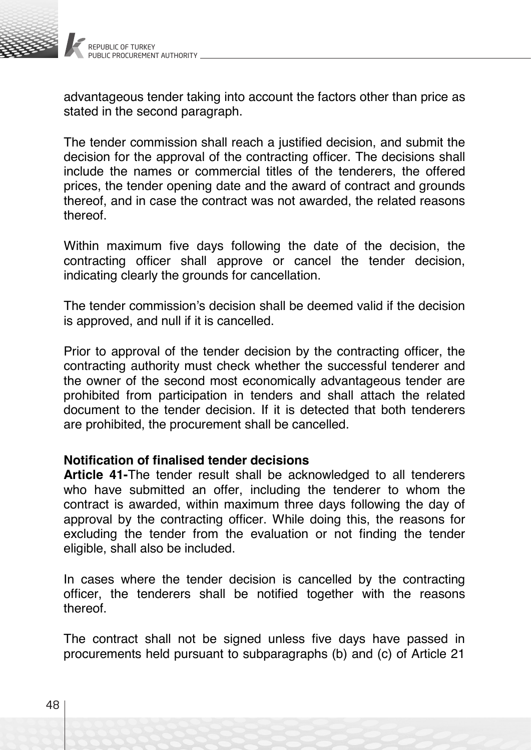advantageous tender taking into account the factors other than price as stated in the second paragraph.

The tender commission shall reach a justified decision, and submit the decision for the approval of the contracting officer. The decisions shall include the names or commercial titles of the tenderers, the offered prices, the tender opening date and the award of contract and grounds thereof, and in case the contract was not awarded, the related reasons thereof.

Within maximum five days following the date of the decision, the contracting officer shall approve or cancel the tender decision, indicating clearly the grounds for cancellation.

The tender commission's decision shall be deemed valid if the decision is approved, and null if it is cancelled.

Prior to approval of the tender decision by the contracting officer, the contracting authority must check whether the successful tenderer and the owner of the second most economically advantageous tender are prohibited from participation in tenders and shall attach the related document to the tender decision. If it is detected that both tenderers are prohibited, the procurement shall be cancelled.

**Notification of finalised tender decisions**

**Article 41-**The tender result shall be acknowledged to all tenderers who have submitted an offer, including the tenderer to whom the contract is awarded, within maximum three days following the day of approval by the contracting officer. While doing this, the reasons for excluding the tender from the evaluation or not finding the tender eligible, shall also be included.

In cases where the tender decision is cancelled by the contracting officer, the tenderers shall be notified together with the reasons thereof.

The contract shall not be signed unless five days have passed in procurements held pursuant to subparagraphs (b) and (c) of Article 21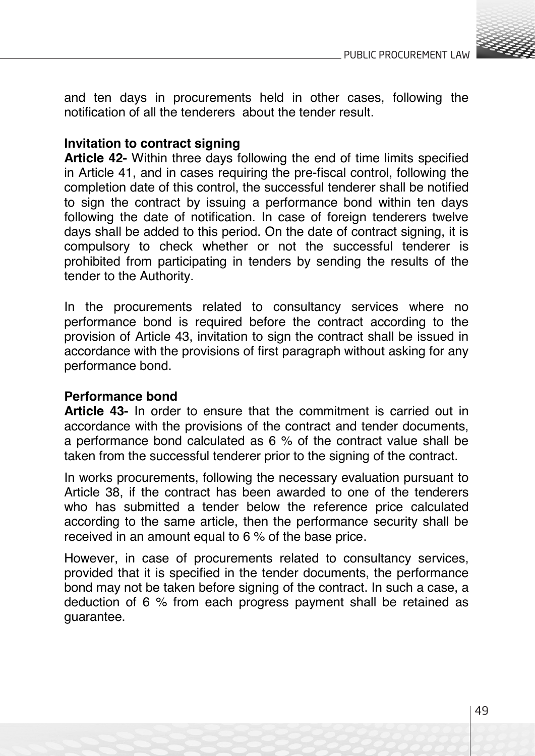and ten days in procurements held in other cases, following the notification of all the tenderers about the tender result.

**Invitation to contract signing**

**Article 42-** Within three days following the end of time limits specified in Article 41, and in cases requiring the pre-fiscal control, following the completion date of this control, the successful tenderer shall be notified to sign the contract by issuing a performance bond within ten days following the date of notification. In case of foreign tenderers twelve days shall be added to this period. On the date of contract signing, it is compulsory to check whether or not the successful tenderer is prohibited from participating in tenders by sending the results of the tender to the Authority.

In the procurements related to consultancy services where no performance bond is required before the contract according to the provision of Article 43, invitation to sign the contract shall be issued in accordance with the provisions of first paragraph without asking for any performance bond.

**Performance bond**

**Article 43-** In order to ensure that the commitment is carried out in accordance with the provisions of the contract and tender documents, a performance bond calculated as 6 % of the contract value shall be taken from the successful tenderer prior to the signing of the contract.

In works procurements, following the necessary evaluation pursuant to Article 38, if the contract has been awarded to one of the tenderers who has submitted a tender below the reference price calculated according to the same article, then the performance security shall be received in an amount equal to 6 % of the base price.

However, in case of procurements related to consultancy services, provided that it is specified in the tender documents, the performance bond may not be taken before signing of the contract. In such a case, a deduction of 6 % from each progress payment shall be retained as guarantee.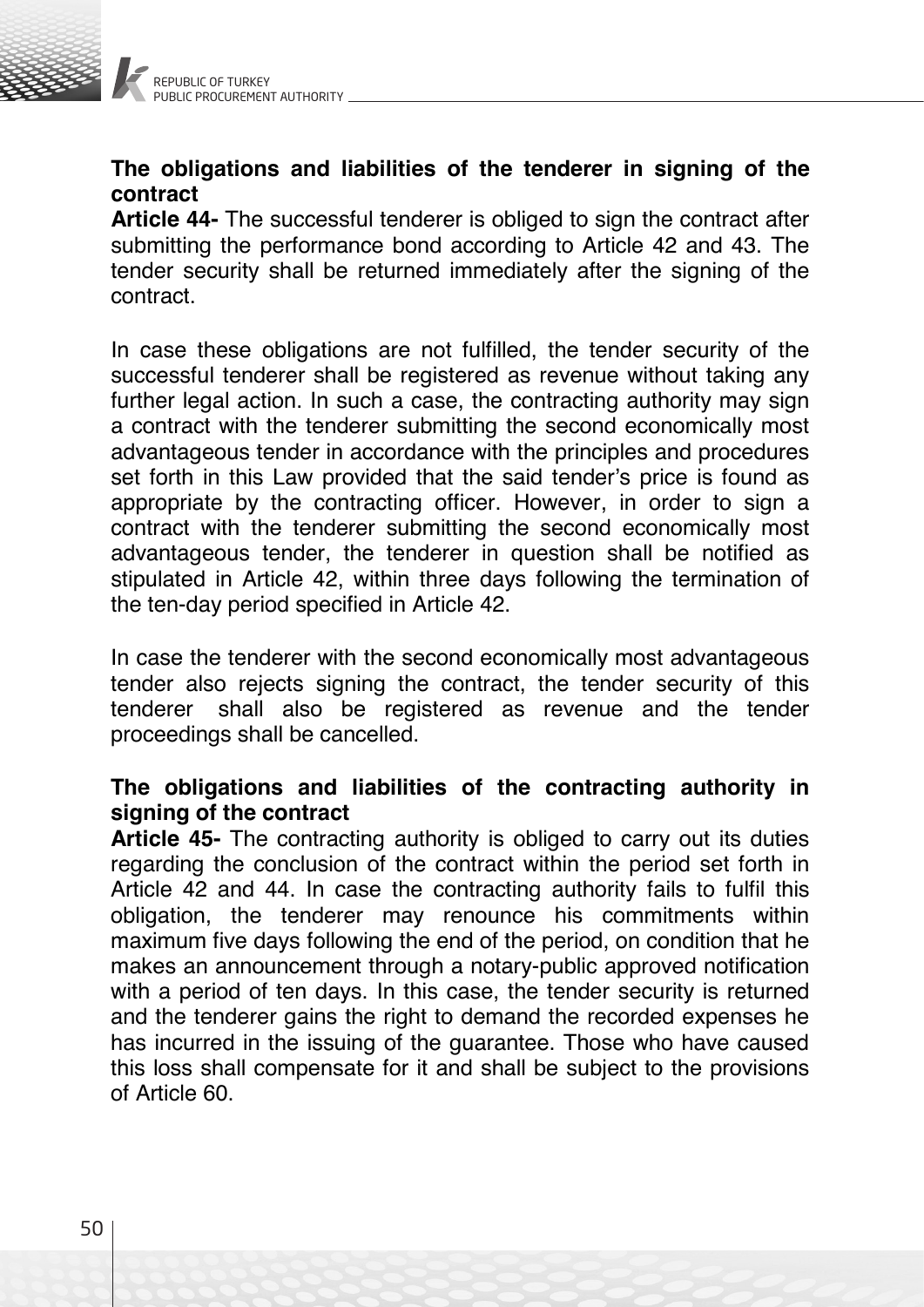**The obligations and liabilities of the tenderer in signing of the contract**

**Article 44-** The successful tenderer is obliged to sign the contract after submitting the performance bond according to Article 42 and 43. The tender security shall be returned immediately after the signing of the contract.

In case these obligations are not fulfilled, the tender security of the successful tenderer shall be registered as revenue without taking any further legal action. In such a case, the contracting authority may sign a contract with the tenderer submitting the second economically most advantageous tender in accordance with the principles and procedures set forth in this Law provided that the said tender's price is found as appropriate by the contracting officer. However, in order to sign a contract with the tenderer submitting the second economically most advantageous tender, the tenderer in question shall be notified as stipulated in Article 42, within three days following the termination of the ten-day period specified in Article 42.

In case the tenderer with the second economically most advantageous tender also rejects signing the contract, the tender security of this tenderer shall also be registered as revenue and the tender proceedings shall be cancelled.

**The obligations and liabilities of the contracting authority in signing of the contract**

**Article 45-** The contracting authority is obliged to carry out its duties regarding the conclusion of the contract within the period set forth in Article 42 and 44. In case the contracting authority fails to fulfil this obligation, the tenderer may renounce his commitments within maximum five days following the end of the period, on condition that he makes an announcement through a notary-public approved notification with a period of ten days. In this case, the tender security is returned and the tenderer gains the right to demand the recorded expenses he has incurred in the issuing of the guarantee. Those who have caused this loss shall compensate for it and shall be subject to the provisions of Article 60.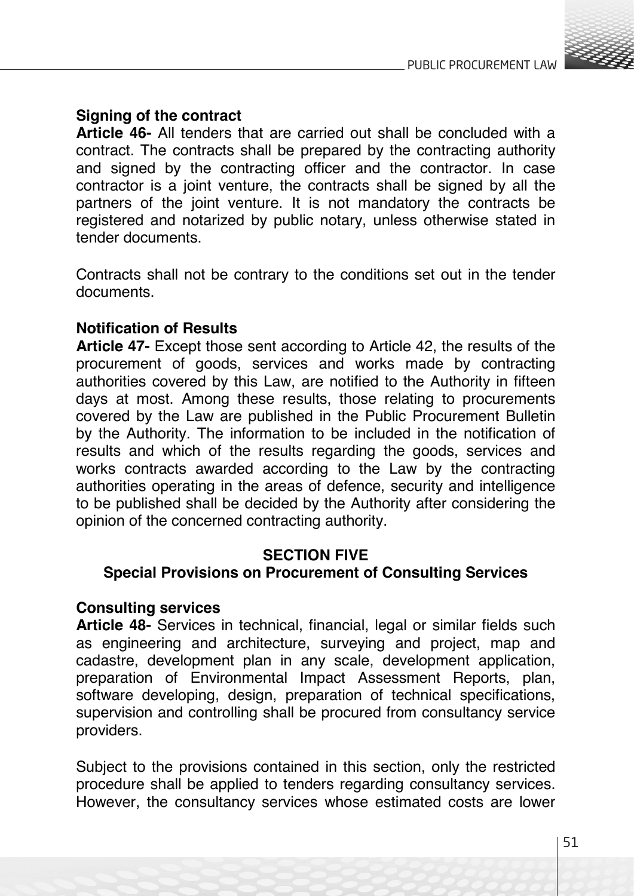**Signing of the contract**

**Article 46-** All tenders that are carried out shall be concluded with a contract. The contracts shall be prepared by the contracting authority and signed by the contracting officer and the contractor. In case contractor is a joint venture, the contracts shall be signed by all the partners of the joint venture. It is not mandatory the contracts be registered and notarized by public notary, unless otherwise stated in tender documents.

Contracts shall not be contrary to the conditions set out in the tender documents.

**Notification of Results**

**Article 47-** Except those sent according to Article 42, the results of the procurement of goods, services and works made by contracting authorities covered by this Law, are notified to the Authority in fifteen days at most. Among these results, those relating to procurements covered by the Law are published in the Public Procurement Bulletin by the Authority. The information to be included in the notification of results and which of the results regarding the goods, services and works contracts awarded according to the Law by the contracting authorities operating in the areas of defence, security and intelligence to be published shall be decided by the Authority after considering the opinion of the concerned contracting authority.

## SECTION FIVE
## Special Provisions on Procurement of Consulting Services

**Consulting services**

**Article 48-** Services in technical, financial, legal or similar fields such as engineering and architecture, surveying and project, map and cadastre, development plan in any scale, development application, preparation of Environmental Impact Assessment Reports, plan, software developing, design, preparation of technical specifications, supervision and controlling shall be procured from consultancy service providers.

Subject to the provisions contained in this section, only the restricted procedure shall be applied to tenders regarding consultancy services. However, the consultancy services whose estimated costs are lower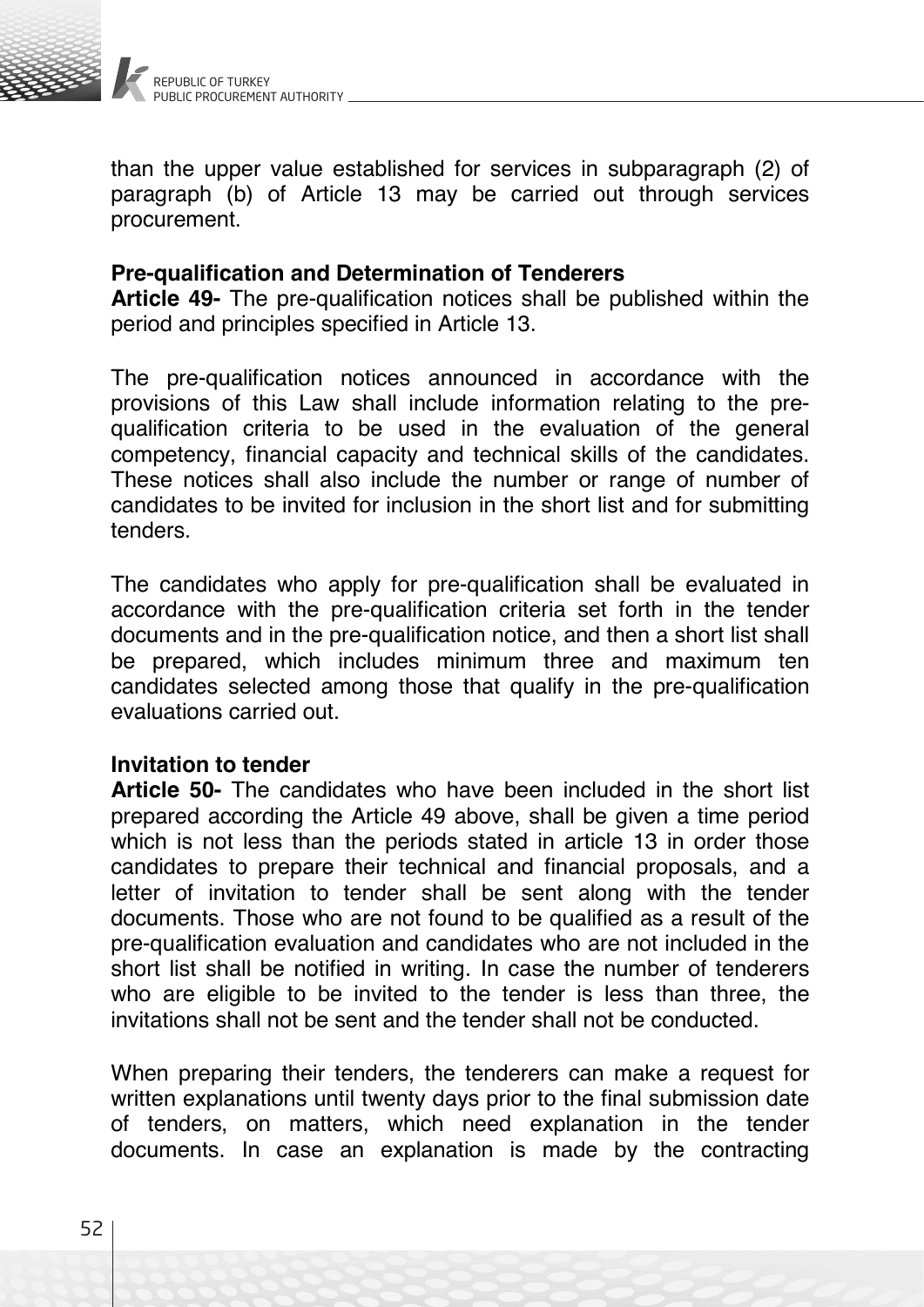than the upper value established for services in subparagraph (2) of paragraph (b) of Article 13 may be carried out through services procurement.

**Pre-qualification and Determination of Tenderers**

**Article 49-** The pre-qualification notices shall be published within the period and principles specified in Article 13.

The pre-qualification notices announced in accordance with the provisions of this Law shall include information relating to the pre-qualification criteria to be used in the evaluation of the general competency, financial capacity and technical skills of the candidates. These notices shall also include the number or range of number of candidates to be invited for inclusion in the short list and for submitting tenders.

The candidates who apply for pre-qualification shall be evaluated in accordance with the pre-qualification criteria set forth in the tender documents and in the pre-qualification notice, and then a short list shall be prepared, which includes minimum three and maximum ten candidates selected among those that qualify in the pre-qualification evaluations carried out.

**Invitation to tender**

**Article 50-** The candidates who have been included in the short list prepared according the Article 49 above, shall be given a time period which is not less than the periods stated in article 13 in order those candidates to prepare their technical and financial proposals, and a letter of invitation to tender shall be sent along with the tender documents. Those who are not found to be qualified as a result of the pre-qualification evaluation and candidates who are not included in the short list shall be notified in writing. In case the number of tenderers who are eligible to be invited to the tender is less than three, the invitations shall not be sent and the tender shall not be conducted.

When preparing their tenders, the tenderers can make a request for written explanations until twenty days prior to the final submission date of tenders, on matters, which need explanation in the tender documents. In case an explanation is made by the contracting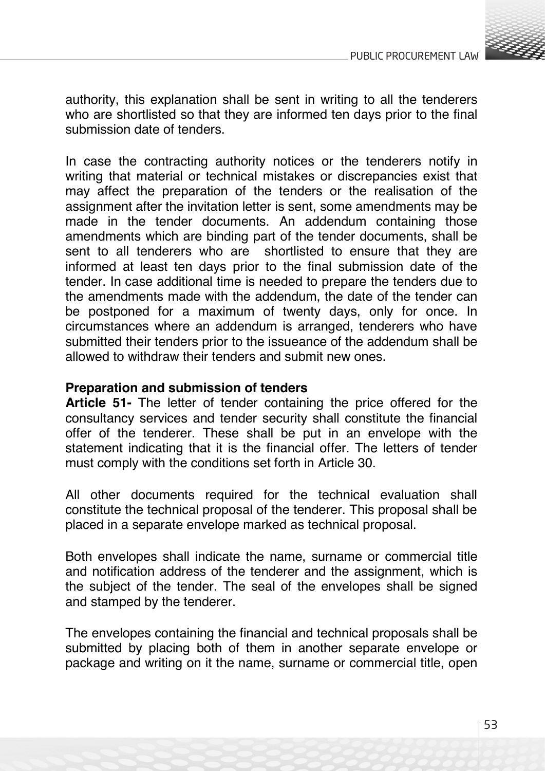authority, this explanation shall be sent in writing to all the tenderers who are shortlisted so that they are informed ten days prior to the final submission date of tenders.

In case the contracting authority notices or the tenderers notify in writing that material or technical mistakes or discrepancies exist that may affect the preparation of the tenders or the realisation of the assignment after the invitation letter is sent, some amendments may be made in the tender documents. An addendum containing those amendments which are binding part of the tender documents, shall be sent to all tenderers who are shortlisted to ensure that they are informed at least ten days prior to the final submission date of the tender. In case additional time is needed to prepare the tenders due to the amendments made with the addendum, the date of the tender can be postponed for a maximum of twenty days, only for once. In circumstances where an addendum is arranged, tenderers who have submitted their tenders prior to the issueance of the addendum shall be allowed to withdraw their tenders and submit new ones.

**Preparation and submission of tenders**

**Article 51-** The letter of tender containing the price offered for the consultancy services and tender security shall constitute the financial offer of the tenderer. These shall be put in an envelope with the statement indicating that it is the financial offer. The letters of tender must comply with the conditions set forth in Article 30.

All other documents required for the technical evaluation shall constitute the technical proposal of the tenderer. This proposal shall be placed in a separate envelope marked as technical proposal.

Both envelopes shall indicate the name, surname or commercial title and notification address of the tenderer and the assignment, which is the subject of the tender. The seal of the envelopes shall be signed and stamped by the tenderer.

The envelopes containing the financial and technical proposals shall be submitted by placing both of them in another separate envelope or package and writing on it the name, surname or commercial title, open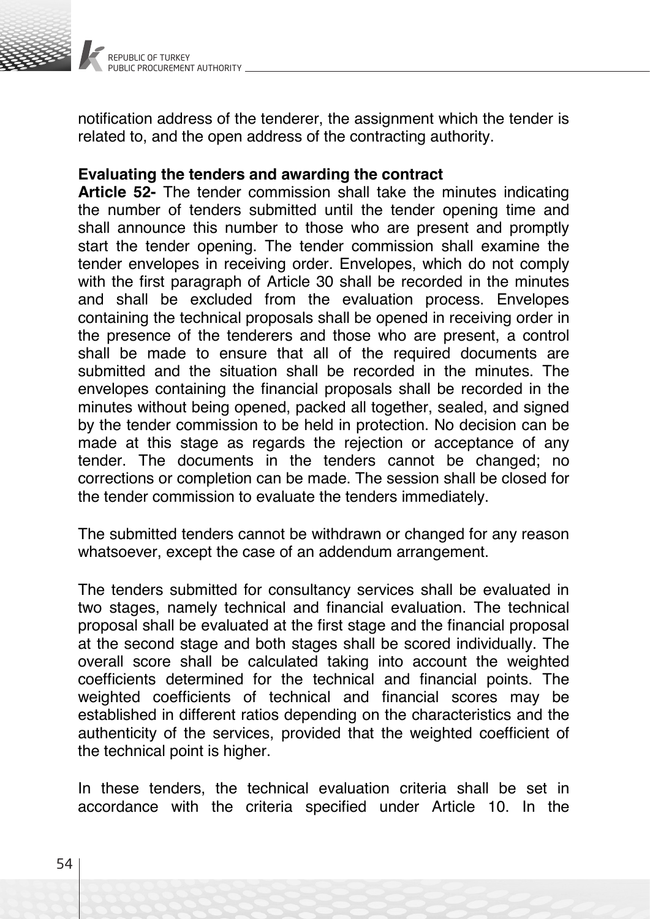notification address of the tenderer, the assignment which the tender is related to, and the open address of the contracting authority.

**Evaluating the tenders and awarding the contract**

**Article 52-** The tender commission shall take the minutes indicating the number of tenders submitted until the tender opening time and shall announce this number to those who are present and promptly start the tender opening. The tender commission shall examine the tender envelopes in receiving order. Envelopes, which do not comply with the first paragraph of Article 30 shall be recorded in the minutes and shall be excluded from the evaluation process. Envelopes containing the technical proposals shall be opened in receiving order in the presence of the tenderers and those who are present, a control shall be made to ensure that all of the required documents are submitted and the situation shall be recorded in the minutes. The envelopes containing the financial proposals shall be recorded in the minutes without being opened, packed all together, sealed, and signed by the tender commission to be held in protection. No decision can be made at this stage as regards the rejection or acceptance of any tender. The documents in the tenders cannot be changed; no corrections or completion can be made. The session shall be closed for the tender commission to evaluate the tenders immediately.

The submitted tenders cannot be withdrawn or changed for any reason whatsoever, except the case of an addendum arrangement.

The tenders submitted for consultancy services shall be evaluated in two stages, namely technical and financial evaluation. The technical proposal shall be evaluated at the first stage and the financial proposal at the second stage and both stages shall be scored individually. The overall score shall be calculated taking into account the weighted coefficients determined for the technical and financial points. The weighted coefficients of technical and financial scores may be established in different ratios depending on the characteristics and the authenticity of the services, provided that the weighted coefficient of the technical point is higher.

In these tenders, the technical evaluation criteria shall be set in accordance with the criteria specified under Article 10. In the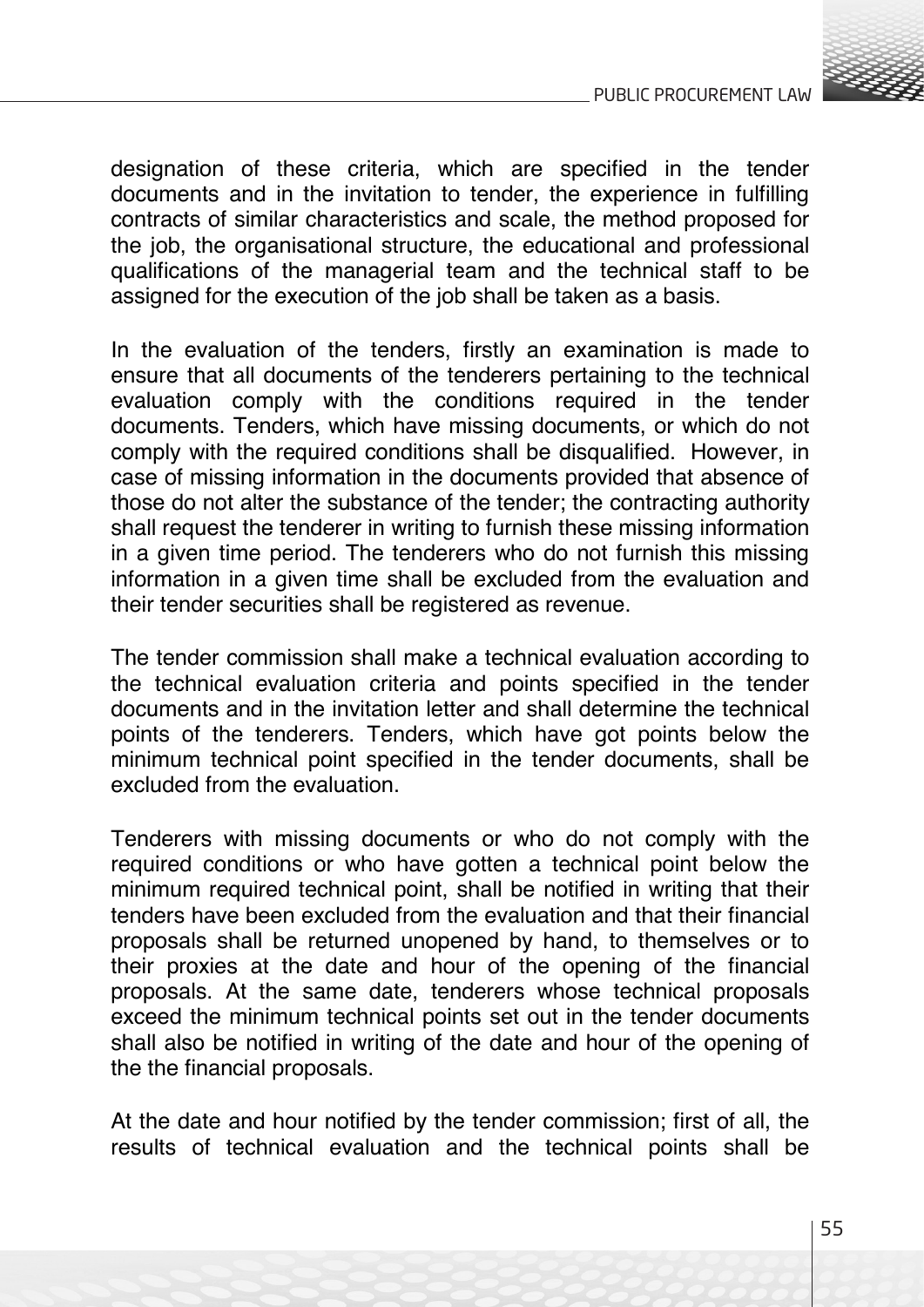designation of these criteria, which are specified in the tender documents and in the invitation to tender, the experience in fulfilling contracts of similar characteristics and scale, the method proposed for the job, the organisational structure, the educational and professional qualifications of the managerial team and the technical staff to be assigned for the execution of the job shall be taken as a basis.

In the evaluation of the tenders, firstly an examination is made to ensure that all documents of the tenderers pertaining to the technical evaluation comply with the conditions required in the tender documents. Tenders, which have missing documents, or which do not comply with the required conditions shall be disqualified. However, in case of missing information in the documents provided that absence of those do not alter the substance of the tender; the contracting authority shall request the tenderer in writing to furnish these missing information in a given time period. The tenderers who do not furnish this missing information in a given time shall be excluded from the evaluation and their tender securities shall be registered as revenue.

The tender commission shall make a technical evaluation according to the technical evaluation criteria and points specified in the tender documents and in the invitation letter and shall determine the technical points of the tenderers. Tenders, which have got points below the minimum technical point specified in the tender documents, shall be excluded from the evaluation.

Tenderers with missing documents or who do not comply with the required conditions or who have gotten a technical point below the minimum required technical point, shall be notified in writing that their tenders have been excluded from the evaluation and that their financial proposals shall be returned unopened by hand, to themselves or to their proxies at the date and hour of the opening of the financial proposals. At the same date, tenderers whose technical proposals exceed the minimum technical points set out in the tender documents shall also be notified in writing of the date and hour of the opening of the the financial proposals.

At the date and hour notified by the tender commission; first of all, the results of technical evaluation and the technical points shall be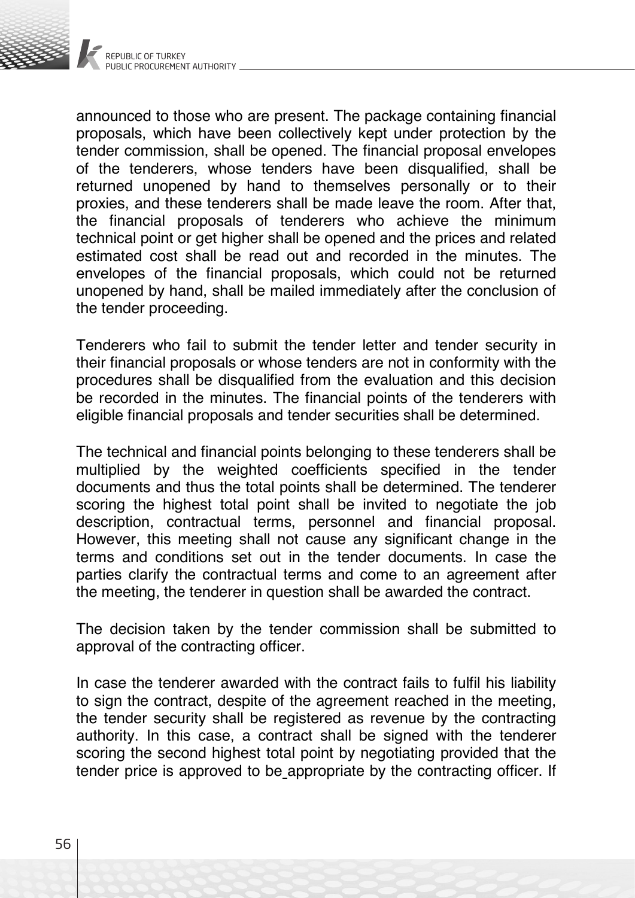announced to those who are present. The package containing financial proposals, which have been collectively kept under protection by the tender commission, shall be opened. The financial proposal envelopes of the tenderers, whose tenders have been disqualified, shall be returned unopened by hand to themselves personally or to their proxies, and these tenderers shall be made leave the room. After that, the financial proposals of tenderers who achieve the minimum technical point or get higher shall be opened and the prices and related estimated cost shall be read out and recorded in the minutes. The envelopes of the financial proposals, which could not be returned unopened by hand, shall be mailed immediately after the conclusion of the tender proceeding.

Tenderers who fail to submit the tender letter and tender security in their financial proposals or whose tenders are not in conformity with the procedures shall be disqualified from the evaluation and this decision be recorded in the minutes. The financial points of the tenderers with eligible financial proposals and tender securities shall be determined.

The technical and financial points belonging to these tenderers shall be multiplied by the weighted coefficients specified in the tender documents and thus the total points shall be determined. The tenderer scoring the highest total point shall be invited to negotiate the job description, contractual terms, personnel and financial proposal. However, this meeting shall not cause any significant change in the terms and conditions set out in the tender documents. In case the parties clarify the contractual terms and come to an agreement after the meeting, the tenderer in question shall be awarded the contract.

The decision taken by the tender commission shall be submitted to approval of the contracting officer.

In case the tenderer awarded with the contract fails to fulfil his liability to sign the contract, despite of the agreement reached in the meeting, the tender security shall be registered as revenue by the contracting authority. In this case, a contract shall be signed with the tenderer scoring the second highest total point by negotiating provided that the tender price is approved to be appropriate by the contracting officer. If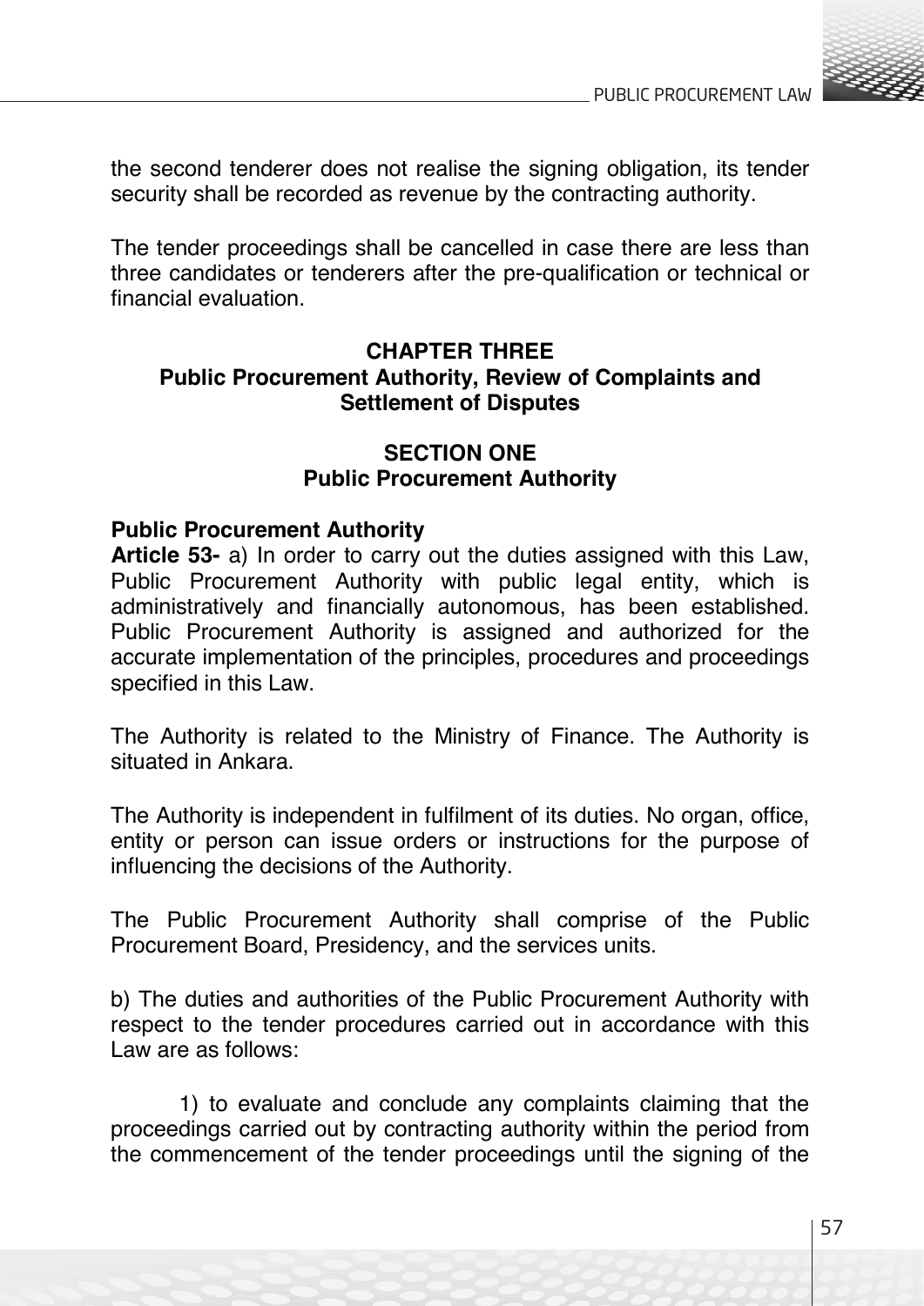the second tenderer does not realise the signing obligation, its tender security shall be recorded as revenue by the contracting authority.

The tender proceedings shall be cancelled in case there are less than three candidates or tenderers after the pre-qualification or technical or financial evaluation.

## CHAPTER THREE
## Public Procurement Authority, Review of Complaints and Settlement of Disputes

### SECTION ONE
### Public Procurement Authority

**Public Procurement Authority**

**Article 53-** a) In order to carry out the duties assigned with this Law, Public Procurement Authority with public legal entity, which is administratively and financially autonomous, has been established. Public Procurement Authority is assigned and authorized for the accurate implementation of the principles, procedures and proceedings specified in this Law.

The Authority is related to the Ministry of Finance. The Authority is situated in Ankara.

The Authority is independent in fulfilment of its duties. No organ, office, entity or person can issue orders or instructions for the purpose of influencing the decisions of the Authority.

The Public Procurement Authority shall comprise of the Public Procurement Board, Presidency, and the services units.

b) The duties and authorities of the Public Procurement Authority with respect to the tender procedures carried out in accordance with this Law are as follows:

1) to evaluate and conclude any complaints claiming that the proceedings carried out by contracting authority within the period from the commencement of the tender proceedings until the signing of the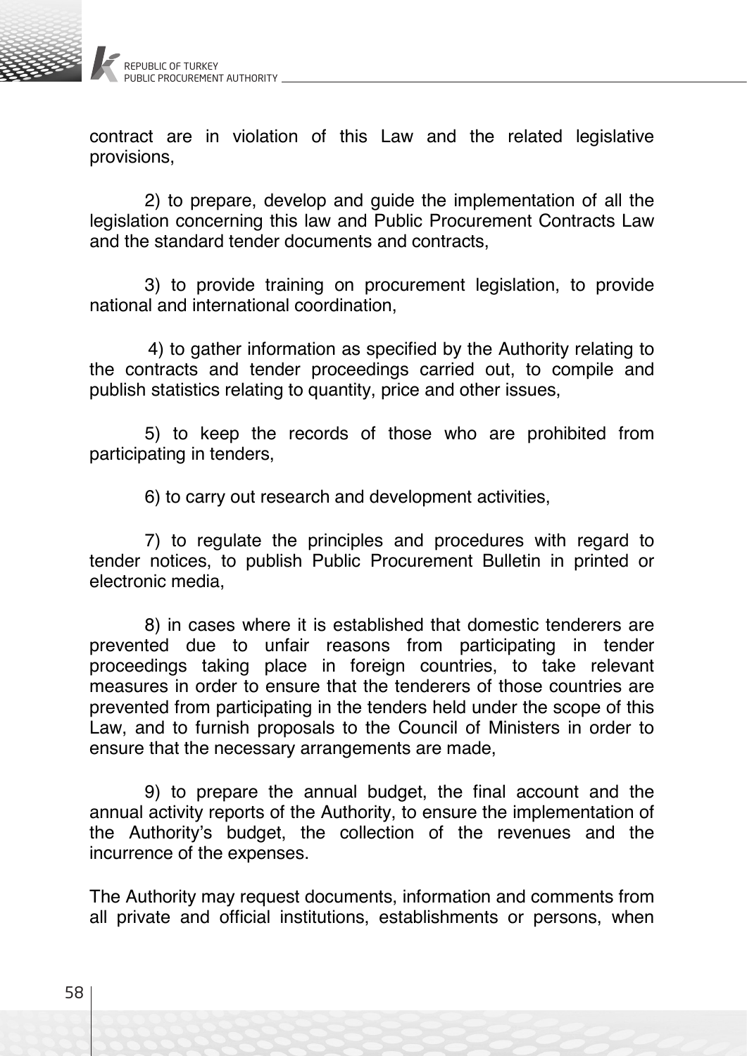contract are in violation of this Law and the related legislative provisions,

2) to prepare, develop and guide the implementation of all the legislation concerning this law and Public Procurement Contracts Law and the standard tender documents and contracts,

3) to provide training on procurement legislation, to provide national and international coordination,

4) to gather information as specified by the Authority relating to the contracts and tender proceedings carried out, to compile and publish statistics relating to quantity, price and other issues,

5) to keep the records of those who are prohibited from participating in tenders,

6) to carry out research and development activities,

7) to regulate the principles and procedures with regard to tender notices, to publish Public Procurement Bulletin in printed or electronic media,

8) in cases where it is established that domestic tenderers are prevented due to unfair reasons from participating in tender proceedings taking place in foreign countries, to take relevant measures in order to ensure that the tenderers of those countries are prevented from participating in the tenders held under the scope of this Law, and to furnish proposals to the Council of Ministers in order to ensure that the necessary arrangements are made,

9) to prepare the annual budget, the final account and the annual activity reports of the Authority, to ensure the implementation of the Authority's budget, the collection of the revenues and the incurrence of the expenses.

The Authority may request documents, information and comments from all private and official institutions, establishments or persons, when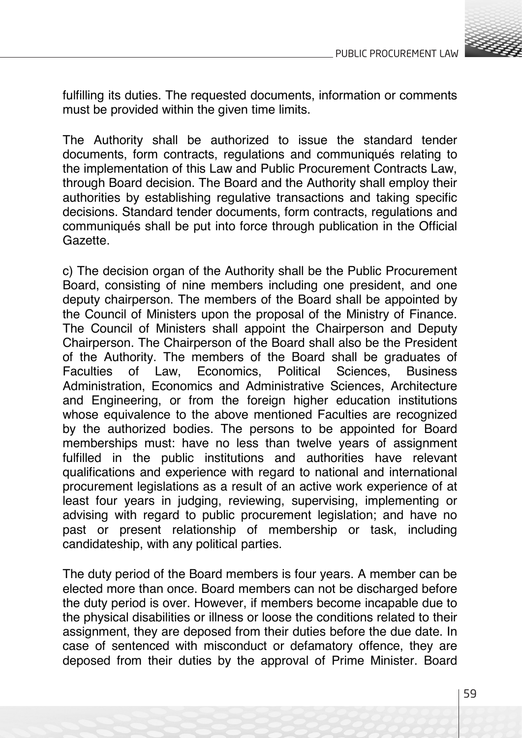fulfilling its duties. The requested documents, information or comments must be provided within the given time limits.

The Authority shall be authorized to issue the standard tender documents, form contracts, regulations and communiqués relating to the implementation of this Law and Public Procurement Contracts Law, through Board decision. The Board and the Authority shall employ their authorities by establishing regulative transactions and taking specific decisions. Standard tender documents, form contracts, regulations and communiqués shall be put into force through publication in the Official Gazette.

c) The decision organ of the Authority shall be the Public Procurement Board, consisting of nine members including one president, and one deputy chairperson. The members of the Board shall be appointed by the Council of Ministers upon the proposal of the Ministry of Finance. The Council of Ministers shall appoint the Chairperson and Deputy Chairperson. The Chairperson of the Board shall also be the President of the Authority. The members of the Board shall be graduates of Faculties of Law, Economics, Political Sciences, Business Administration, Economics and Administrative Sciences, Architecture and Engineering, or from the foreign higher education institutions whose equivalence to the above mentioned Faculties are recognized by the authorized bodies. The persons to be appointed for Board memberships must: have no less than twelve years of assignment fulfilled in the public institutions and authorities have relevant qualifications and experience with regard to national and international procurement legislations as a result of an active work experience of at least four years in judging, reviewing, supervising, implementing or advising with regard to public procurement legislation; and have no past or present relationship of membership or task, including candidateship, with any political parties.

The duty period of the Board members is four years. A member can be elected more than once. Board members can not be discharged before the duty period is over. However, if members become incapable due to the physical disabilities or illness or loose the conditions related to their assignment, they are deposed from their duties before the due date. In case of sentenced with misconduct or defamatory offence, they are deposed from their duties by the approval of Prime Minister. Board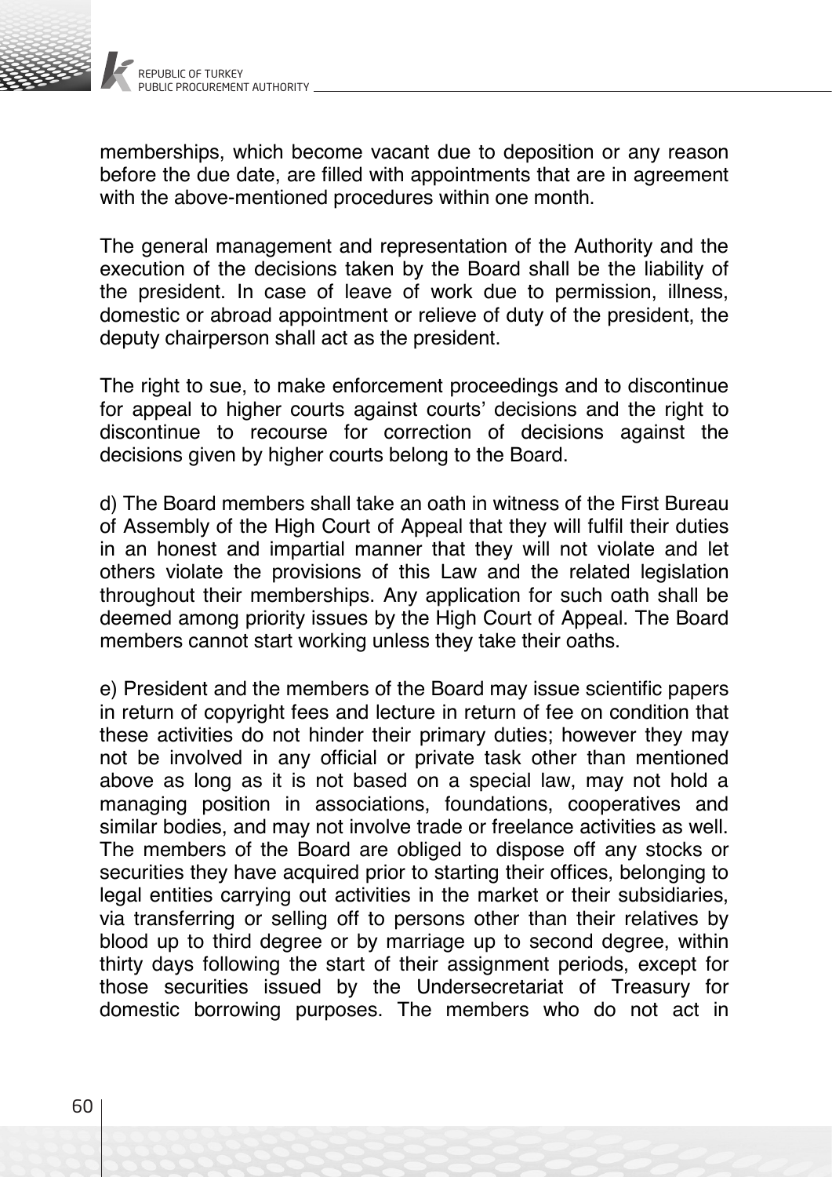memberships, which become vacant due to deposition or any reason before the due date, are filled with appointments that are in agreement with the above-mentioned procedures within one month.

The general management and representation of the Authority and the execution of the decisions taken by the Board shall be the liability of the president. In case of leave of work due to permission, illness, domestic or abroad appointment or relieve of duty of the president, the deputy chairperson shall act as the president.

The right to sue, to make enforcement proceedings and to discontinue for appeal to higher courts against courts' decisions and the right to discontinue to recourse for correction of decisions against the decisions given by higher courts belong to the Board.

d) The Board members shall take an oath in witness of the First Bureau of Assembly of the High Court of Appeal that they will fulfil their duties in an honest and impartial manner that they will not violate and let others violate the provisions of this Law and the related legislation throughout their memberships. Any application for such oath shall be deemed among priority issues by the High Court of Appeal. The Board members cannot start working unless they take their oaths.

e) President and the members of the Board may issue scientific papers in return of copyright fees and lecture in return of fee on condition that these activities do not hinder their primary duties; however they may not be involved in any official or private task other than mentioned above as long as it is not based on a special law, may not hold a managing position in associations, foundations, cooperatives and similar bodies, and may not involve trade or freelance activities as well. The members of the Board are obliged to dispose off any stocks or securities they have acquired prior to starting their offices, belonging to legal entities carrying out activities in the market or their subsidiaries, via transferring or selling off to persons other than their relatives by blood up to third degree or by marriage up to second degree, within thirty days following the start of their assignment periods, except for those securities issued by the Undersecretariat of Treasury for domestic borrowing purposes. The members who do not act in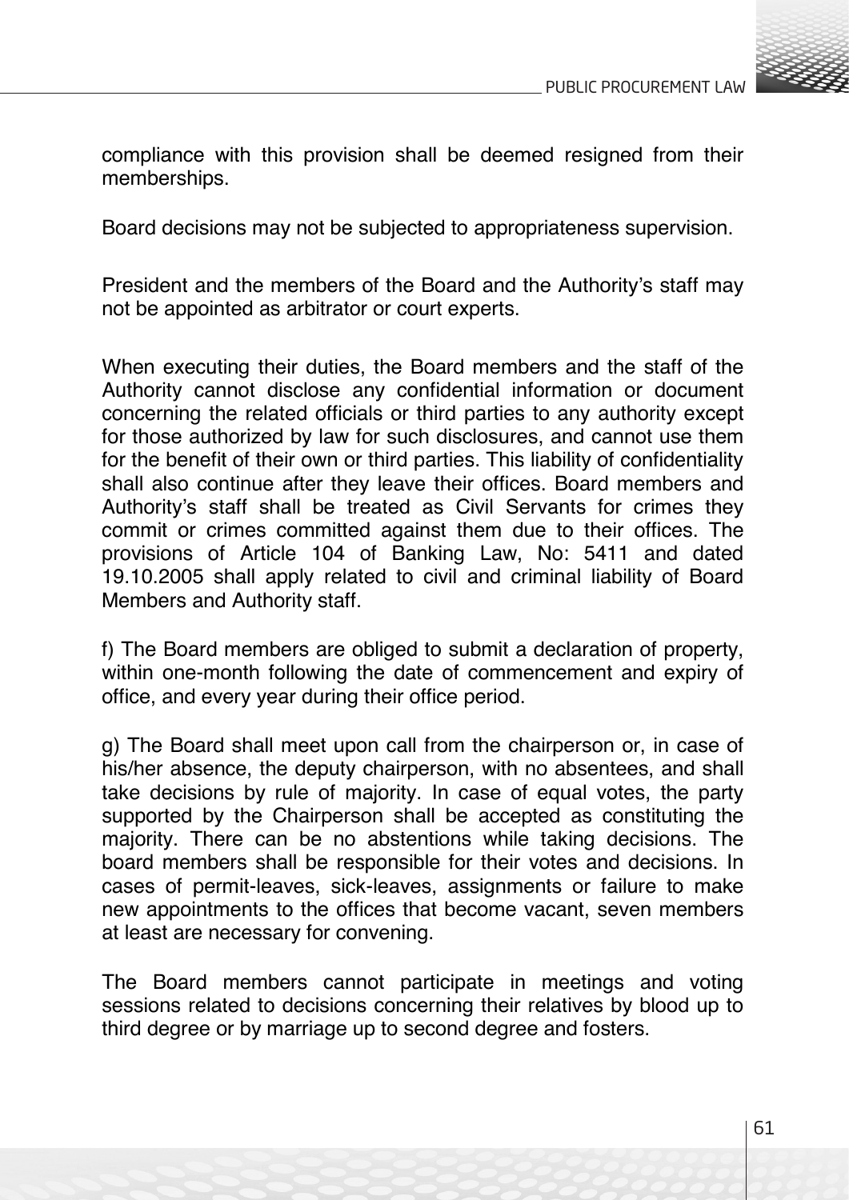compliance with this provision shall be deemed resigned from their memberships.

Board decisions may not be subjected to appropriateness supervision.

President and the members of the Board and the Authority's staff may not be appointed as arbitrator or court experts.

When executing their duties, the Board members and the staff of the Authority cannot disclose any confidential information or document concerning the related officials or third parties to any authority except for those authorized by law for such disclosures, and cannot use them for the benefit of their own or third parties. This liability of confidentiality shall also continue after they leave their offices. Board members and Authority's staff shall be treated as Civil Servants for crimes they commit or crimes committed against them due to their offices. The provisions of Article 104 of Banking Law, No: 5411 and dated 19.10.2005 shall apply related to civil and criminal liability of Board Members and Authority staff.

f) The Board members are obliged to submit a declaration of property, within one-month following the date of commencement and expiry of office, and every year during their office period.

g) The Board shall meet upon call from the chairperson or, in case of his/her absence, the deputy chairperson, with no absentees, and shall take decisions by rule of majority. In case of equal votes, the party supported by the Chairperson shall be accepted as constituting the majority. There can be no abstentions while taking decisions. The board members shall be responsible for their votes and decisions. In cases of permit-leaves, sick-leaves, assignments or failure to make new appointments to the offices that become vacant, seven members at least are necessary for convening.

The Board members cannot participate in meetings and voting sessions related to decisions concerning their relatives by blood up to third degree or by marriage up to second degree and fosters.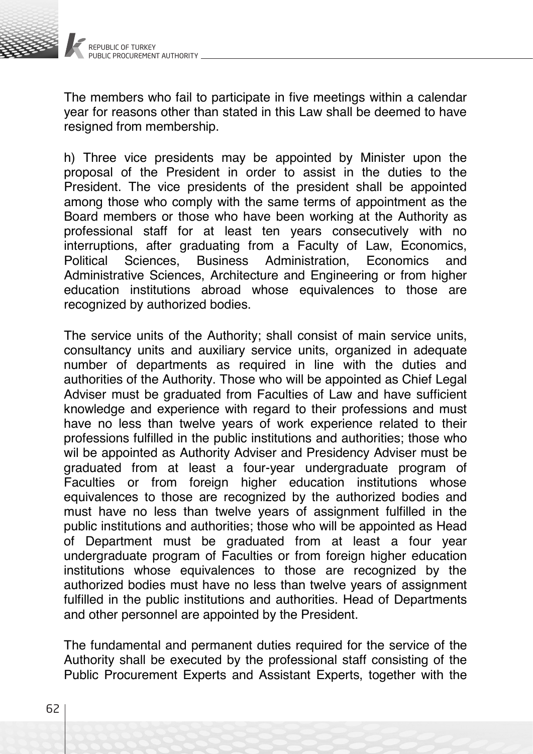The members who fail to participate in five meetings within a calendar year for reasons other than stated in this Law shall be deemed to have resigned from membership.

h) Three vice presidents may be appointed by Minister upon the proposal of the President in order to assist in the duties to the President. The vice presidents of the president shall be appointed among those who comply with the same terms of appointment as the Board members or those who have been working at the Authority as professional staff for at least ten years consecutively with no interruptions, after graduating from a Faculty of Law, Economics, Political Sciences, Business Administration, Economics and Administrative Sciences, Architecture and Engineering or from higher education institutions abroad whose equivalences to those are recognized by authorized bodies.

The service units of the Authority; shall consist of main service units, consultancy units and auxiliary service units, organized in adequate number of departments as required in line with the duties and authorities of the Authority. Those who will be appointed as Chief Legal Adviser must be graduated from Faculties of Law and have sufficient knowledge and experience with regard to their professions and must have no less than twelve years of work experience related to their professions fulfilled in the public institutions and authorities; those who wil be appointed as Authority Adviser and Presidency Adviser must be graduated from at least a four-year undergraduate program of Faculties or from foreign higher education institutions whose equivalences to those are recognized by the authorized bodies and must have no less than twelve years of assignment fulfilled in the public institutions and authorities; those who will be appointed as Head of Department must be graduated from at least a four year undergraduate program of Faculties or from foreign higher education institutions whose equivalences to those are recognized by the authorized bodies must have no less than twelve years of assignment fulfilled in the public institutions and authorities. Head of Departments and other personnel are appointed by the President.

The fundamental and permanent duties required for the service of the Authority shall be executed by the professional staff consisting of the Public Procurement Experts and Assistant Experts, together with the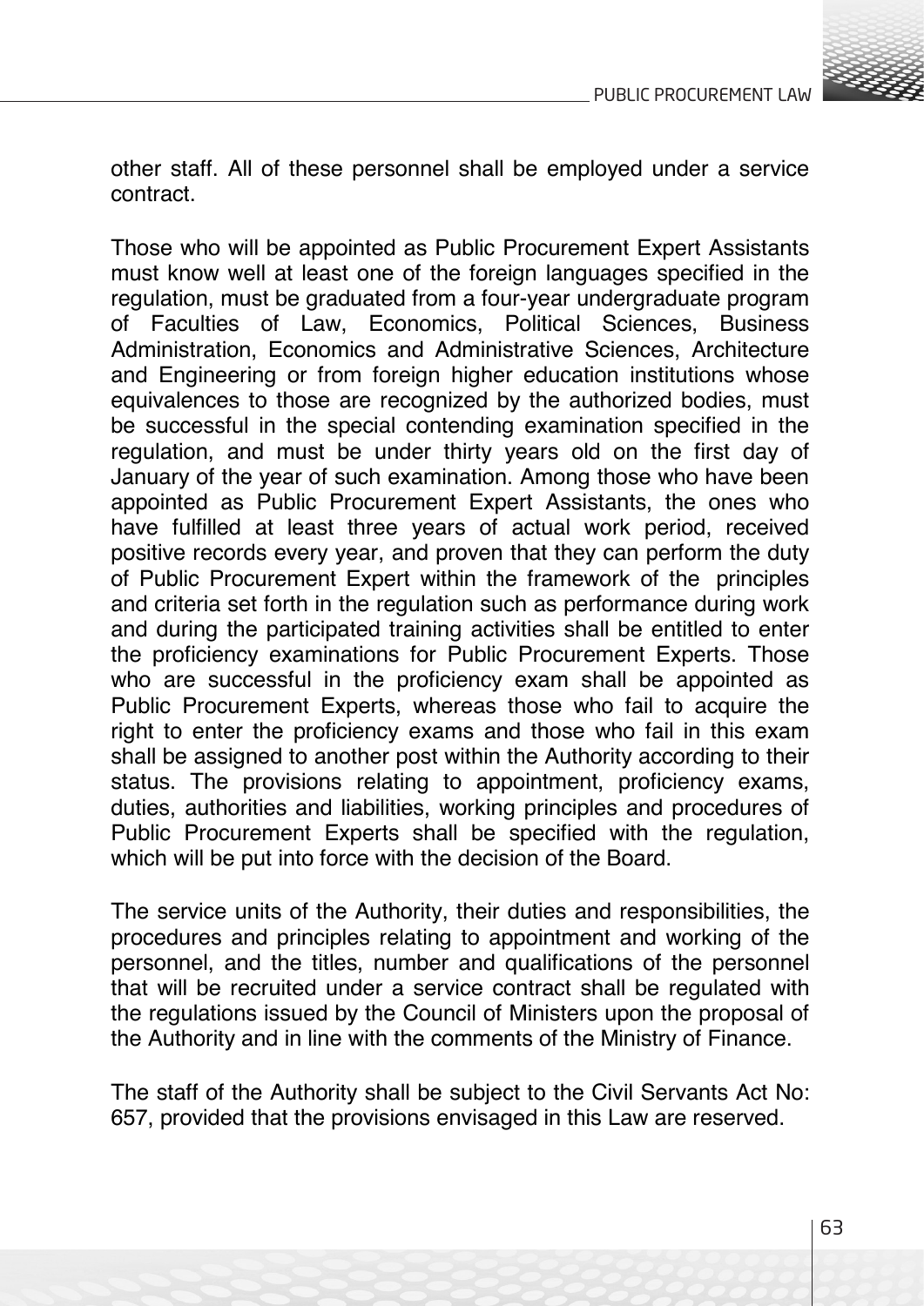other staff. All of these personnel shall be employed under a service contract.

Those who will be appointed as Public Procurement Expert Assistants must know well at least one of the foreign languages specified in the regulation, must be graduated from a four-year undergraduate program of Faculties of Law, Economics, Political Sciences, Business Administration, Economics and Administrative Sciences, Architecture and Engineering or from foreign higher education institutions whose equivalences to those are recognized by the authorized bodies, must be successful in the special contending examination specified in the regulation, and must be under thirty years old on the first day of January of the year of such examination. Among those who have been appointed as Public Procurement Expert Assistants, the ones who have fulfilled at least three years of actual work period, received positive records every year, and proven that they can perform the duty of Public Procurement Expert within the framework of the principles and criteria set forth in the regulation such as performance during work and during the participated training activities shall be entitled to enter the proficiency examinations for Public Procurement Experts. Those who are successful in the proficiency exam shall be appointed as Public Procurement Experts, whereas those who fail to acquire the right to enter the proficiency exams and those who fail in this exam shall be assigned to another post within the Authority according to their status. The provisions relating to appointment, proficiency exams, duties, authorities and liabilities, working principles and procedures of Public Procurement Experts shall be specified with the regulation, which will be put into force with the decision of the Board.

The service units of the Authority, their duties and responsibilities, the procedures and principles relating to appointment and working of the personnel, and the titles, number and qualifications of the personnel that will be recruited under a service contract shall be regulated with the regulations issued by the Council of Ministers upon the proposal of the Authority and in line with the comments of the Ministry of Finance.

The staff of the Authority shall be subject to the Civil Servants Act No: 657, provided that the provisions envisaged in this Law are reserved.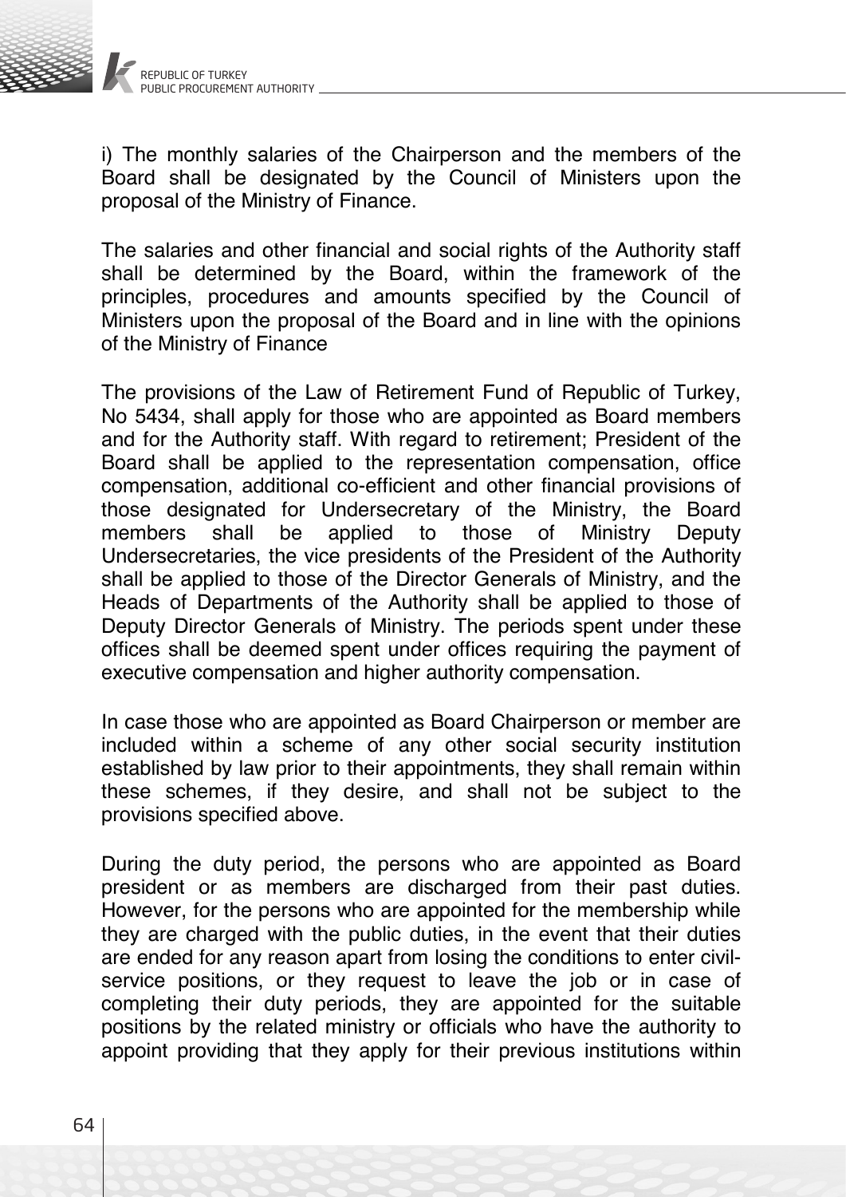i) The monthly salaries of the Chairperson and the members of the Board shall be designated by the Council of Ministers upon the proposal of the Ministry of Finance.

The salaries and other financial and social rights of the Authority staff shall be determined by the Board, within the framework of the principles, procedures and amounts specified by the Council of Ministers upon the proposal of the Board and in line with the opinions of the Ministry of Finance

The provisions of the Law of Retirement Fund of Republic of Turkey, No 5434, shall apply for those who are appointed as Board members and for the Authority staff. With regard to retirement; President of the Board shall be applied to the representation compensation, office compensation, additional co-efficient and other financial provisions of those designated for Undersecretary of the Ministry, the Board members shall be applied to those of Ministry Deputy Undersecretaries, the vice presidents of the President of the Authority shall be applied to those of the Director Generals of Ministry, and the Heads of Departments of the Authority shall be applied to those of Deputy Director Generals of Ministry. The periods spent under these offices shall be deemed spent under offices requiring the payment of executive compensation and higher authority compensation.

In case those who are appointed as Board Chairperson or member are included within a scheme of any other social security institution established by law prior to their appointments, they shall remain within these schemes, if they desire, and shall not be subject to the provisions specified above.

During the duty period, the persons who are appointed as Board president or as members are discharged from their past duties. However, for the persons who are appointed for the membership while they are charged with the public duties, in the event that their duties are ended for any reason apart from losing the conditions to enter civil-service positions, or they request to leave the job or in case of completing their duty periods, they are appointed for the suitable positions by the related ministry or officials who have the authority to appoint providing that they apply for their previous institutions within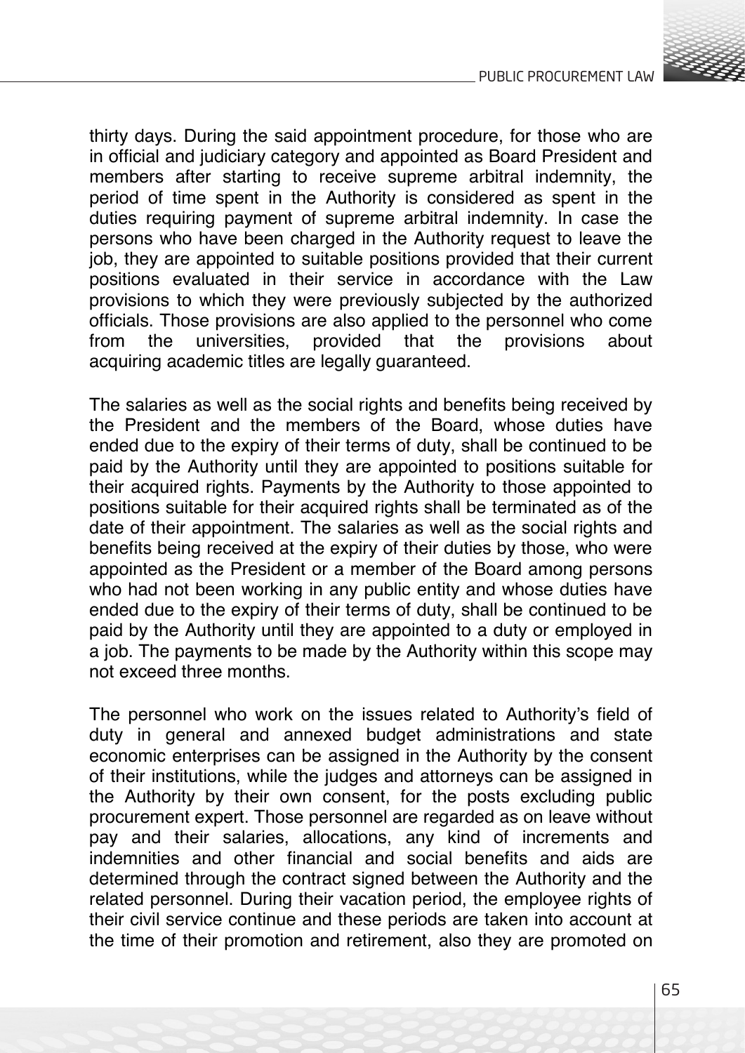thirty days. During the said appointment procedure, for those who are in official and judiciary category and appointed as Board President and members after starting to receive supreme arbitral indemnity, the period of time spent in the Authority is considered as spent in the duties requiring payment of supreme arbitral indemnity. In case the persons who have been charged in the Authority request to leave the job, they are appointed to suitable positions provided that their current positions evaluated in their service in accordance with the Law provisions to which they were previously subjected by the authorized officials. Those provisions are also applied to the personnel who come from the universities, provided that the provisions about acquiring academic titles are legally guaranteed.

The salaries as well as the social rights and benefits being received by the President and the members of the Board, whose duties have ended due to the expiry of their terms of duty, shall be continued to be paid by the Authority until they are appointed to positions suitable for their acquired rights. Payments by the Authority to those appointed to positions suitable for their acquired rights shall be terminated as of the date of their appointment. The salaries as well as the social rights and benefits being received at the expiry of their duties by those, who were appointed as the President or a member of the Board among persons who had not been working in any public entity and whose duties have ended due to the expiry of their terms of duty, shall be continued to be paid by the Authority until they are appointed to a duty or employed in a job. The payments to be made by the Authority within this scope may not exceed three months.

The personnel who work on the issues related to Authority's field of duty in general and annexed budget administrations and state economic enterprises can be assigned in the Authority by the consent of their institutions, while the judges and attorneys can be assigned in the Authority by their own consent, for the posts excluding public procurement expert. Those personnel are regarded as on leave without pay and their salaries, allocations, any kind of increments and indemnities and other financial and social benefits and aids are determined through the contract signed between the Authority and the related personnel. During their vacation period, the employee rights of their civil service continue and these periods are taken into account at the time of their promotion and retirement, also they are promoted on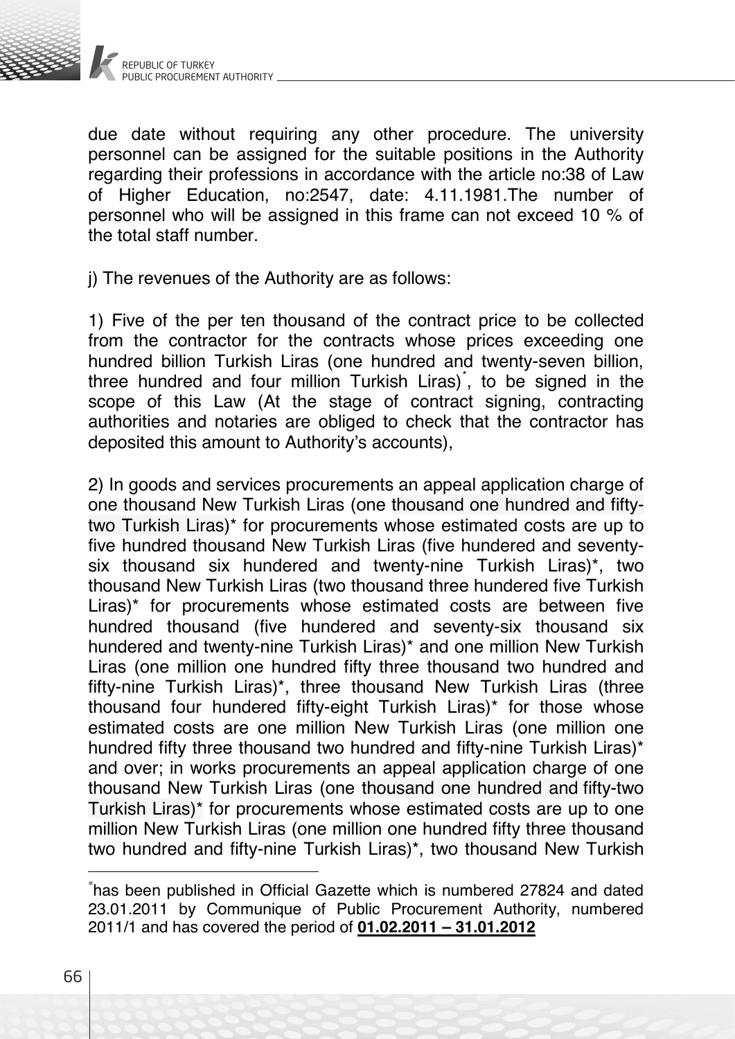due date without requiring any other procedure. The university personnel can be assigned for the suitable positions in the Authority regarding their professions in accordance with the article no:38 of Law of Higher Education, no:2547, date: 4.11.1981.The number of personnel who will be assigned in this frame can not exceed 10 % of the total staff number.

j) The revenues of the Authority are as follows:

1) Five of the per ten thousand of the contract price to be collected from the contractor for the contracts whose prices exceeding one hundred billion Turkish Liras (one hundred and twenty-seven billion, three hundred and four million Turkish Liras)*, to be signed in the scope of this Law (At the stage of contract signing, contracting authorities and notaries are obliged to check that the contractor has deposited this amount to Authority's accounts),

2) In goods and services procurements an appeal application charge of one thousand New Turkish Liras (one thousand one hundred and fifty-two Turkish Liras)* for procurements whose estimated costs are up to five hundred thousand New Turkish Liras (five hundered and seventy-six thousand six hundered and twenty-nine Turkish Liras)*, two thousand New Turkish Liras (two thousand three hundered five Turkish Liras)* for procurements whose estimated costs are between five hundred thousand (five hundered and seventy-six thousand six hundered and twenty-nine Turkish Liras)* and one million New Turkish Liras (one million one hundred fifty three thousand two hundred and fifty-nine Turkish Liras)*, three thousand New Turkish Liras (three thousand four hundered fifty-eight Turkish Liras)* for those whose estimated costs are one million New Turkish Liras (one million one hundred fifty three thousand two hundred and fifty-nine Turkish Liras)* and over; in works procurements an appeal application charge of one thousand New Turkish Liras (one thousand one hundred and fifty-two Turkish Liras)* for procurements whose estimated costs are up to one million New Turkish Liras (one million one hundred fifty three thousand two hundred and fifty-nine Turkish Liras)*, two thousand New Turkish

---

*has been published in Official Gazette which is numbered 27824 and dated 23.01.2011 by Communique of Public Procurement Authority, numbered 2011/1 and has covered the period of **01.02.2011 – 31.01.2012**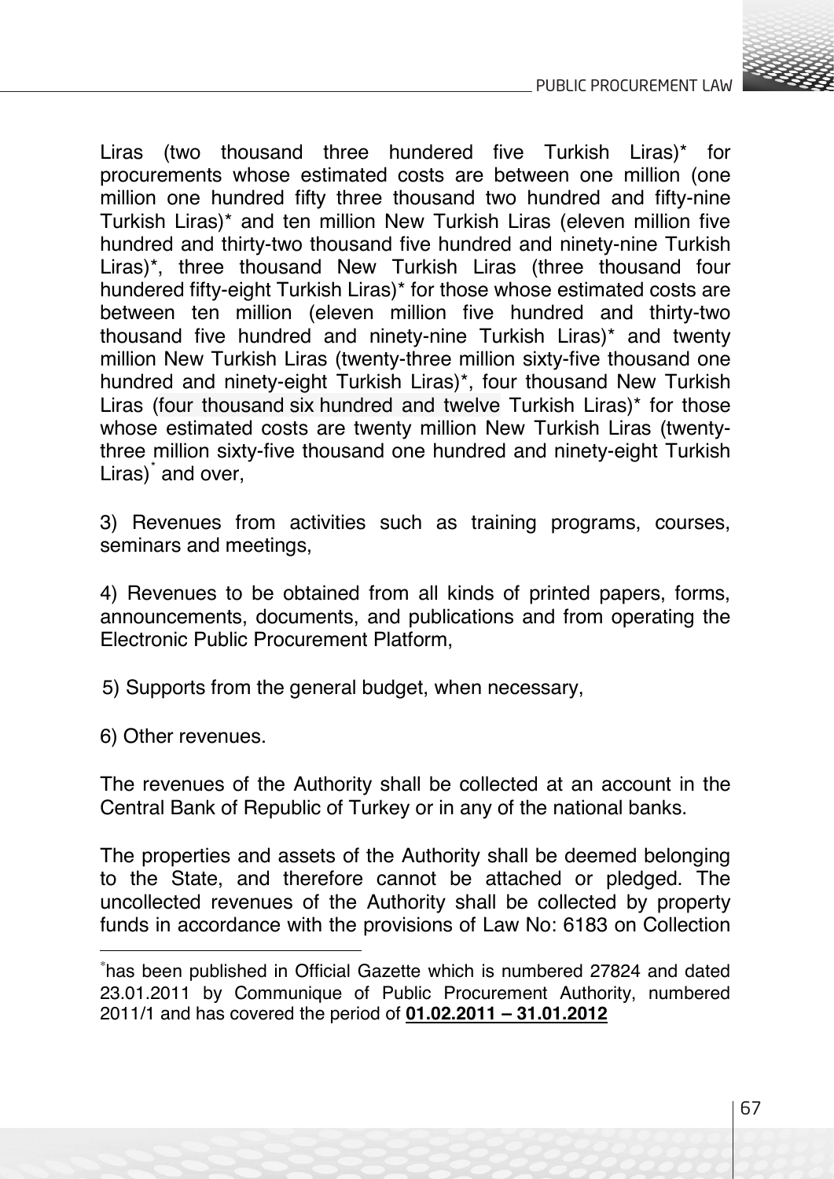Liras (two thousand three hundered five Turkish Liras)* for procurements whose estimated costs are between one million (one million one hundred fifty three thousand two hundred and fifty-nine Turkish Liras)* and ten million New Turkish Liras (eleven million five hundred and thirty-two thousand five hundred and ninety-nine Turkish Liras)*, three thousand New Turkish Liras (three thousand four hundered fifty-eight Turkish Liras)* for those whose estimated costs are between ten million (eleven million five hundred and thirty-two thousand five hundred and ninety-nine Turkish Liras)* and twenty million New Turkish Liras (twenty-three million sixty-five thousand one hundred and ninety-eight Turkish Liras)*, four thousand New Turkish Liras (four thousand six hundred and twelve Turkish Liras)* for those whose estimated costs are twenty million New Turkish Liras (twenty-three million sixty-five thousand one hundred and ninety-eight Turkish Liras)* and over,

3) Revenues from activities such as training programs, courses, seminars and meetings,

4) Revenues to be obtained from all kinds of printed papers, forms, announcements, documents, and publications and from operating the Electronic Public Procurement Platform,

5) Supports from the general budget, when necessary,

6) Other revenues.

The revenues of the Authority shall be collected at an account in the Central Bank of Republic of Turkey or in any of the national banks.

The properties and assets of the Authority shall be deemed belonging to the State, and therefore cannot be attached or pledged. The uncollected revenues of the Authority shall be collected by property funds in accordance with the provisions of Law No: 6183 on Collection

---

*has been published in Official Gazette which is numbered 27824 and dated 23.01.2011 by Communique of Public Procurement Authority, numbered 2011/1 and has covered the period of **01.02.2011 – 31.01.2012**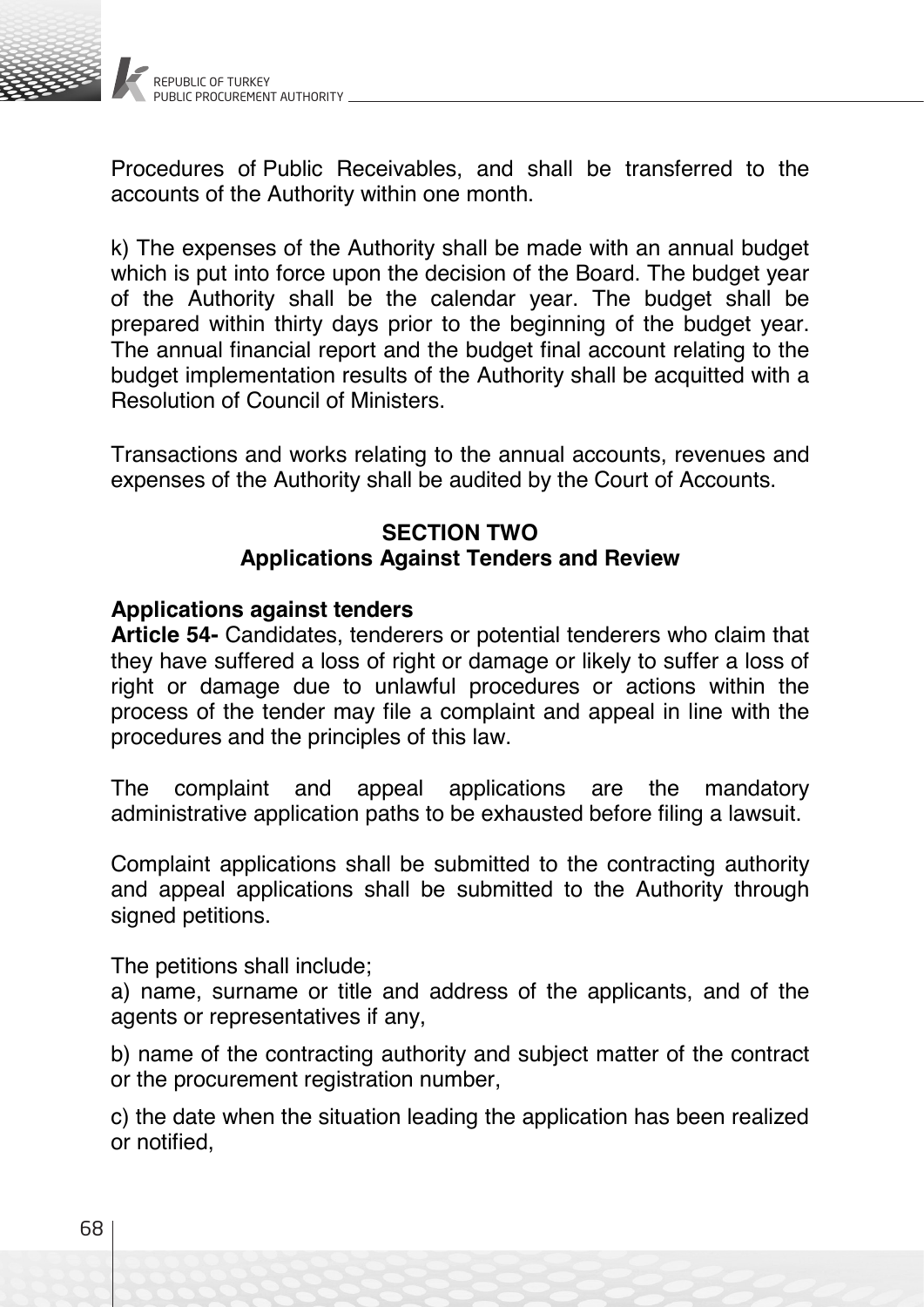Procedures of Public Receivables, and shall be transferred to the accounts of the Authority within one month.

k) The expenses of the Authority shall be made with an annual budget which is put into force upon the decision of the Board. The budget year of the Authority shall be the calendar year. The budget shall be prepared within thirty days prior to the beginning of the budget year. The annual financial report and the budget final account relating to the budget implementation results of the Authority shall be acquitted with a Resolution of Council of Ministers.

Transactions and works relating to the annual accounts, revenues and expenses of the Authority shall be audited by the Court of Accounts.

## SECTION TWO
## Applications Against Tenders and Review

**Applications against tenders**

**Article 54-** Candidates, tenderers or potential tenderers who claim that they have suffered a loss of right or damage or likely to suffer a loss of right or damage due to unlawful procedures or actions within the process of the tender may file a complaint and appeal in line with the procedures and the principles of this law.

The complaint and appeal applications are the mandatory administrative application paths to be exhausted before filing a lawsuit.

Complaint applications shall be submitted to the contracting authority and appeal applications shall be submitted to the Authority through signed petitions.

The petitions shall include;

a) name, surname or title and address of the applicants, and of the agents or representatives if any,

b) name of the contracting authority and subject matter of the contract or the procurement registration number,

c) the date when the situation leading the application has been realized or notified,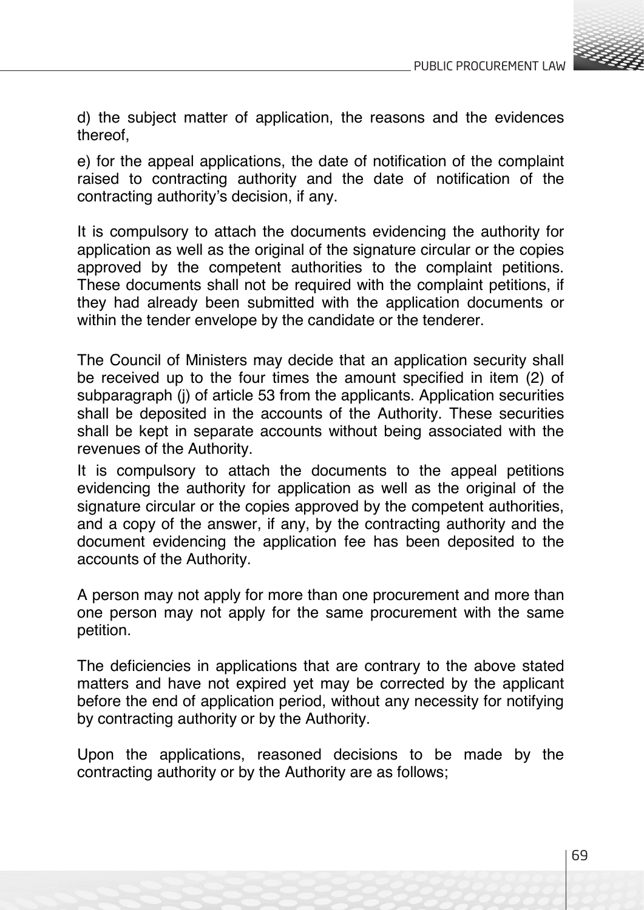d) the subject matter of application, the reasons and the evidences thereof,

e) for the appeal applications, the date of notification of the complaint raised to contracting authority and the date of notification of the contracting authority's decision, if any.

It is compulsory to attach the documents evidencing the authority for application as well as the original of the signature circular or the copies approved by the competent authorities to the complaint petitions. These documents shall not be required with the complaint petitions, if they had already been submitted with the application documents or within the tender envelope by the candidate or the tenderer.

The Council of Ministers may decide that an application security shall be received up to the four times the amount specified in item (2) of subparagraph (j) of article 53 from the applicants. Application securities shall be deposited in the accounts of the Authority. These securities shall be kept in separate accounts without being associated with the revenues of the Authority.

It is compulsory to attach the documents to the appeal petitions evidencing the authority for application as well as the original of the signature circular or the copies approved by the competent authorities, and a copy of the answer, if any, by the contracting authority and the document evidencing the application fee has been deposited to the accounts of the Authority.

A person may not apply for more than one procurement and more than one person may not apply for the same procurement with the same petition.

The deficiencies in applications that are contrary to the above stated matters and have not expired yet may be corrected by the applicant before the end of application period, without any necessity for notifying by contracting authority or by the Authority.

Upon the applications, reasoned decisions to be made by the contracting authority or by the Authority are as follows;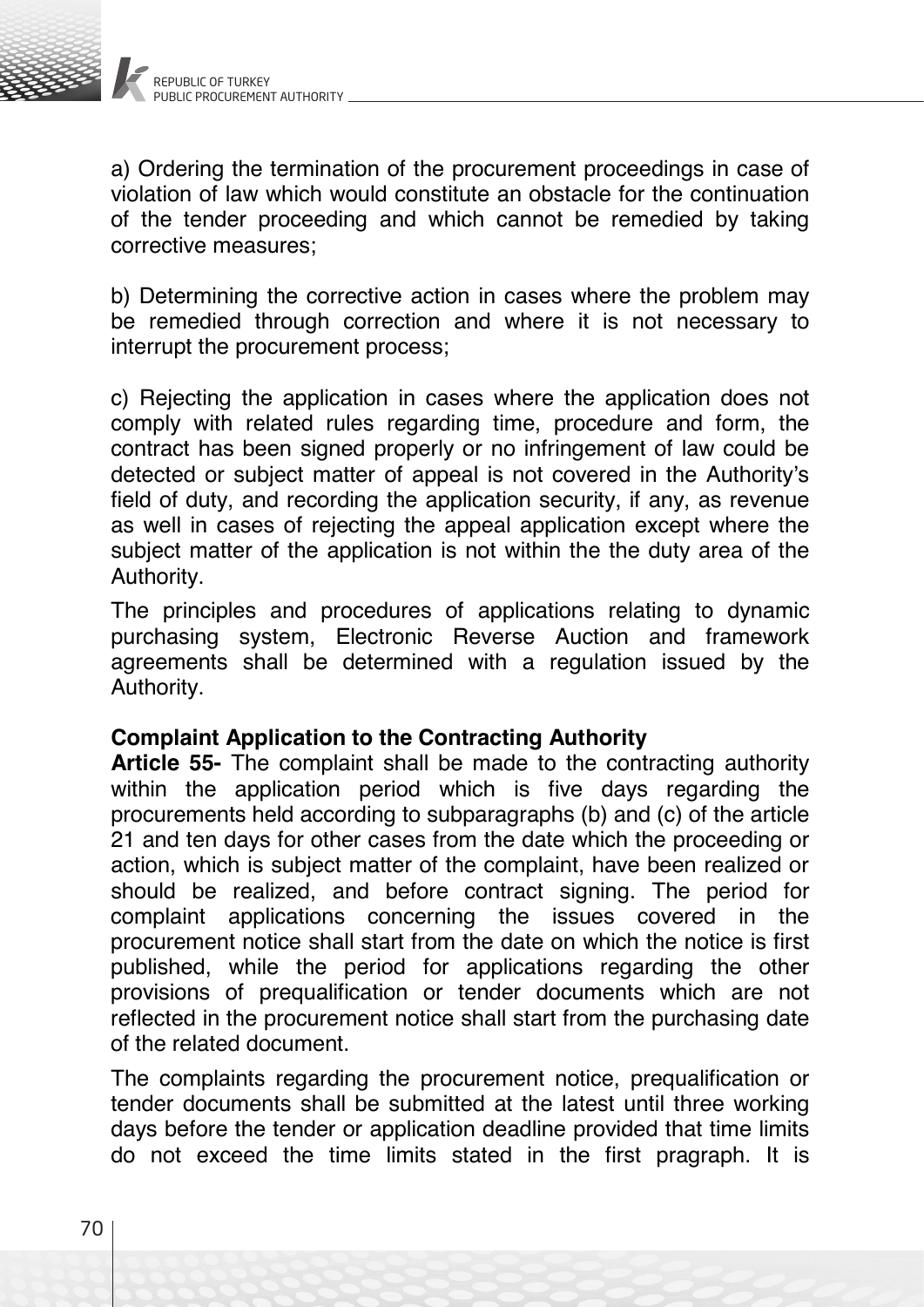a) Ordering the termination of the procurement proceedings in case of violation of law which would constitute an obstacle for the continuation of the tender proceeding and which cannot be remedied by taking corrective measures;

b) Determining the corrective action in cases where the problem may be remedied through correction and where it is not necessary to interrupt the procurement process;

c) Rejecting the application in cases where the application does not comply with related rules regarding time, procedure and form, the contract has been signed properly or no infringement of law could be detected or subject matter of appeal is not covered in the Authority's field of duty, and recording the application security, if any, as revenue as well in cases of rejecting the appeal application except where the subject matter of the application is not within the the duty area of the Authority.

The principles and procedures of applications relating to dynamic purchasing system, Electronic Reverse Auction and framework agreements shall be determined with a regulation issued by the Authority.

**Complaint Application to the Contracting Authority**

**Article 55-** The complaint shall be made to the contracting authority within the application period which is five days regarding the procurements held according to subparagraphs (b) and (c) of the article 21 and ten days for other cases from the date which the proceeding or action, which is subject matter of the complaint, have been realized or should be realized, and before contract signing. The period for complaint applications concerning the issues covered in the procurement notice shall start from the date on which the notice is first published, while the period for applications regarding the other provisions of prequalification or tender documents which are not reflected in the procurement notice shall start from the purchasing date of the related document.

The complaints regarding the procurement notice, prequalification or tender documents shall be submitted at the latest until three working days before the tender or application deadline provided that time limits do not exceed the time limits stated in the first pragraph. It is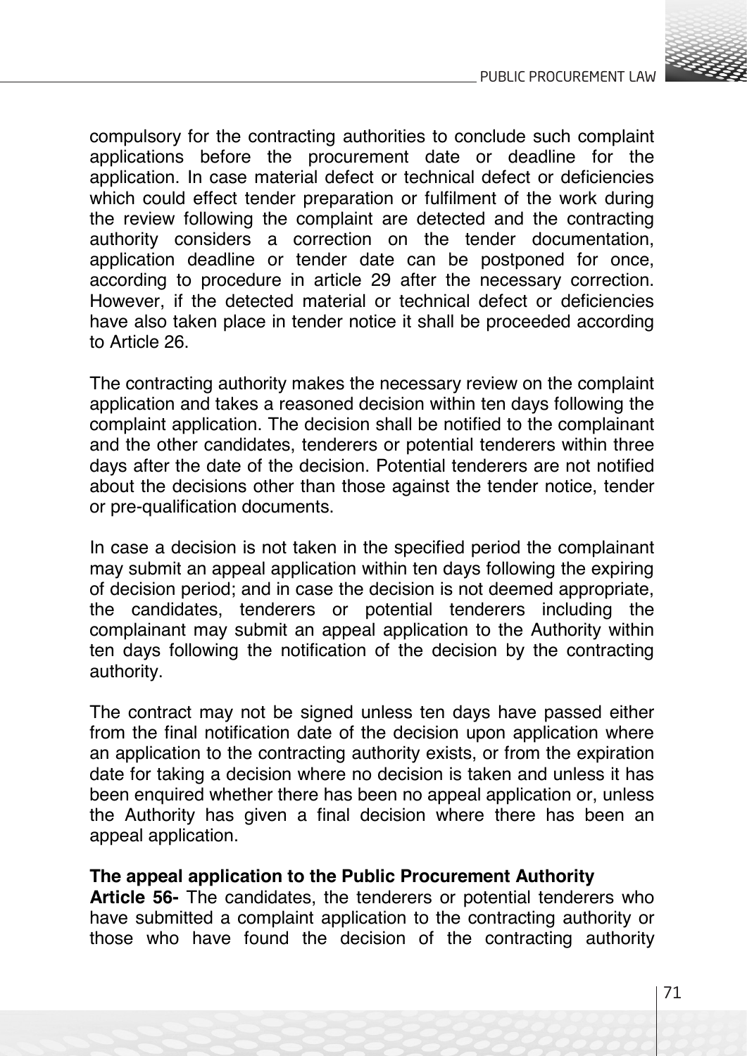compulsory for the contracting authorities to conclude such complaint applications before the procurement date or deadline for the application. In case material defect or technical defect or deficiencies which could effect tender preparation or fulfilment of the work during the review following the complaint are detected and the contracting authority considers a correction on the tender documentation, application deadline or tender date can be postponed for once, according to procedure in article 29 after the necessary correction. However, if the detected material or technical defect or deficiencies have also taken place in tender notice it shall be proceeded according to Article 26.

The contracting authority makes the necessary review on the complaint application and takes a reasoned decision within ten days following the complaint application. The decision shall be notified to the complainant and the other candidates, tenderers or potential tenderers within three days after the date of the decision. Potential tenderers are not notified about the decisions other than those against the tender notice, tender or pre-qualification documents.

In case a decision is not taken in the specified period the complainant may submit an appeal application within ten days following the expiring of decision period; and in case the decision is not deemed appropriate, the candidates, tenderers or potential tenderers including the complainant may submit an appeal application to the Authority within ten days following the notification of the decision by the contracting authority.

The contract may not be signed unless ten days have passed either from the final notification date of the decision upon application where an application to the contracting authority exists, or from the expiration date for taking a decision where no decision is taken and unless it has been enquired whether there has been no appeal application or, unless the Authority has given a final decision where there has been an appeal application.

**The appeal application to the Public Procurement Authority**

**Article 56-** The candidates, the tenderers or potential tenderers who have submitted a complaint application to the contracting authority or those who have found the decision of the contracting authority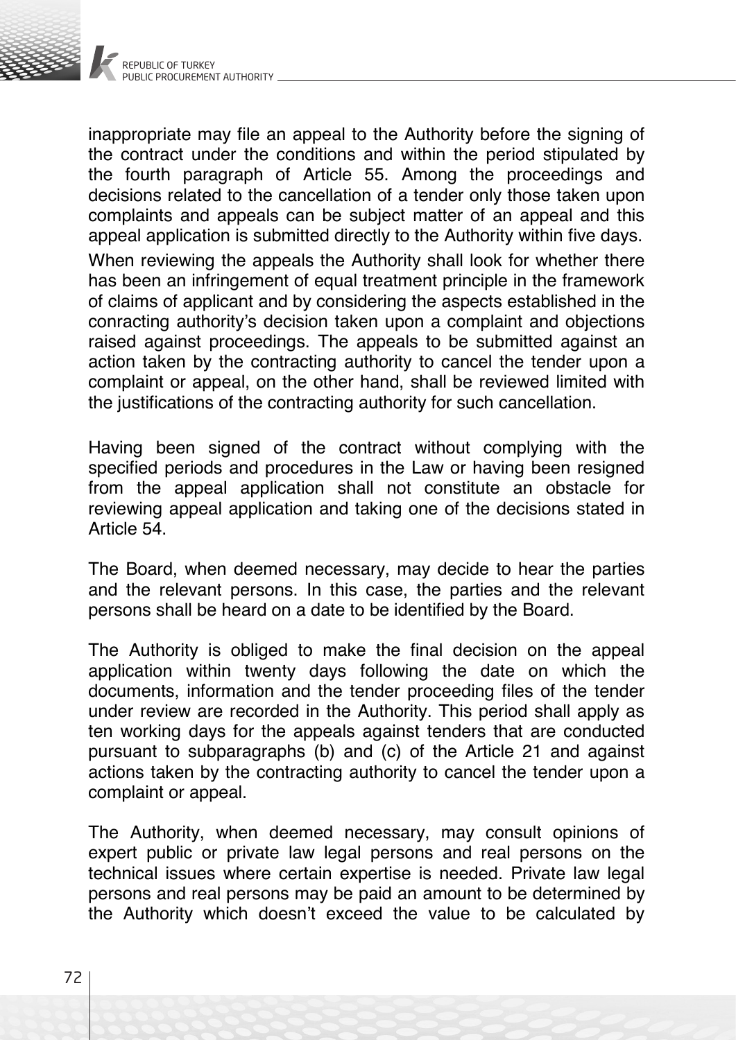inappropriate may file an appeal to the Authority before the signing of the contract under the conditions and within the period stipulated by the fourth paragraph of Article 55. Among the proceedings and decisions related to the cancellation of a tender only those taken upon complaints and appeals can be subject matter of an appeal and this appeal application is submitted directly to the Authority within five days.

When reviewing the appeals the Authority shall look for whether there has been an infringement of equal treatment principle in the framework of claims of applicant and by considering the aspects established in the conracting authority's decision taken upon a complaint and objections raised against proceedings. The appeals to be submitted against an action taken by the contracting authority to cancel the tender upon a complaint or appeal, on the other hand, shall be reviewed limited with the justifications of the contracting authority for such cancellation.

Having been signed of the contract without complying with the specified periods and procedures in the Law or having been resigned from the appeal application shall not constitute an obstacle for reviewing appeal application and taking one of the decisions stated in Article 54.

The Board, when deemed necessary, may decide to hear the parties and the relevant persons. In this case, the parties and the relevant persons shall be heard on a date to be identified by the Board.

The Authority is obliged to make the final decision on the appeal application within twenty days following the date on which the documents, information and the tender proceeding files of the tender under review are recorded in the Authority. This period shall apply as ten working days for the appeals against tenders that are conducted pursuant to subparagraphs (b) and (c) of the Article 21 and against actions taken by the contracting authority to cancel the tender upon a complaint or appeal.

The Authority, when deemed necessary, may consult opinions of expert public or private law legal persons and real persons on the technical issues where certain expertise is needed. Private law legal persons and real persons may be paid an amount to be determined by the Authority which doesn't exceed the value to be calculated by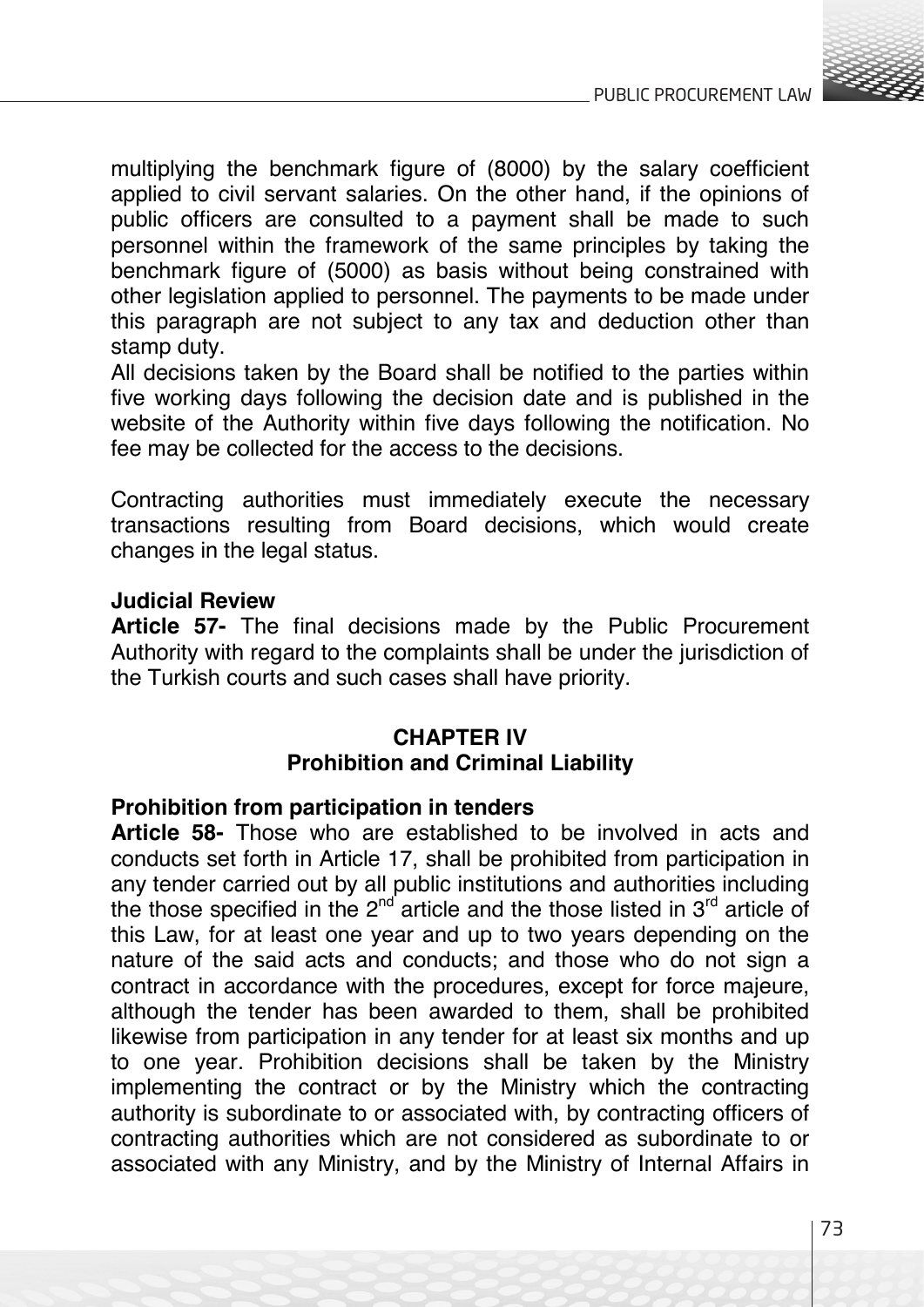multiplying the benchmark figure of (8000) by the salary coefficient applied to civil servant salaries. On the other hand, if the opinions of public officers are consulted to a payment shall be made to such personnel within the framework of the same principles by taking the benchmark figure of (5000) as basis without being constrained with other legislation applied to personnel. The payments to be made under this paragraph are not subject to any tax and deduction other than stamp duty.

All decisions taken by the Board shall be notified to the parties within five working days following the decision date and is published in the website of the Authority within five days following the notification. No fee may be collected for the access to the decisions.

Contracting authorities must immediately execute the necessary transactions resulting from Board decisions, which would create changes in the legal status.

**Judicial Review**

**Article 57-** The final decisions made by the Public Procurement Authority with regard to the complaints shall be under the jurisdiction of the Turkish courts and such cases shall have priority.

## CHAPTER IV
## Prohibition and Criminal Liability

**Prohibition from participation in tenders**

**Article 58-** Those who are established to be involved in acts and conducts set forth in Article 17, shall be prohibited from participation in any tender carried out by all public institutions and authorities including the those specified in the 2nd article and the those listed in 3rd article of this Law, for at least one year and up to two years depending on the nature of the said acts and conducts; and those who do not sign a contract in accordance with the procedures, except for force majeure, although the tender has been awarded to them, shall be prohibited likewise from participation in any tender for at least six months and up to one year. Prohibition decisions shall be taken by the Ministry implementing the contract or by the Ministry which the contracting authority is subordinate to or associated with, by contracting officers of contracting authorities which are not considered as subordinate to or associated with any Ministry, and by the Ministry of Internal Affairs in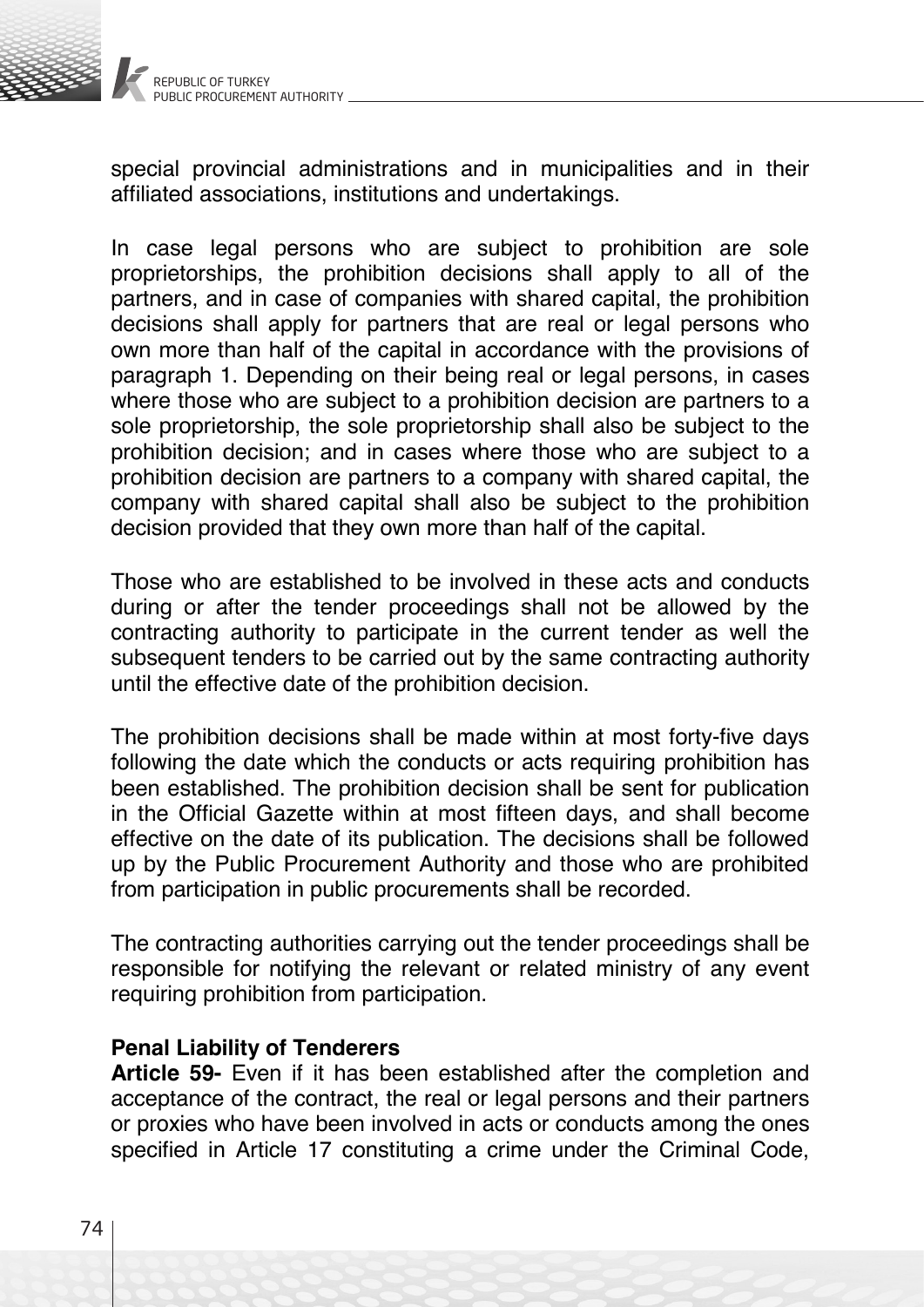special provincial administrations and in municipalities and in their affiliated associations, institutions and undertakings.

In case legal persons who are subject to prohibition are sole proprietorships, the prohibition decisions shall apply to all of the partners, and in case of companies with shared capital, the prohibition decisions shall apply for partners that are real or legal persons who own more than half of the capital in accordance with the provisions of paragraph 1. Depending on their being real or legal persons, in cases where those who are subject to a prohibition decision are partners to a sole proprietorship, the sole proprietorship shall also be subject to the prohibition decision; and in cases where those who are subject to a prohibition decision are partners to a company with shared capital, the company with shared capital shall also be subject to the prohibition decision provided that they own more than half of the capital.

Those who are established to be involved in these acts and conducts during or after the tender proceedings shall not be allowed by the contracting authority to participate in the current tender as well the subsequent tenders to be carried out by the same contracting authority until the effective date of the prohibition decision.

The prohibition decisions shall be made within at most forty-five days following the date which the conducts or acts requiring prohibition has been established. The prohibition decision shall be sent for publication in the Official Gazette within at most fifteen days, and shall become effective on the date of its publication. The decisions shall be followed up by the Public Procurement Authority and those who are prohibited from participation in public procurements shall be recorded.

The contracting authorities carrying out the tender proceedings shall be responsible for notifying the relevant or related ministry of any event requiring prohibition from participation.

**Penal Liability of Tenderers**

**Article 59-** Even if it has been established after the completion and acceptance of the contract, the real or legal persons and their partners or proxies who have been involved in acts or conducts among the ones specified in Article 17 constituting a crime under the Criminal Code,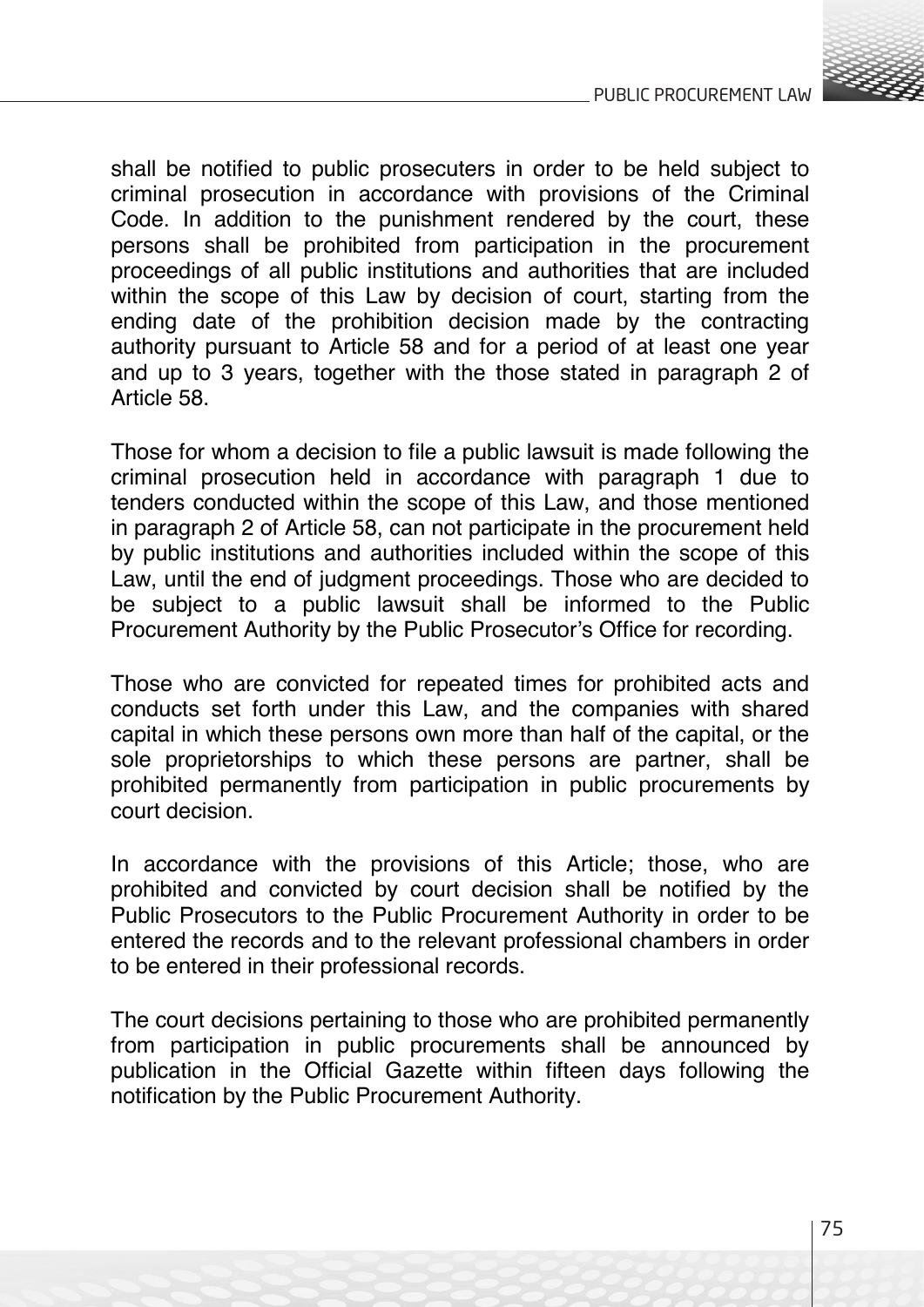shall be notified to public prosecuters in order to be held subject to criminal prosecution in accordance with provisions of the Criminal Code. In addition to the punishment rendered by the court, these persons shall be prohibited from participation in the procurement proceedings of all public institutions and authorities that are included within the scope of this Law by decision of court, starting from the ending date of the prohibition decision made by the contracting authority pursuant to Article 58 and for a period of at least one year and up to 3 years, together with the those stated in paragraph 2 of Article 58.

Those for whom a decision to file a public lawsuit is made following the criminal prosecution held in accordance with paragraph 1 due to tenders conducted within the scope of this Law, and those mentioned in paragraph 2 of Article 58, can not participate in the procurement held by public institutions and authorities included within the scope of this Law, until the end of judgment proceedings. Those who are decided to be subject to a public lawsuit shall be informed to the Public Procurement Authority by the Public Prosecutor's Office for recording.

Those who are convicted for repeated times for prohibited acts and conducts set forth under this Law, and the companies with shared capital in which these persons own more than half of the capital, or the sole proprietorships to which these persons are partner, shall be prohibited permanently from participation in public procurements by court decision.

In accordance with the provisions of this Article; those, who are prohibited and convicted by court decision shall be notified by the Public Prosecutors to the Public Procurement Authority in order to be entered the records and to the relevant professional chambers in order to be entered in their professional records.

The court decisions pertaining to those who are prohibited permanently from participation in public procurements shall be announced by publication in the Official Gazette within fifteen days following the notification by the Public Procurement Authority.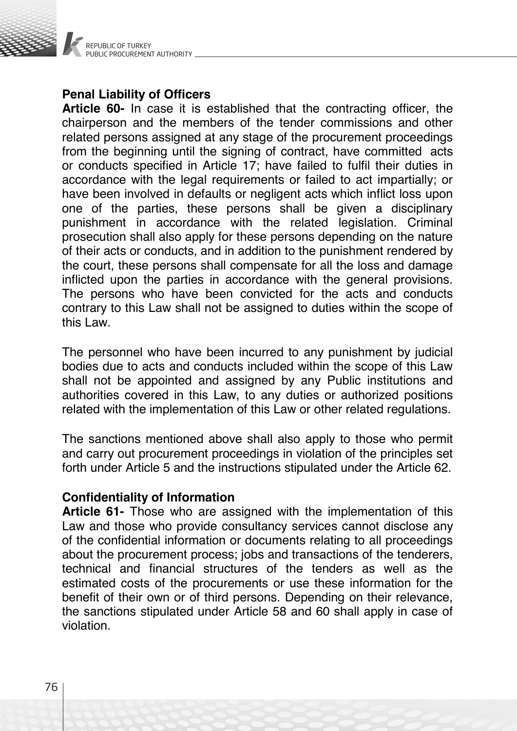**Penal Liability of Officers**

**Article 60-** In case it is established that the contracting officer, the chairperson and the members of the tender commissions and other related persons assigned at any stage of the procurement proceedings from the beginning until the signing of contract, have committed acts or conducts specified in Article 17; have failed to fulfil their duties in accordance with the legal requirements or failed to act impartially; or have been involved in defaults or negligent acts which inflict loss upon one of the parties, these persons shall be given a disciplinary punishment in accordance with the related legislation. Criminal prosecution shall also apply for these persons depending on the nature of their acts or conducts, and in addition to the punishment rendered by the court, these persons shall compensate for all the loss and damage inflicted upon the parties in accordance with the general provisions. The persons who have been convicted for the acts and conducts contrary to this Law shall not be assigned to duties within the scope of this Law.

The personnel who have been incurred to any punishment by judicial bodies due to acts and conducts included within the scope of this Law shall not be appointed and assigned by any Public institutions and authorities covered in this Law, to any duties or authorized positions related with the implementation of this Law or other related regulations.

The sanctions mentioned above shall also apply to those who permit and carry out procurement proceedings in violation of the principles set forth under Article 5 and the instructions stipulated under the Article 62.

**Confidentiality of Information**

**Article 61-** Those who are assigned with the implementation of this Law and those who provide consultancy services cannot disclose any of the confidential information or documents relating to all proceedings about the procurement process; jobs and transactions of the tenderers, technical and financial structures of the tenders as well as the estimated costs of the procurements or use these information for the benefit of their own or of third persons. Depending on their relevance, the sanctions stipulated under Article 58 and 60 shall apply in case of violation.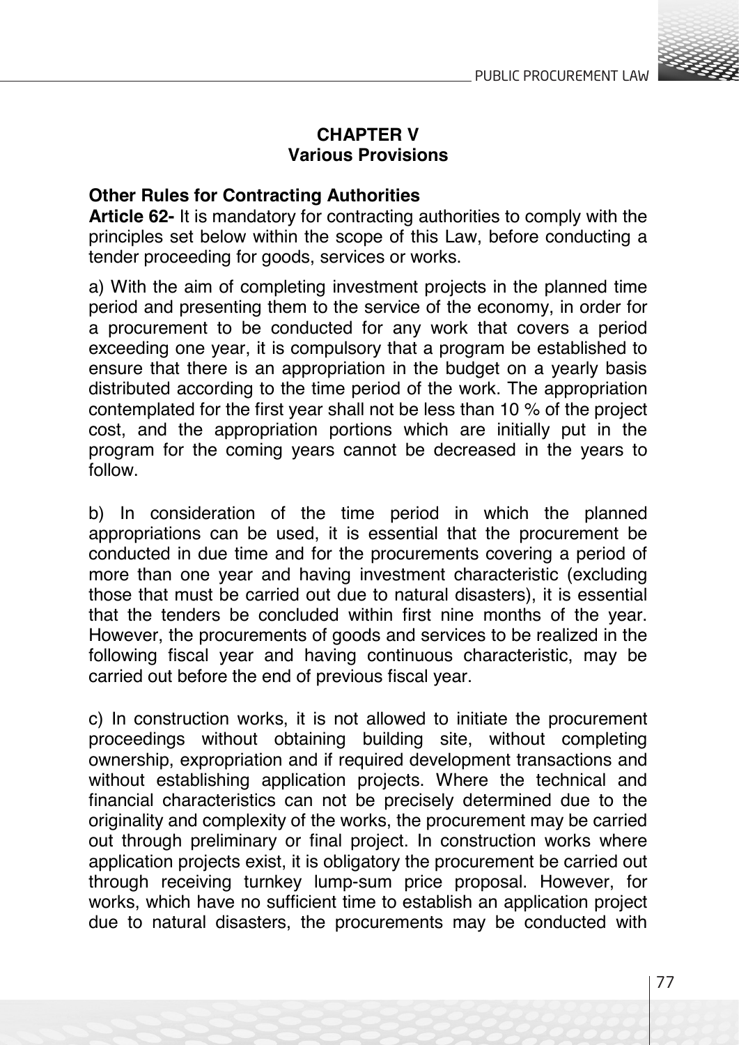## CHAPTER V
## Various Provisions

**Other Rules for Contracting Authorities**

**Article 62-** It is mandatory for contracting authorities to comply with the principles set below within the scope of this Law, before conducting a tender proceeding for goods, services or works.

a) With the aim of completing investment projects in the planned time period and presenting them to the service of the economy, in order for a procurement to be conducted for any work that covers a period exceeding one year, it is compulsory that a program be established to ensure that there is an appropriation in the budget on a yearly basis distributed according to the time period of the work. The appropriation contemplated for the first year shall not be less than 10 % of the project cost, and the appropriation portions which are initially put in the program for the coming years cannot be decreased in the years to follow.

b) In consideration of the time period in which the planned appropriations can be used, it is essential that the procurement be conducted in due time and for the procurements covering a period of more than one year and having investment characteristic (excluding those that must be carried out due to natural disasters), it is essential that the tenders be concluded within first nine months of the year. However, the procurements of goods and services to be realized in the following fiscal year and having continuous characteristic, may be carried out before the end of previous fiscal year.

c) In construction works, it is not allowed to initiate the procurement proceedings without obtaining building site, without completing ownership, expropriation and if required development transactions and without establishing application projects. Where the technical and financial characteristics can not be precisely determined due to the originality and complexity of the works, the procurement may be carried out through preliminary or final project. In construction works where application projects exist, it is obligatory the procurement be carried out through receiving turnkey lump-sum price proposal. However, for works, which have no sufficient time to establish an application project due to natural disasters, the procurements may be conducted with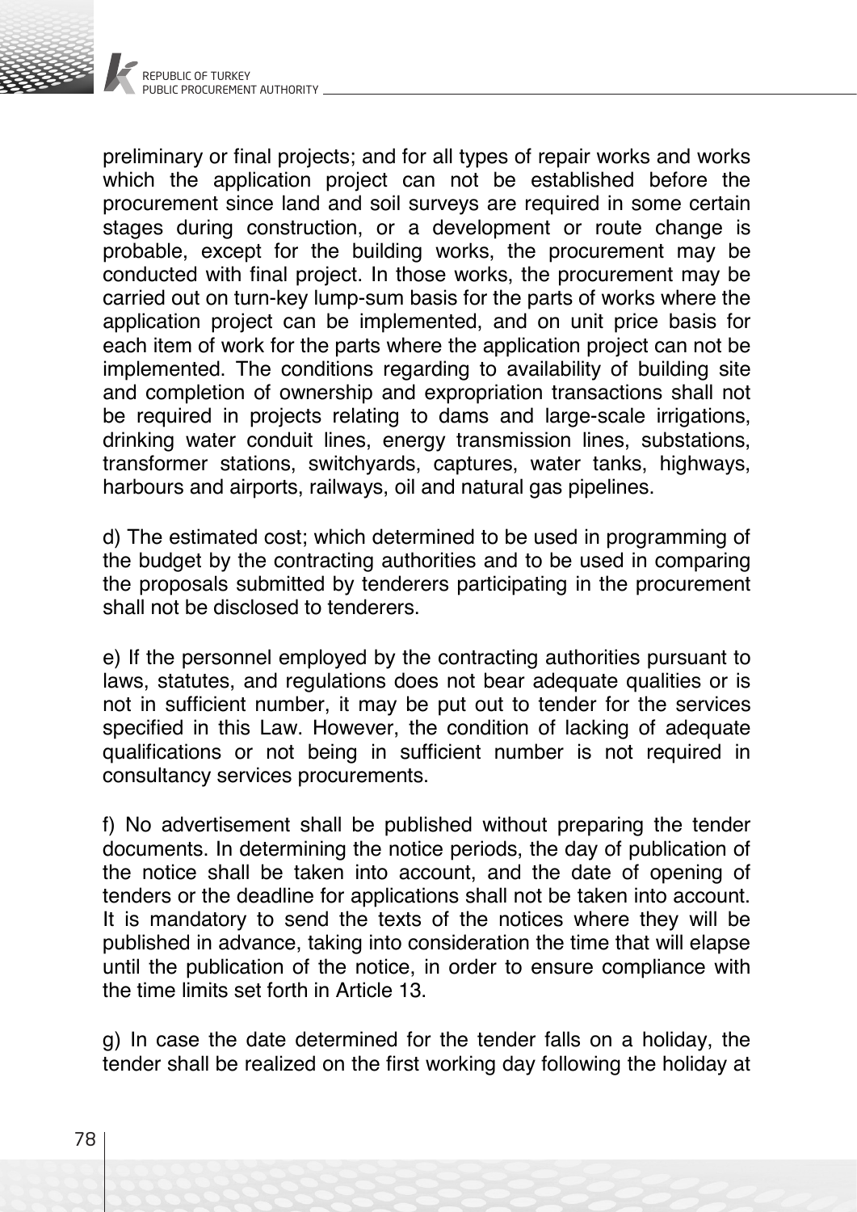preliminary or final projects; and for all types of repair works and works which the application project can not be established before the procurement since land and soil surveys are required in some certain stages during construction, or a development or route change is probable, except for the building works, the procurement may be conducted with final project. In those works, the procurement may be carried out on turn-key lump-sum basis for the parts of works where the application project can be implemented, and on unit price basis for each item of work for the parts where the application project can not be implemented. The conditions regarding to availability of building site and completion of ownership and expropriation transactions shall not be required in projects relating to dams and large-scale irrigations, drinking water conduit lines, energy transmission lines, substations, transformer stations, switchyards, captures, water tanks, highways, harbours and airports, railways, oil and natural gas pipelines.

d) The estimated cost; which determined to be used in programming of the budget by the contracting authorities and to be used in comparing the proposals submitted by tenderers participating in the procurement shall not be disclosed to tenderers.

e) If the personnel employed by the contracting authorities pursuant to laws, statutes, and regulations does not bear adequate qualities or is not in sufficient number, it may be put out to tender for the services specified in this Law. However, the condition of lacking of adequate qualifications or not being in sufficient number is not required in consultancy services procurements.

f) No advertisement shall be published without preparing the tender documents. In determining the notice periods, the day of publication of the notice shall be taken into account, and the date of opening of tenders or the deadline for applications shall not be taken into account. It is mandatory to send the texts of the notices where they will be published in advance, taking into consideration the time that will elapse until the publication of the notice, in order to ensure compliance with the time limits set forth in Article 13.

g) In case the date determined for the tender falls on a holiday, the tender shall be realized on the first working day following the holiday at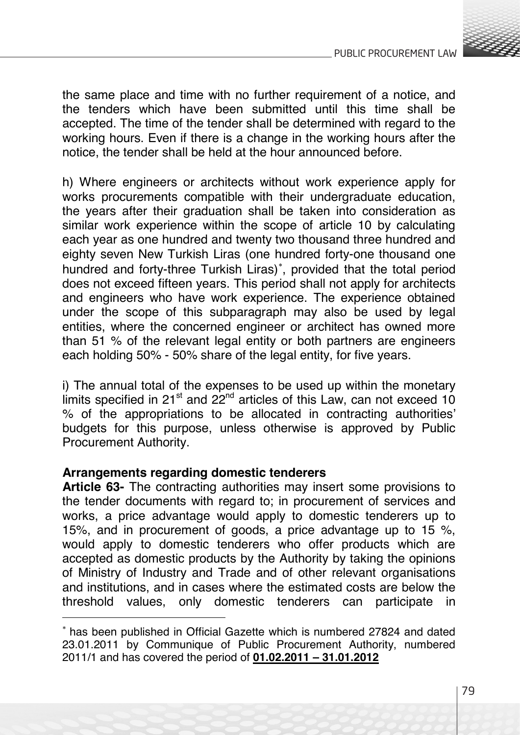the same place and time with no further requirement of a notice, and the tenders which have been submitted until this time shall be accepted. The time of the tender shall be determined with regard to the working hours. Even if there is a change in the working hours after the notice, the tender shall be held at the hour announced before.

h) Where engineers or architects without work experience apply for works procurements compatible with their undergraduate education, the years after their graduation shall be taken into consideration as similar work experience within the scope of article 10 by calculating each year as one hundred and twenty two thousand three hundred and eighty seven New Turkish Liras (one hundred forty-one thousand one hundred and forty-three Turkish Liras)*, provided that the total period does not exceed fifteen years. This period shall not apply for architects and engineers who have work experience. The experience obtained under the scope of this subparagraph may also be used by legal entities, where the concerned engineer or architect has owned more than 51 % of the relevant legal entity or both partners are engineers each holding 50% - 50% share of the legal entity, for five years.

i) The annual total of the expenses to be used up within the monetary limits specified in 21st and 22nd articles of this Law, can not exceed 10 % of the appropriations to be allocated in contracting authorities' budgets for this purpose, unless otherwise is approved by Public Procurement Authority.

**Arrangements regarding domestic tenderers**

**Article 63-** The contracting authorities may insert some provisions to the tender documents with regard to; in procurement of services and works, a price advantage would apply to domestic tenderers up to 15%, and in procurement of goods, a price advantage up to 15 %, would apply to domestic tenderers who offer products which are accepted as domestic products by the Authority by taking the opinions of Ministry of Industry and Trade and of other relevant organisations and institutions, and in cases where the estimated costs are below the threshold values, only domestic tenderers can participate in

---

* has been published in Official Gazette which is numbered 27824 and dated 23.01.2011 by Communique of Public Procurement Authority, numbered 2011/1 and has covered the period of **01.02.2011 – 31.01.2012**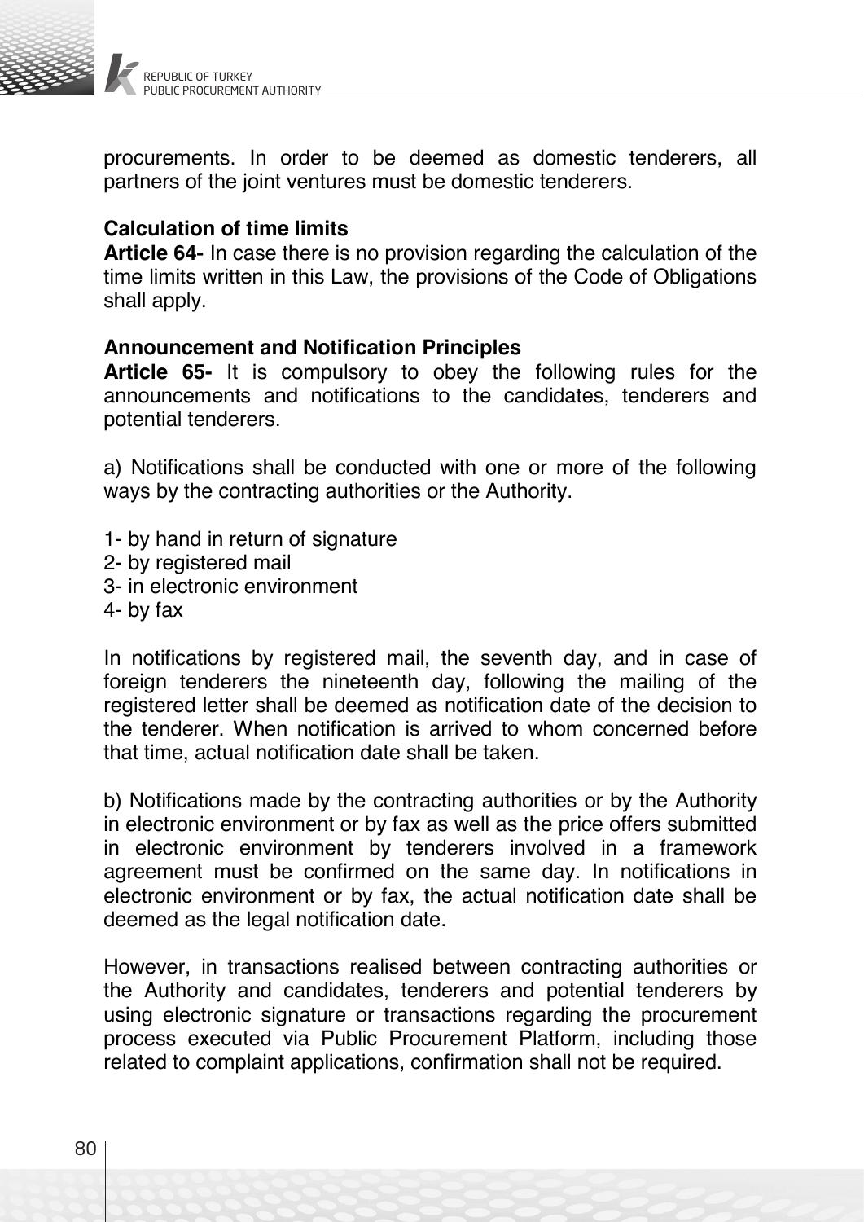procurements. In order to be deemed as domestic tenderers, all partners of the joint ventures must be domestic tenderers.

**Calculation of time limits**

**Article 64-** In case there is no provision regarding the calculation of the time limits written in this Law, the provisions of the Code of Obligations shall apply.

**Announcement and Notification Principles**

**Article 65-** It is compulsory to obey the following rules for the announcements and notifications to the candidates, tenderers and potential tenderers.

a) Notifications shall be conducted with one or more of the following ways by the contracting authorities or the Authority.

1- by hand in return of signature
2- by registered mail
3- in electronic environment
4- by fax

In notifications by registered mail, the seventh day, and in case of foreign tenderers the nineteenth day, following the mailing of the registered letter shall be deemed as notification date of the decision to the tenderer. When notification is arrived to whom concerned before that time, actual notification date shall be taken.

b) Notifications made by the contracting authorities or by the Authority in electronic environment or by fax as well as the price offers submitted in electronic environment by tenderers involved in a framework agreement must be confirmed on the same day. In notifications in electronic environment or by fax, the actual notification date shall be deemed as the legal notification date.

However, in transactions realised between contracting authorities or the Authority and candidates, tenderers and potential tenderers by using electronic signature or transactions regarding the procurement process executed via Public Procurement Platform, including those related to complaint applications, confirmation shall not be required.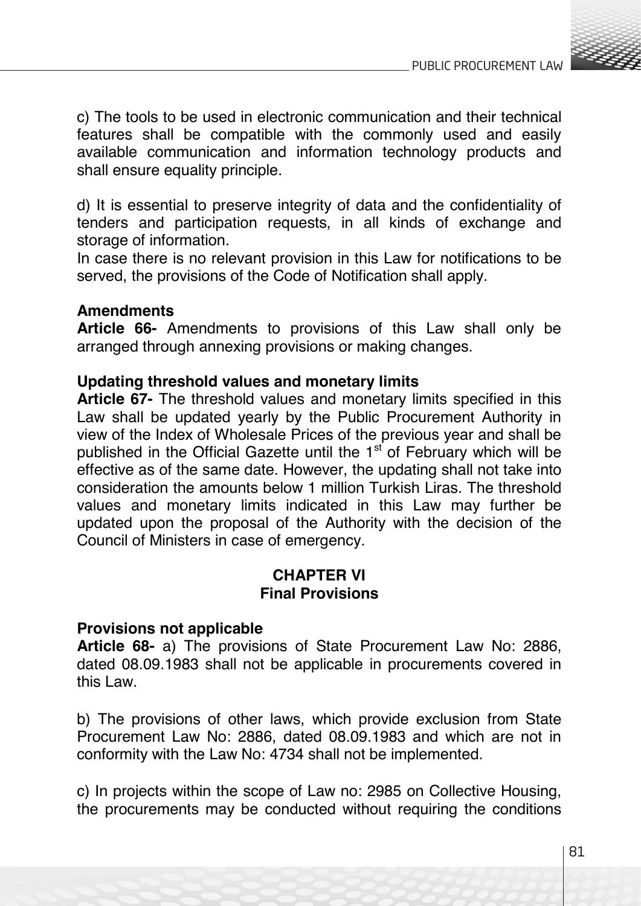c) The tools to be used in electronic communication and their technical features shall be compatible with the commonly used and easily available communication and information technology products and shall ensure equality principle.

d) It is essential to preserve integrity of data and the confidentiality of tenders and participation requests, in all kinds of exchange and storage of information.
In case there is no relevant provision in this Law for notifications to be served, the provisions of the Code of Notification shall apply.

**Amendments**
**Article 66-** Amendments to provisions of this Law shall only be arranged through annexing provisions or making changes.

**Updating threshold values and monetary limits**
**Article 67-** The threshold values and monetary limits specified in this Law shall be updated yearly by the Public Procurement Authority in view of the Index of Wholesale Prices of the previous year and shall be published in the Official Gazette until the 1st of February which will be effective as of the same date. However, the updating shall not take into consideration the amounts below 1 million Turkish Liras. The threshold values and monetary limits indicated in this Law may further be updated upon the proposal of the Authority with the decision of the Council of Ministers in case of emergency.

## CHAPTER VI
## Final Provisions

**Provisions not applicable**
**Article 68-** a) The provisions of State Procurement Law No: 2886, dated 08.09.1983 shall not be applicable in procurements covered in this Law.

b) The provisions of other laws, which provide exclusion from State Procurement Law No: 2886, dated 08.09.1983 and which are not in conformity with the Law No: 4734 shall not be implemented.

c) In projects within the scope of Law no: 2985 on Collective Housing, the procurements may be conducted without requiring the conditions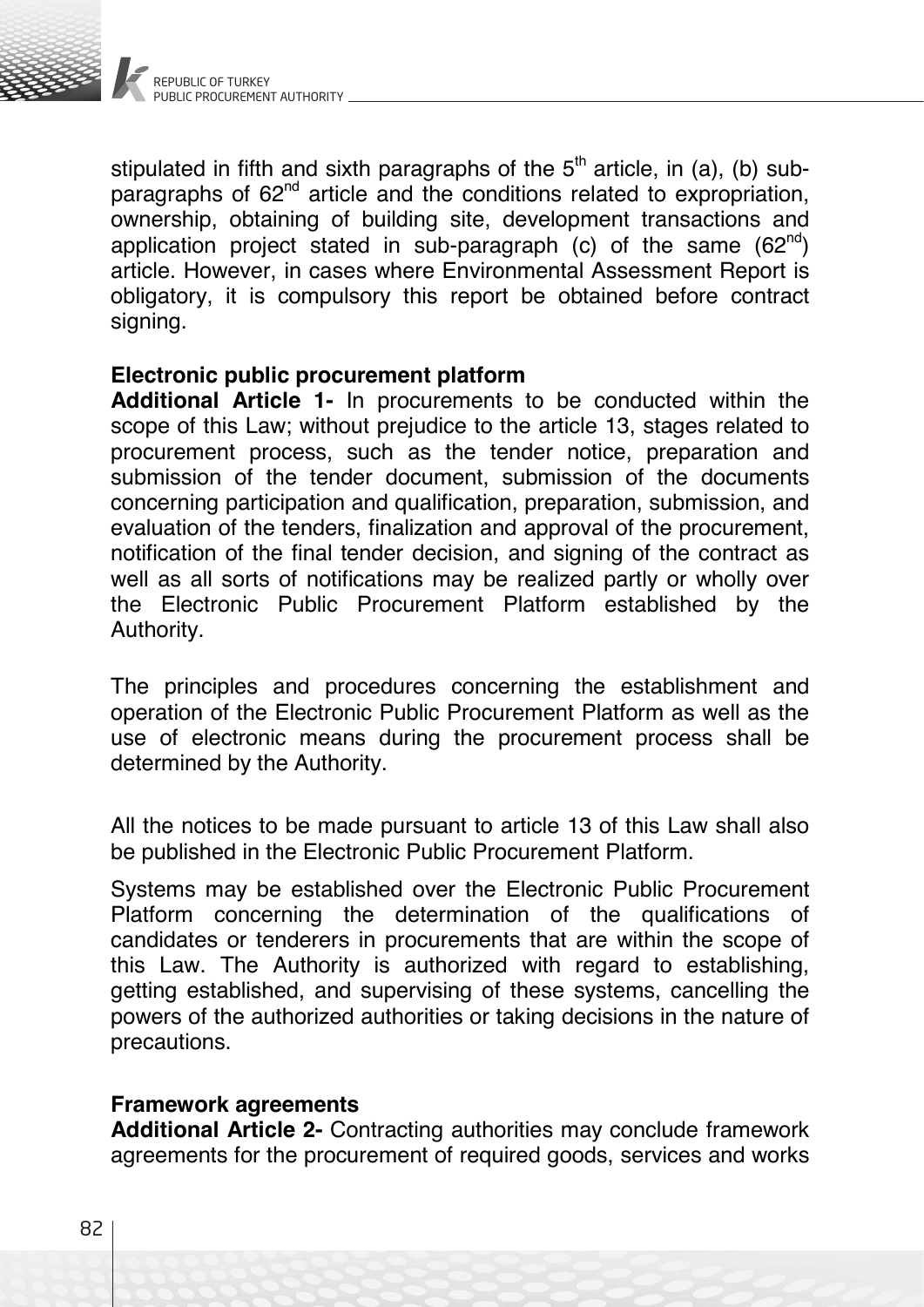stipulated in fifth and sixth paragraphs of the 5th article, in (a), (b) sub-paragraphs of 62nd article and the conditions related to expropriation, ownership, obtaining of building site, development transactions and application project stated in sub-paragraph (c) of the same (62nd) article. However, in cases where Environmental Assessment Report is obligatory, it is compulsory this report be obtained before contract signing.

**Electronic public procurement platform**

**Additional Article 1-** In procurements to be conducted within the scope of this Law; without prejudice to the article 13, stages related to procurement process, such as the tender notice, preparation and submission of the tender document, submission of the documents concerning participation and qualification, preparation, submission, and evaluation of the tenders, finalization and approval of the procurement, notification of the final tender decision, and signing of the contract as well as all sorts of notifications may be realized partly or wholly over the Electronic Public Procurement Platform established by the Authority.

The principles and procedures concerning the establishment and operation of the Electronic Public Procurement Platform as well as the use of electronic means during the procurement process shall be determined by the Authority.

All the notices to be made pursuant to article 13 of this Law shall also be published in the Electronic Public Procurement Platform.

Systems may be established over the Electronic Public Procurement Platform concerning the determination of the qualifications of candidates or tenderers in procurements that are within the scope of this Law. The Authority is authorized with regard to establishing, getting established, and supervising of these systems, cancelling the powers of the authorized authorities or taking decisions in the nature of precautions.

**Framework agreements**

**Additional Article 2-** Contracting authorities may conclude framework agreements for the procurement of required goods, services and works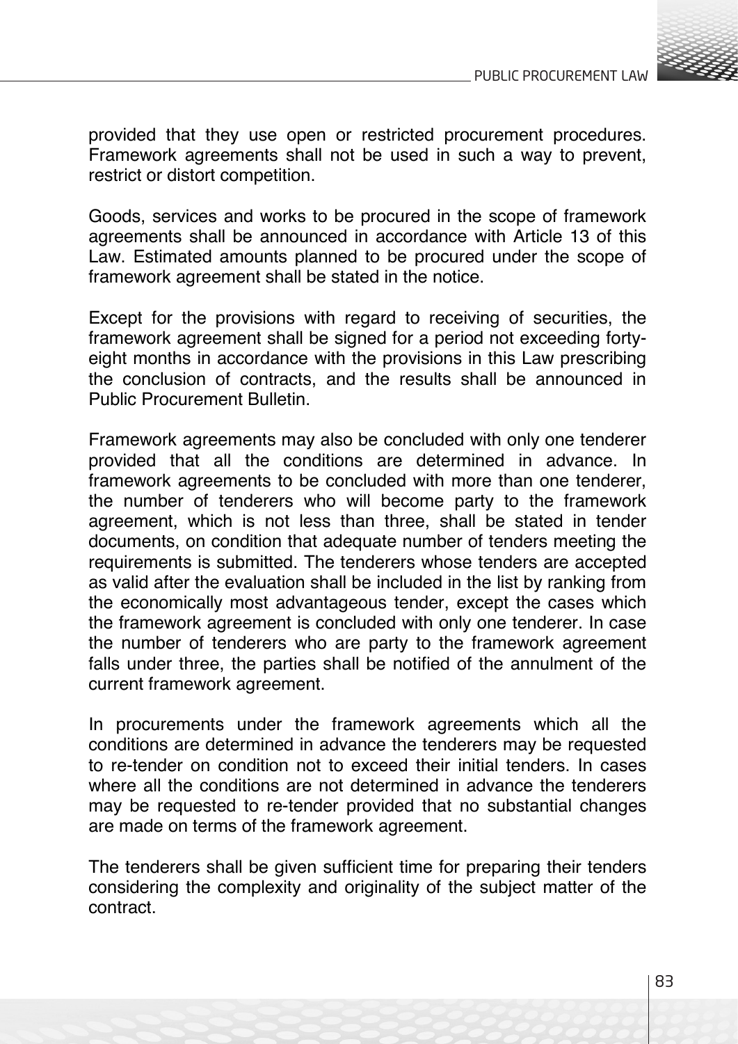provided that they use open or restricted procurement procedures. Framework agreements shall not be used in such a way to prevent, restrict or distort competition.

Goods, services and works to be procured in the scope of framework agreements shall be announced in accordance with Article 13 of this Law. Estimated amounts planned to be procured under the scope of framework agreement shall be stated in the notice.

Except for the provisions with regard to receiving of securities, the framework agreement shall be signed for a period not exceeding forty-eight months in accordance with the provisions in this Law prescribing the conclusion of contracts, and the results shall be announced in Public Procurement Bulletin.

Framework agreements may also be concluded with only one tenderer provided that all the conditions are determined in advance. In framework agreements to be concluded with more than one tenderer, the number of tenderers who will become party to the framework agreement, which is not less than three, shall be stated in tender documents, on condition that adequate number of tenders meeting the requirements is submitted. The tenderers whose tenders are accepted as valid after the evaluation shall be included in the list by ranking from the economically most advantageous tender, except the cases which the framework agreement is concluded with only one tenderer. In case the number of tenderers who are party to the framework agreement falls under three, the parties shall be notified of the annulment of the current framework agreement.

In procurements under the framework agreements which all the conditions are determined in advance the tenderers may be requested to re-tender on condition not to exceed their initial tenders. In cases where all the conditions are not determined in advance the tenderers may be requested to re-tender provided that no substantial changes are made on terms of the framework agreement.

The tenderers shall be given sufficient time for preparing their tenders considering the complexity and originality of the subject matter of the contract.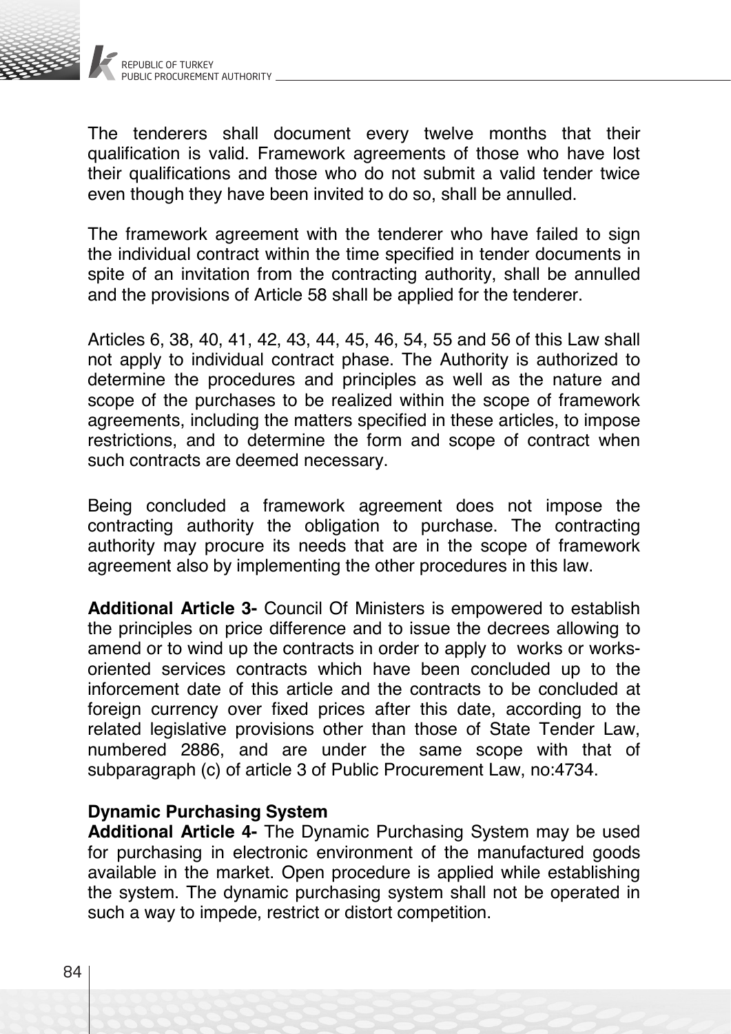The tenderers shall document every twelve months that their qualification is valid. Framework agreements of those who have lost their qualifications and those who do not submit a valid tender twice even though they have been invited to do so, shall be annulled.

The framework agreement with the tenderer who have failed to sign the individual contract within the time specified in tender documents in spite of an invitation from the contracting authority, shall be annulled and the provisions of Article 58 shall be applied for the tenderer.

Articles 6, 38, 40, 41, 42, 43, 44, 45, 46, 54, 55 and 56 of this Law shall not apply to individual contract phase. The Authority is authorized to determine the procedures and principles as well as the nature and scope of the purchases to be realized within the scope of framework agreements, including the matters specified in these articles, to impose restrictions, and to determine the form and scope of contract when such contracts are deemed necessary.

Being concluded a framework agreement does not impose the contracting authority the obligation to purchase. The contracting authority may procure its needs that are in the scope of framework agreement also by implementing the other procedures in this law.

**Additional Article 3-** Council Of Ministers is empowered to establish the principles on price difference and to issue the decrees allowing to amend or to wind up the contracts in order to apply to works or works-oriented services contracts which have been concluded up to the inforcement date of this article and the contracts to be concluded at foreign currency over fixed prices after this date, according to the related legislative provisions other than those of State Tender Law, numbered 2886, and are under the same scope with that of subparagraph (c) of article 3 of Public Procurement Law, no:4734.

**Dynamic Purchasing System**

**Additional Article 4-** The Dynamic Purchasing System may be used for purchasing in electronic environment of the manufactured goods available in the market. Open procedure is applied while establishing the system. The dynamic purchasing system shall not be operated in such a way to impede, restrict or distort competition.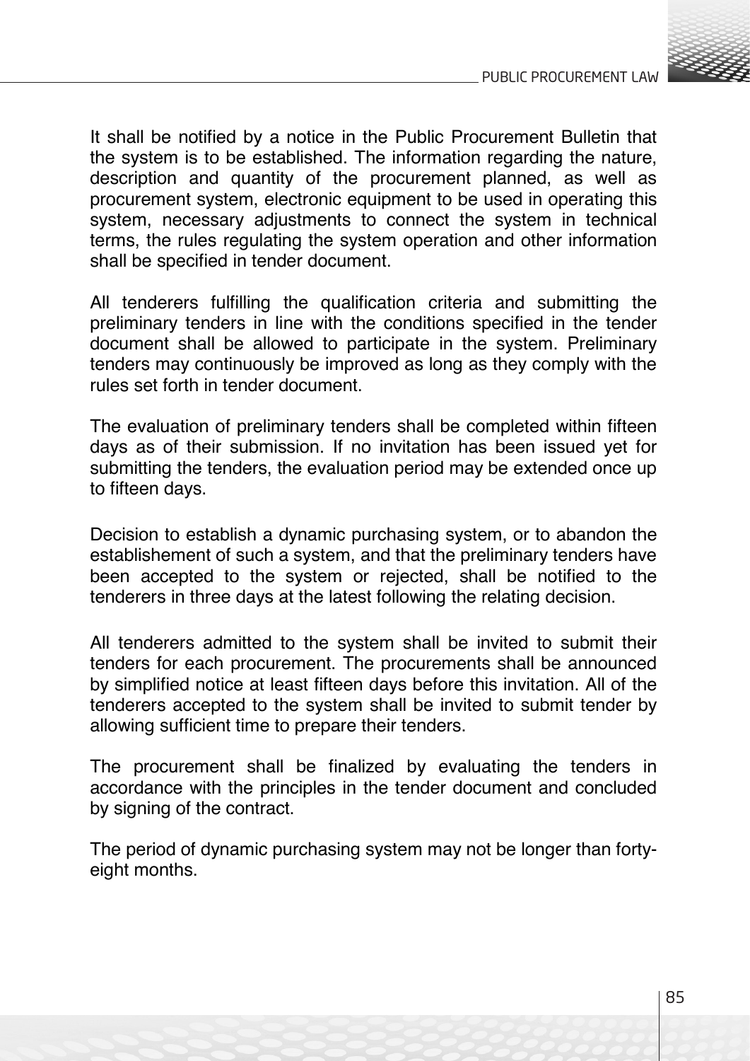It shall be notified by a notice in the Public Procurement Bulletin that the system is to be established. The information regarding the nature, description and quantity of the procurement planned, as well as procurement system, electronic equipment to be used in operating this system, necessary adjustments to connect the system in technical terms, the rules regulating the system operation and other information shall be specified in tender document.

All tenderers fulfilling the qualification criteria and submitting the preliminary tenders in line with the conditions specified in the tender document shall be allowed to participate in the system. Preliminary tenders may continuously be improved as long as they comply with the rules set forth in tender document.

The evaluation of preliminary tenders shall be completed within fifteen days as of their submission. If no invitation has been issued yet for submitting the tenders, the evaluation period may be extended once up to fifteen days.

Decision to establish a dynamic purchasing system, or to abandon the establishement of such a system, and that the preliminary tenders have been accepted to the system or rejected, shall be notified to the tenderers in three days at the latest following the relating decision.

All tenderers admitted to the system shall be invited to submit their tenders for each procurement. The procurements shall be announced by simplified notice at least fifteen days before this invitation. All of the tenderers accepted to the system shall be invited to submit tender by allowing sufficient time to prepare their tenders.

The procurement shall be finalized by evaluating the tenders in accordance with the principles in the tender document and concluded by signing of the contract.

The period of dynamic purchasing system may not be longer than forty-eight months.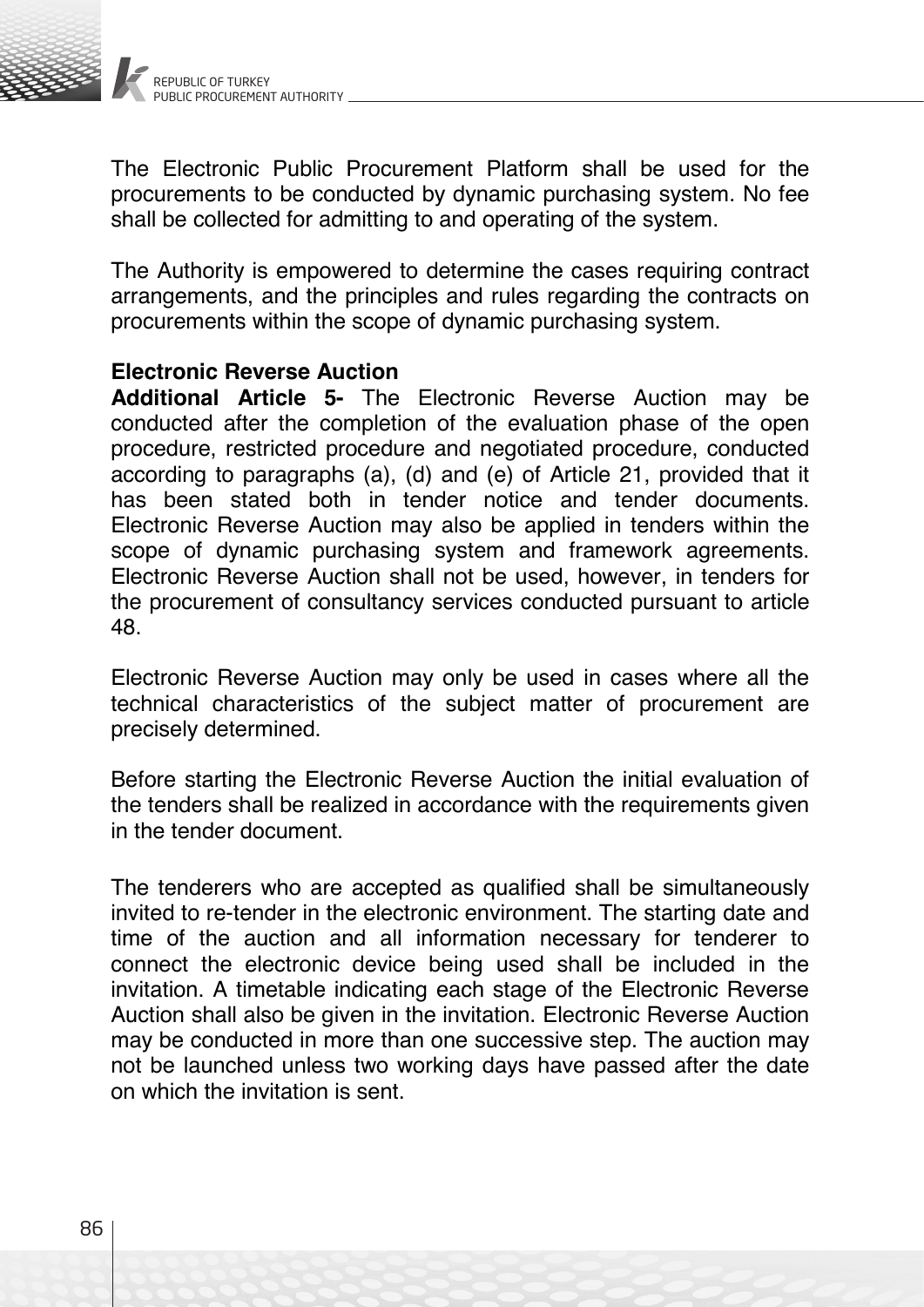The Electronic Public Procurement Platform shall be used for the procurements to be conducted by dynamic purchasing system. No fee shall be collected for admitting to and operating of the system.

The Authority is empowered to determine the cases requiring contract arrangements, and the principles and rules regarding the contracts on procurements within the scope of dynamic purchasing system.

**Electronic Reverse Auction**

**Additional Article 5-** The Electronic Reverse Auction may be conducted after the completion of the evaluation phase of the open procedure, restricted procedure and negotiated procedure, conducted according to paragraphs (a), (d) and (e) of Article 21, provided that it has been stated both in tender notice and tender documents. Electronic Reverse Auction may also be applied in tenders within the scope of dynamic purchasing system and framework agreements. Electronic Reverse Auction shall not be used, however, in tenders for the procurement of consultancy services conducted pursuant to article 48.

Electronic Reverse Auction may only be used in cases where all the technical characteristics of the subject matter of procurement are precisely determined.

Before starting the Electronic Reverse Auction the initial evaluation of the tenders shall be realized in accordance with the requirements given in the tender document.

The tenderers who are accepted as qualified shall be simultaneously invited to re-tender in the electronic environment. The starting date and time of the auction and all information necessary for tenderer to connect the electronic device being used shall be included in the invitation. A timetable indicating each stage of the Electronic Reverse Auction shall also be given in the invitation. Electronic Reverse Auction may be conducted in more than one successive step. The auction may not be launched unless two working days have passed after the date on which the invitation is sent.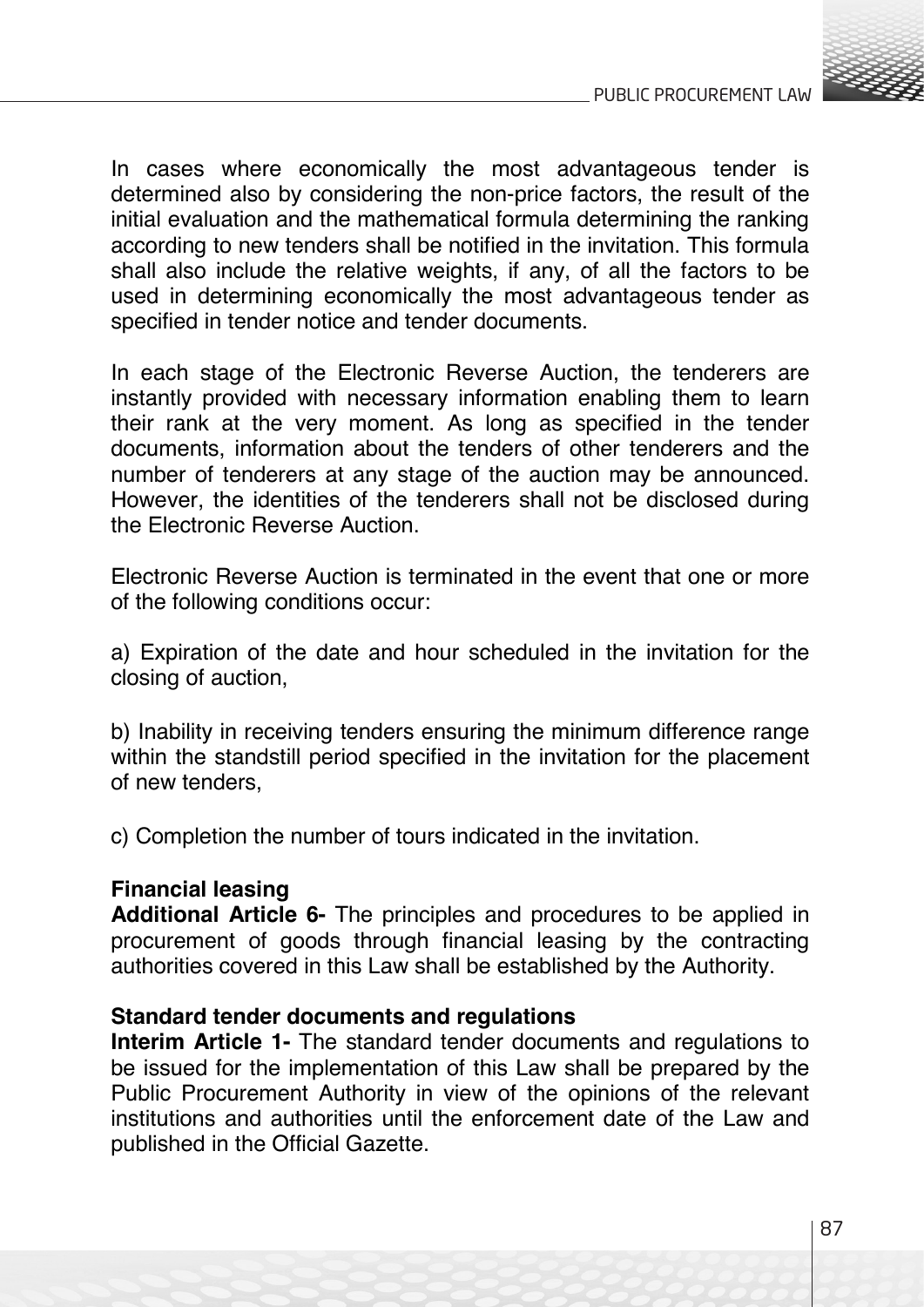In cases where economically the most advantageous tender is determined also by considering the non-price factors, the result of the initial evaluation and the mathematical formula determining the ranking according to new tenders shall be notified in the invitation. This formula shall also include the relative weights, if any, of all the factors to be used in determining economically the most advantageous tender as specified in tender notice and tender documents.

In each stage of the Electronic Reverse Auction, the tenderers are instantly provided with necessary information enabling them to learn their rank at the very moment. As long as specified in the tender documents, information about the tenders of other tenderers and the number of tenderers at any stage of the auction may be announced. However, the identities of the tenderers shall not be disclosed during the Electronic Reverse Auction.

Electronic Reverse Auction is terminated in the event that one or more of the following conditions occur:

a) Expiration of the date and hour scheduled in the invitation for the closing of auction,

b) Inability in receiving tenders ensuring the minimum difference range within the standstill period specified in the invitation for the placement of new tenders,

c) Completion the number of tours indicated in the invitation.

**Financial leasing**
**Additional Article 6-** The principles and procedures to be applied in procurement of goods through financial leasing by the contracting authorities covered in this Law shall be established by the Authority.

**Standard tender documents and regulations**
**Interim Article 1-** The standard tender documents and regulations to be issued for the implementation of this Law shall be prepared by the Public Procurement Authority in view of the opinions of the relevant institutions and authorities until the enforcement date of the Law and published in the Official Gazette.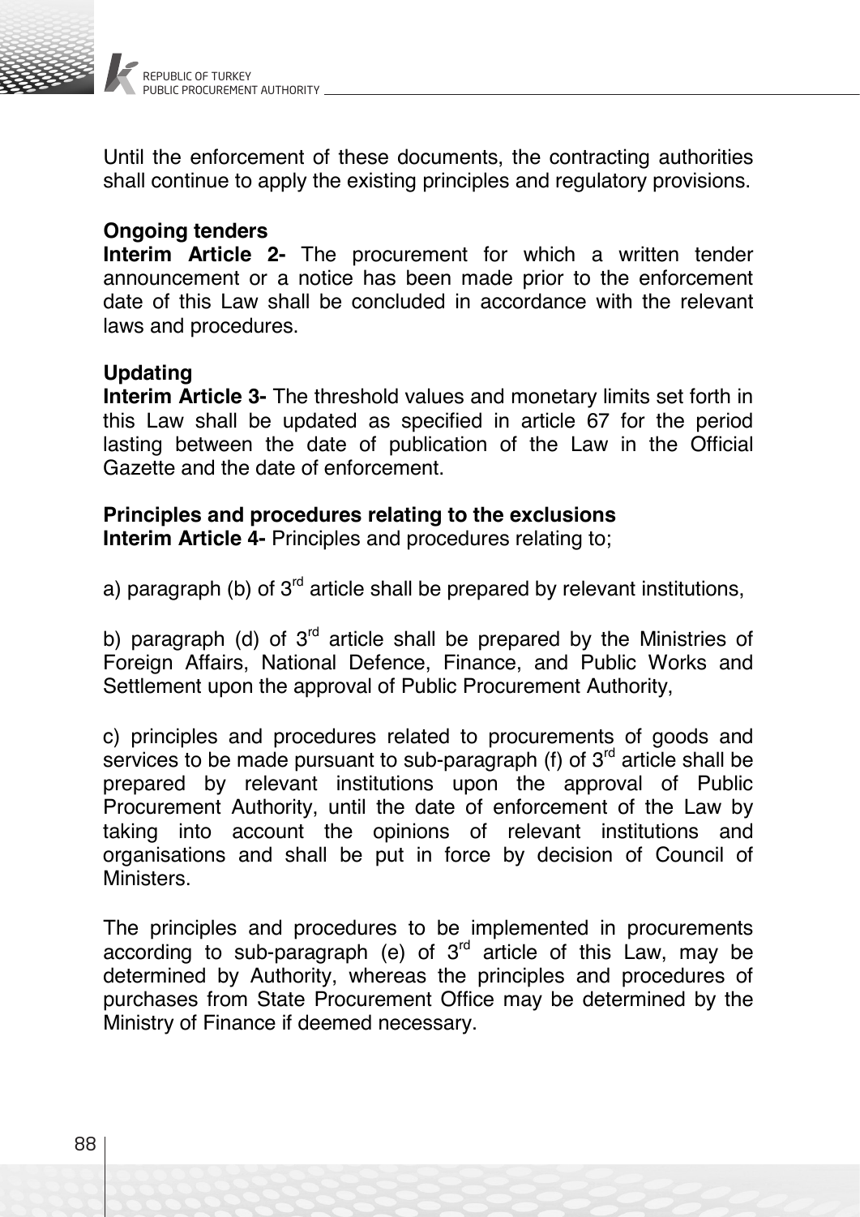Until the enforcement of these documents, the contracting authorities shall continue to apply the existing principles and regulatory provisions.

**Ongoing tenders**

**Interim Article 2-** The procurement for which a written tender announcement or a notice has been made prior to the enforcement date of this Law shall be concluded in accordance with the relevant laws and procedures.

**Updating**

**Interim Article 3-** The threshold values and monetary limits set forth in this Law shall be updated as specified in article 67 for the period lasting between the date of publication of the Law in the Official Gazette and the date of enforcement.

**Principles and procedures relating to the exclusions**

**Interim Article 4-** Principles and procedures relating to;

a) paragraph (b) of 3rd article shall be prepared by relevant institutions,

b) paragraph (d) of 3rd article shall be prepared by the Ministries of Foreign Affairs, National Defence, Finance, and Public Works and Settlement upon the approval of Public Procurement Authority,

c) principles and procedures related to procurements of goods and services to be made pursuant to sub-paragraph (f) of 3rd article shall be prepared by relevant institutions upon the approval of Public Procurement Authority, until the date of enforcement of the Law by taking into account the opinions of relevant institutions and organisations and shall be put in force by decision of Council of Ministers.

The principles and procedures to be implemented in procurements according to sub-paragraph (e) of 3rd article of this Law, may be determined by Authority, whereas the principles and procedures of purchases from State Procurement Office may be determined by the Ministry of Finance if deemed necessary.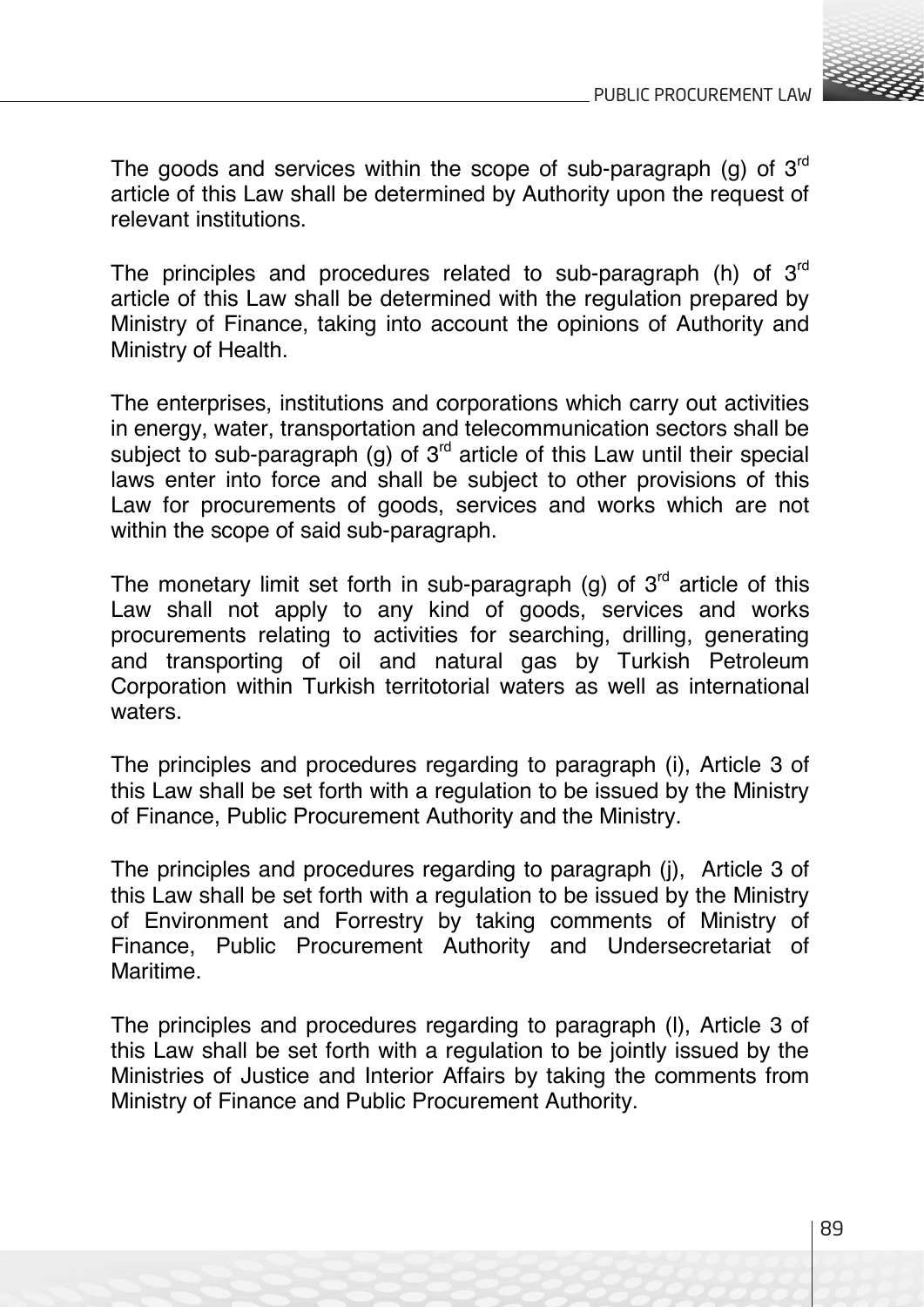The goods and services within the scope of sub-paragraph (g) of 3rd article of this Law shall be determined by Authority upon the request of relevant institutions.

The principles and procedures related to sub-paragraph (h) of 3rd article of this Law shall be determined with the regulation prepared by Ministry of Finance, taking into account the opinions of Authority and Ministry of Health.

The enterprises, institutions and corporations which carry out activities in energy, water, transportation and telecommunication sectors shall be subject to sub-paragraph (g) of 3rd article of this Law until their special laws enter into force and shall be subject to other provisions of this Law for procurements of goods, services and works which are not within the scope of said sub-paragraph.

The monetary limit set forth in sub-paragraph (g) of 3rd article of this Law shall not apply to any kind of goods, services and works procurements relating to activities for searching, drilling, generating and transporting of oil and natural gas by Turkish Petroleum Corporation within Turkish territotorial waters as well as international waters.

The principles and procedures regarding to paragraph (i), Article 3 of this Law shall be set forth with a regulation to be issued by the Ministry of Finance, Public Procurement Authority and the Ministry.

The principles and procedures regarding to paragraph (j), Article 3 of this Law shall be set forth with a regulation to be issued by the Ministry of Environment and Forrestry by taking comments of Ministry of Finance, Public Procurement Authority and Undersecretariat of Maritime.

The principles and procedures regarding to paragraph (l), Article 3 of this Law shall be set forth with a regulation to be jointly issued by the Ministries of Justice and Interior Affairs by taking the comments from Ministry of Finance and Public Procurement Authority.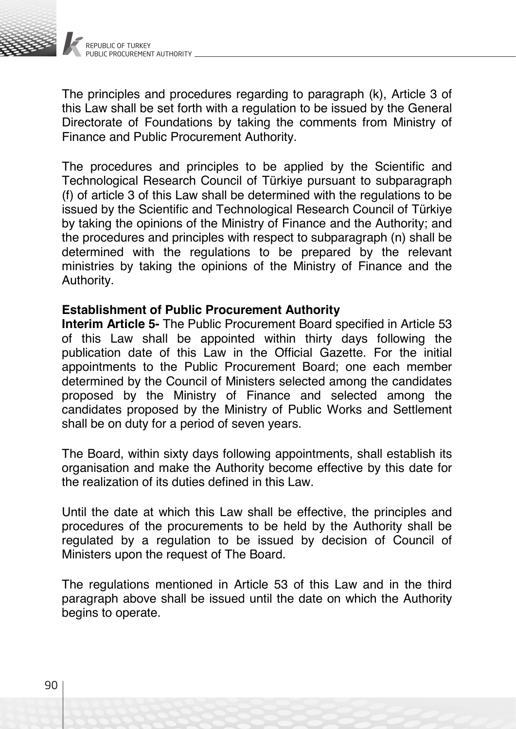The principles and procedures regarding to paragraph (k), Article 3 of this Law shall be set forth with a regulation to be issued by the General Directorate of Foundations by taking the comments from Ministry of Finance and Public Procurement Authority.

The procedures and principles to be applied by the Scientific and Technological Research Council of Türkiye pursuant to subparagraph (f) of article 3 of this Law shall be determined with the regulations to be issued by the Scientific and Technological Research Council of Türkiye by taking the opinions of the Ministry of Finance and the Authority; and the procedures and principles with respect to subparagraph (n) shall be determined with the regulations to be prepared by the relevant ministries by taking the opinions of the Ministry of Finance and the Authority.

**Establishment of Public Procurement Authority**

**Interim Article 5-** The Public Procurement Board specified in Article 53 of this Law shall be appointed within thirty days following the publication date of this Law in the Official Gazette. For the initial appointments to the Public Procurement Board; one each member determined by the Council of Ministers selected among the candidates proposed by the Ministry of Finance and selected among the candidates proposed by the Ministry of Public Works and Settlement shall be on duty for a period of seven years.

The Board, within sixty days following appointments, shall establish its organisation and make the Authority become effective by this date for the realization of its duties defined in this Law.

Until the date at which this Law shall be effective, the principles and procedures of the procurements to be held by the Authority shall be regulated by a regulation to be issued by decision of Council of Ministers upon the request of The Board.

The regulations mentioned in Article 53 of this Law and in the third paragraph above shall be issued until the date on which the Authority begins to operate.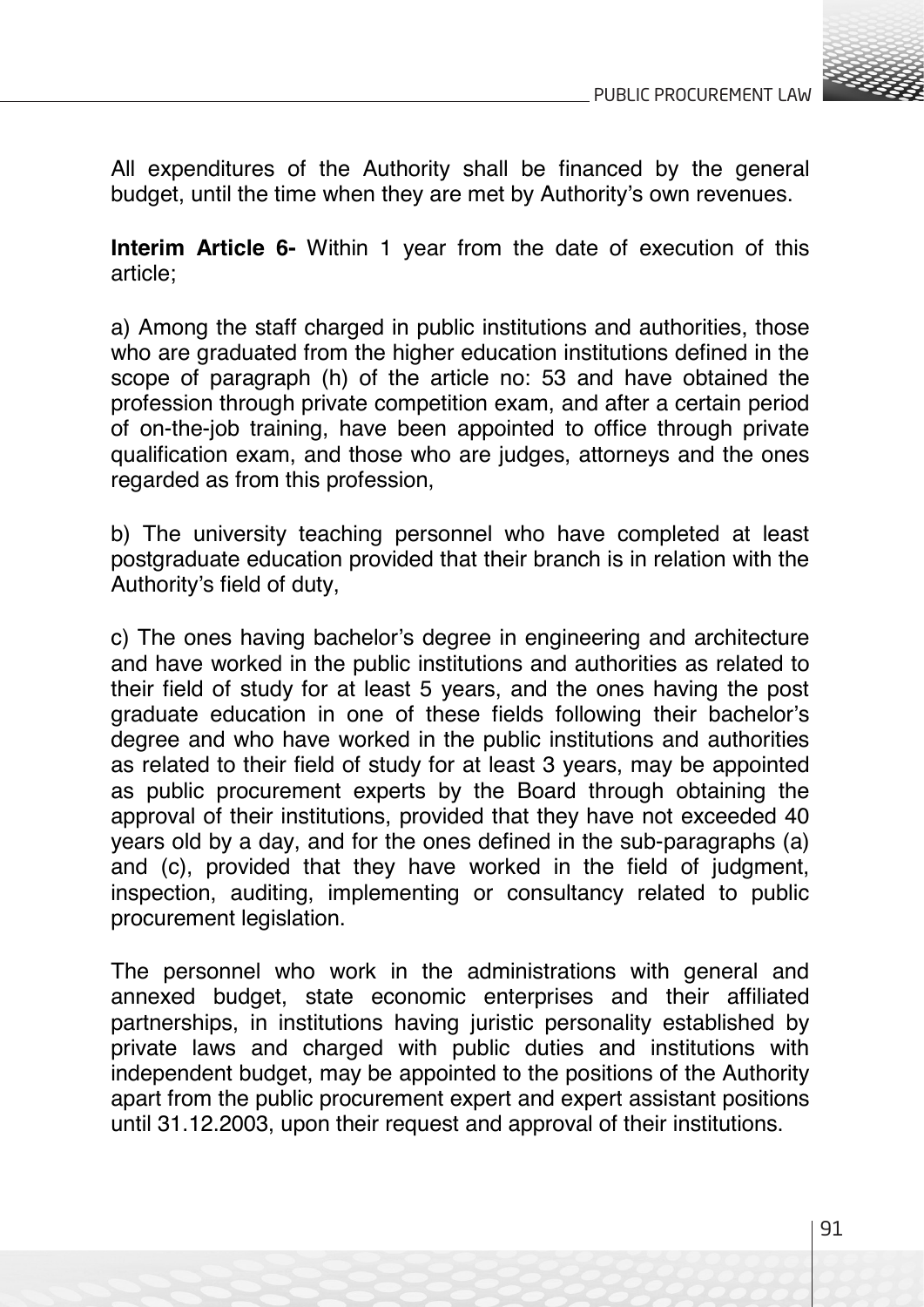All expenditures of the Authority shall be financed by the general budget, until the time when they are met by Authority's own revenues.

**Interim Article 6-** Within 1 year from the date of execution of this article;

a) Among the staff charged in public institutions and authorities, those who are graduated from the higher education institutions defined in the scope of paragraph (h) of the article no: 53 and have obtained the profession through private competition exam, and after a certain period of on-the-job training, have been appointed to office through private qualification exam, and those who are judges, attorneys and the ones regarded as from this profession,

b) The university teaching personnel who have completed at least postgraduate education provided that their branch is in relation with the Authority's field of duty,

c) The ones having bachelor's degree in engineering and architecture and have worked in the public institutions and authorities as related to their field of study for at least 5 years, and the ones having the post graduate education in one of these fields following their bachelor's degree and who have worked in the public institutions and authorities as related to their field of study for at least 3 years, may be appointed as public procurement experts by the Board through obtaining the approval of their institutions, provided that they have not exceeded 40 years old by a day, and for the ones defined in the sub-paragraphs (a) and (c), provided that they have worked in the field of judgment, inspection, auditing, implementing or consultancy related to public procurement legislation.

The personnel who work in the administrations with general and annexed budget, state economic enterprises and their affiliated partnerships, in institutions having juristic personality established by private laws and charged with public duties and institutions with independent budget, may be appointed to the positions of the Authority apart from the public procurement expert and expert assistant positions until 31.12.2003, upon their request and approval of their institutions.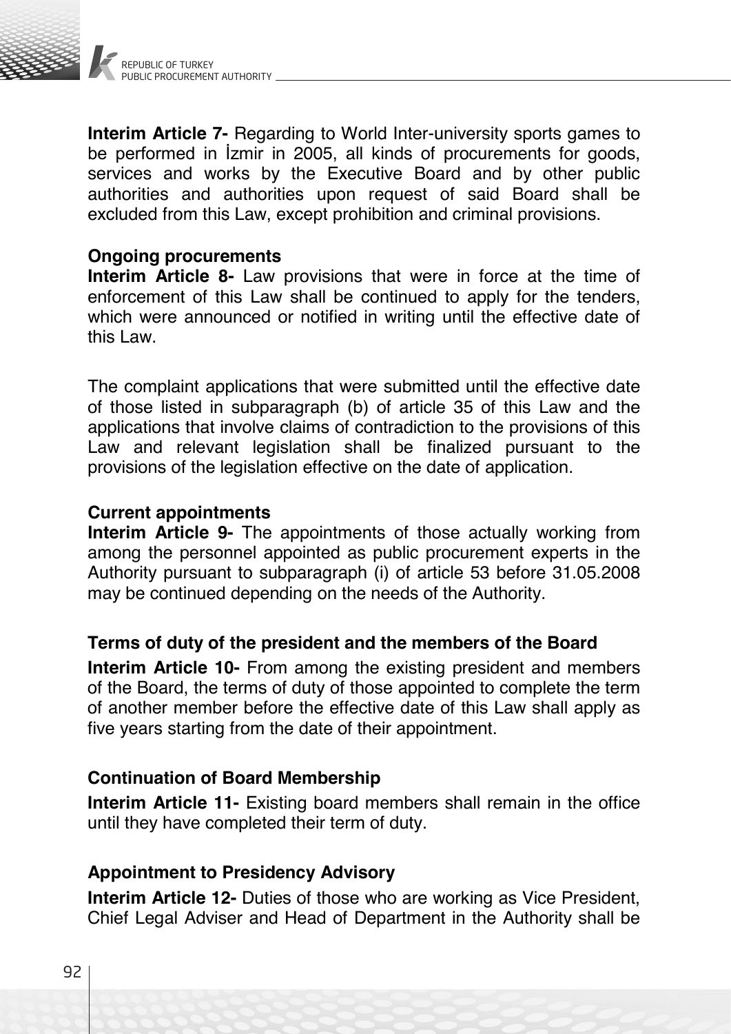**Interim Article 7-** Regarding to World Inter-university sports games to be performed in İzmir in 2005, all kinds of procurements for goods, services and works by the Executive Board and by other public authorities and authorities upon request of said Board shall be excluded from this Law, except prohibition and criminal provisions.

**Ongoing procurements**

**Interim Article 8-** Law provisions that were in force at the time of enforcement of this Law shall be continued to apply for the tenders, which were announced or notified in writing until the effective date of this Law.

The complaint applications that were submitted until the effective date of those listed in subparagraph (b) of article 35 of this Law and the applications that involve claims of contradiction to the provisions of this Law and relevant legislation shall be finalized pursuant to the provisions of the legislation effective on the date of application.

**Current appointments**

**Interim Article 9-** The appointments of those actually working from among the personnel appointed as public procurement experts in the Authority pursuant to subparagraph (i) of article 53 before 31.05.2008 may be continued depending on the needs of the Authority.

**Terms of duty of the president and the members of the Board**

**Interim Article 10-** From among the existing president and members of the Board, the terms of duty of those appointed to complete the term of another member before the effective date of this Law shall apply as five years starting from the date of their appointment.

**Continuation of Board Membership**

**Interim Article 11-** Existing board members shall remain in the office until they have completed their term of duty.

**Appointment to Presidency Advisory**

**Interim Article 12-** Duties of those who are working as Vice President, Chief Legal Adviser and Head of Department in the Authority shall be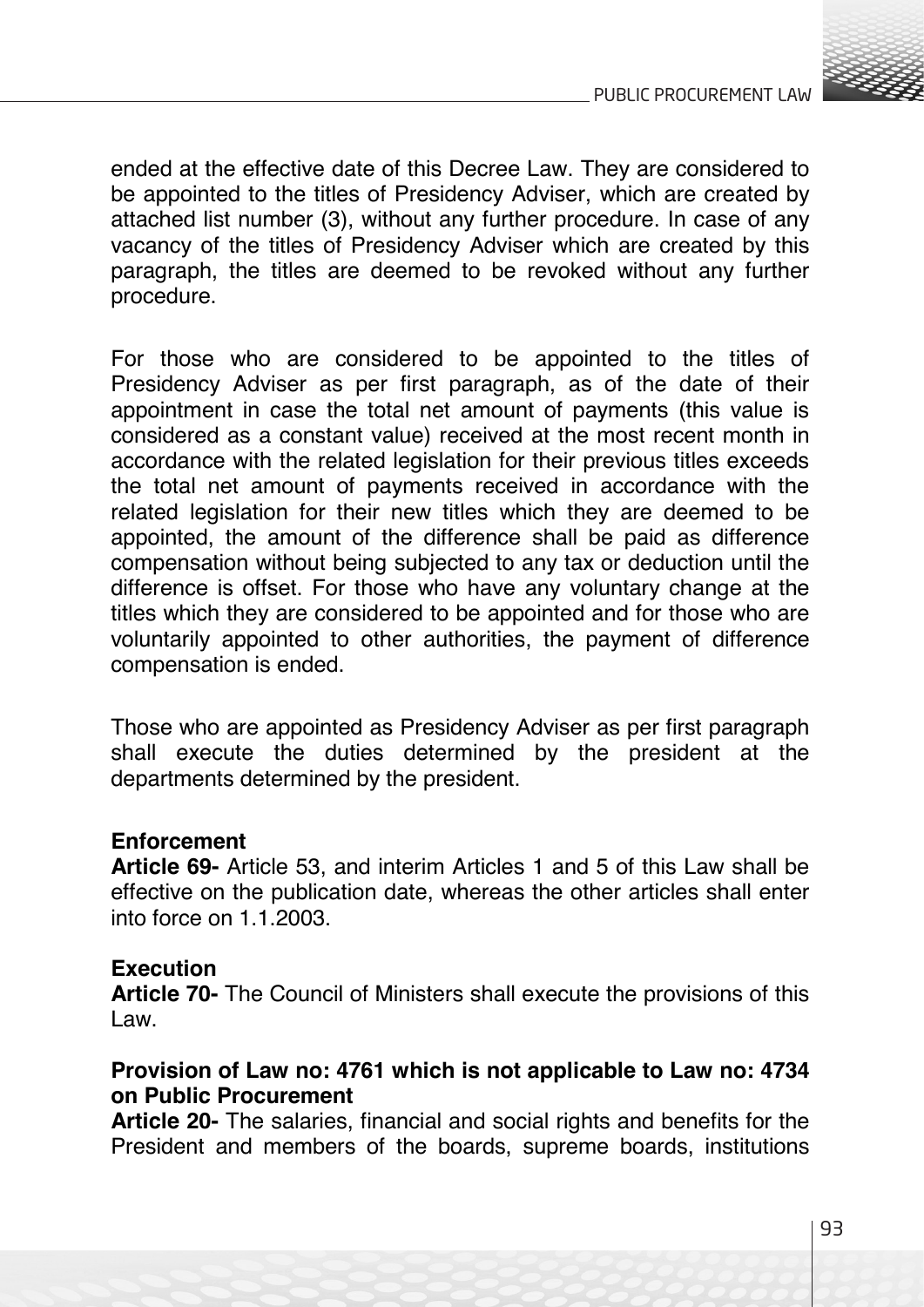ended at the effective date of this Decree Law. They are considered to be appointed to the titles of Presidency Adviser, which are created by attached list number (3), without any further procedure. In case of any vacancy of the titles of Presidency Adviser which are created by this paragraph, the titles are deemed to be revoked without any further procedure.

For those who are considered to be appointed to the titles of Presidency Adviser as per first paragraph, as of the date of their appointment in case the total net amount of payments (this value is considered as a constant value) received at the most recent month in accordance with the related legislation for their previous titles exceeds the total net amount of payments received in accordance with the related legislation for their new titles which they are deemed to be appointed, the amount of the difference shall be paid as difference compensation without being subjected to any tax or deduction until the difference is offset. For those who have any voluntary change at the titles which they are considered to be appointed and for those who are voluntarily appointed to other authorities, the payment of difference compensation is ended.

Those who are appointed as Presidency Adviser as per first paragraph shall execute the duties determined by the president at the departments determined by the president.

**Enforcement**

**Article 69-** Article 53, and interim Articles 1 and 5 of this Law shall be effective on the publication date, whereas the other articles shall enter into force on 1.1.2003.

**Execution**

**Article 70-** The Council of Ministers shall execute the provisions of this Law.

**Provision of Law no: 4761 which is not applicable to Law no: 4734 on Public Procurement**

**Article 20-** The salaries, financial and social rights and benefits for the President and members of the boards, supreme boards, institutions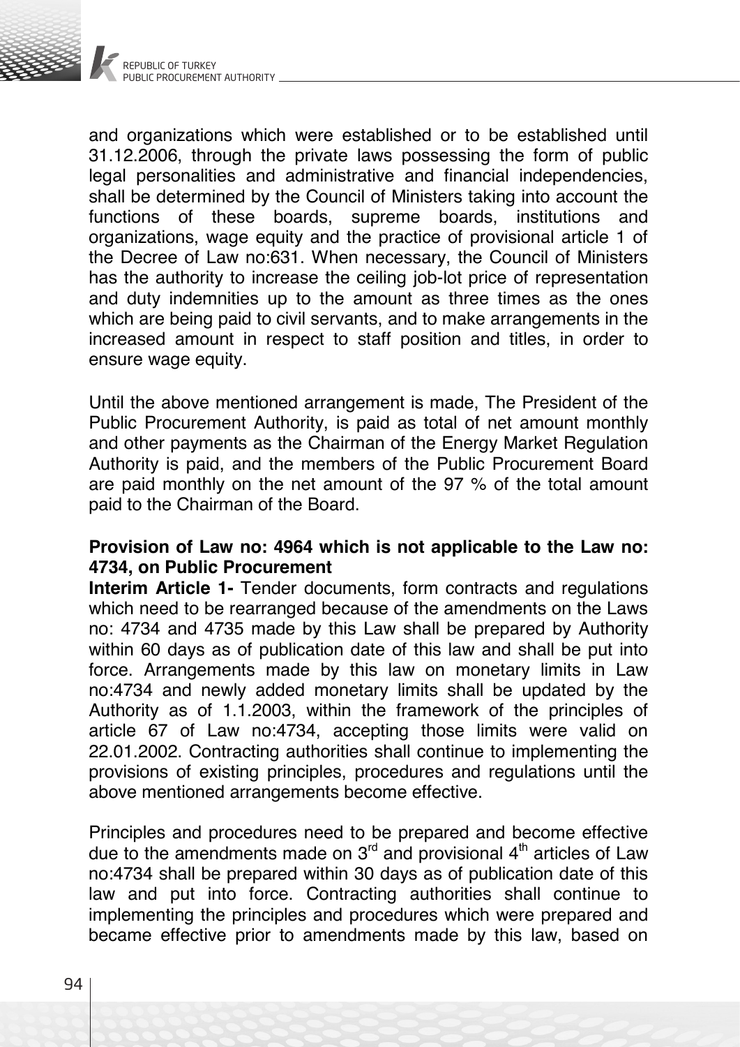and organizations which were established or to be established until 31.12.2006, through the private laws possessing the form of public legal personalities and administrative and financial independencies, shall be determined by the Council of Ministers taking into account the functions of these boards, supreme boards, institutions and organizations, wage equity and the practice of provisional article 1 of the Decree of Law no:631. When necessary, the Council of Ministers has the authority to increase the ceiling job-lot price of representation and duty indemnities up to the amount as three times as the ones which are being paid to civil servants, and to make arrangements in the increased amount in respect to staff position and titles, in order to ensure wage equity.

Until the above mentioned arrangement is made, The President of the Public Procurement Authority, is paid as total of net amount monthly and other payments as the Chairman of the Energy Market Regulation Authority is paid, and the members of the Public Procurement Board are paid monthly on the net amount of the 97 % of the total amount paid to the Chairman of the Board.

**Provision of Law no: 4964 which is not applicable to the Law no: 4734, on Public Procurement**

**Interim Article 1-** Tender documents, form contracts and regulations which need to be rearranged because of the amendments on the Laws no: 4734 and 4735 made by this Law shall be prepared by Authority within 60 days as of publication date of this law and shall be put into force. Arrangements made by this law on monetary limits in Law no:4734 and newly added monetary limits shall be updated by the Authority as of 1.1.2003, within the framework of the principles of article 67 of Law no:4734, accepting those limits were valid on 22.01.2002. Contracting authorities shall continue to implementing the provisions of existing principles, procedures and regulations until the above mentioned arrangements become effective.

Principles and procedures need to be prepared and become effective due to the amendments made on 3rd and provisional 4th articles of Law no:4734 shall be prepared within 30 days as of publication date of this law and put into force. Contracting authorities shall continue to implementing the principles and procedures which were prepared and became effective prior to amendments made by this law, based on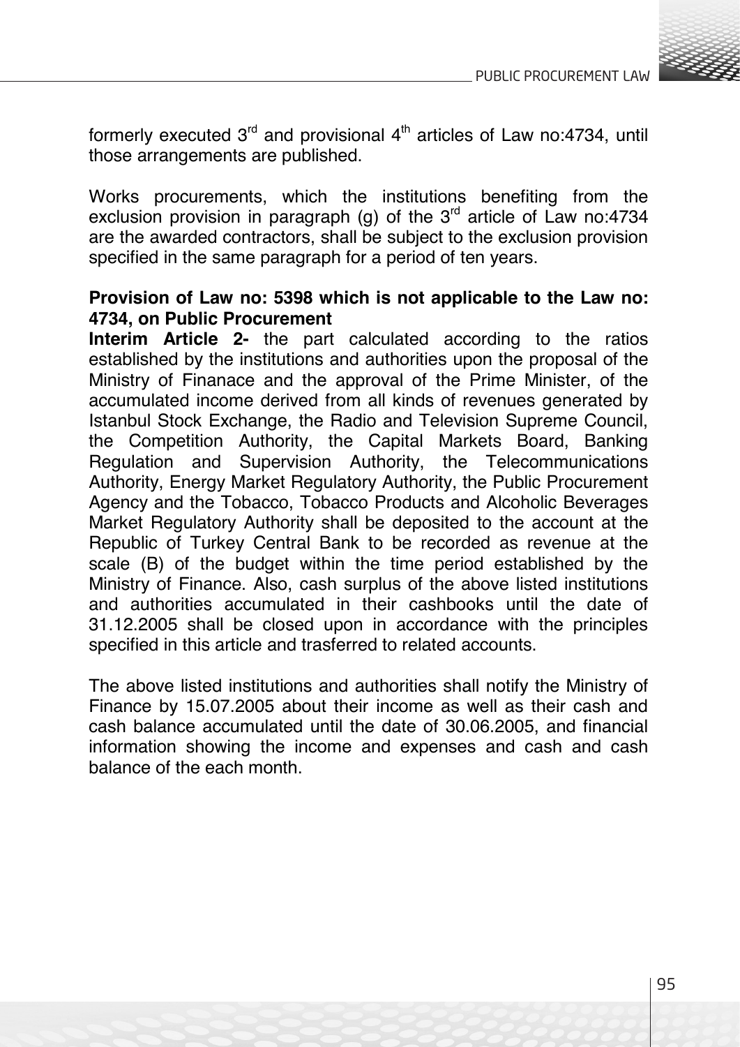formerly executed 3rd and provisional 4th articles of Law no:4734, until those arrangements are published.

Works procurements, which the institutions benefiting from the exclusion provision in paragraph (g) of the 3rd article of Law no:4734 are the awarded contractors, shall be subject to the exclusion provision specified in the same paragraph for a period of ten years.

**Provision of Law no: 5398 which is not applicable to the Law no: 4734, on Public Procurement**

**Interim Article 2-** the part calculated according to the ratios established by the institutions and authorities upon the proposal of the Ministry of Finanace and the approval of the Prime Minister, of the accumulated income derived from all kinds of revenues generated by Istanbul Stock Exchange, the Radio and Television Supreme Council, the Competition Authority, the Capital Markets Board, Banking Regulation and Supervision Authority, the Telecommunications Authority, Energy Market Regulatory Authority, the Public Procurement Agency and the Tobacco, Tobacco Products and Alcoholic Beverages Market Regulatory Authority shall be deposited to the account at the Republic of Turkey Central Bank to be recorded as revenue at the scale (B) of the budget within the time period established by the Ministry of Finance. Also, cash surplus of the above listed institutions and authorities accumulated in their cashbooks until the date of 31.12.2005 shall be closed upon in accordance with the principles specified in this article and trasferred to related accounts.

The above listed institutions and authorities shall notify the Ministry of Finance by 15.07.2005 about their income as well as their cash and cash balance accumulated until the date of 30.06.2005, and financial information showing the income and expenses and cash and cash balance of the each month.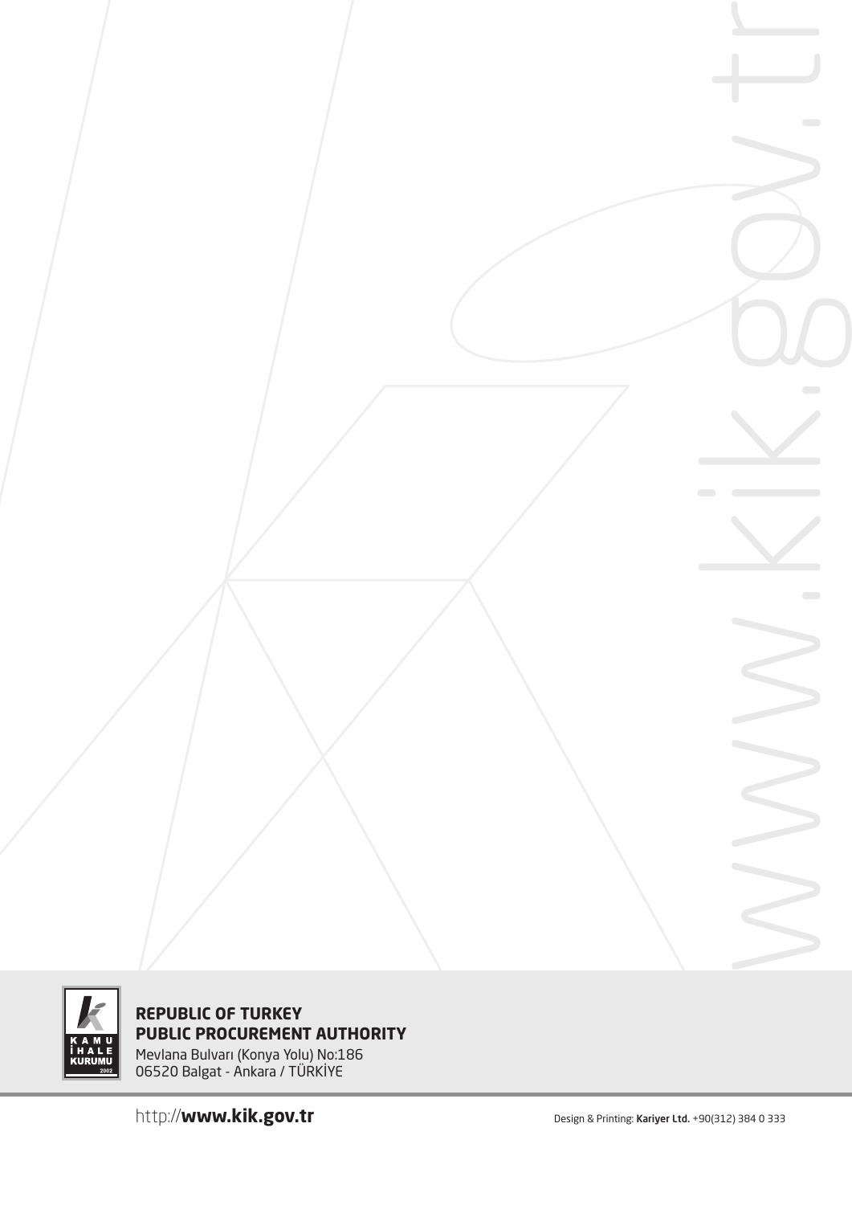www.kik.gov.tr

**REPUBLIC OF TURKEY**
**PUBLIC PROCUREMENT AUTHORITY**
Mevlana Bulvarı (Konya Yolu) No:186
06520 Balgat - Ankara / TÜRKİYE

http://**www.kik.gov.tr**

Design & Printing: **Kariyer Ltd.** +90(312) 384 0 333